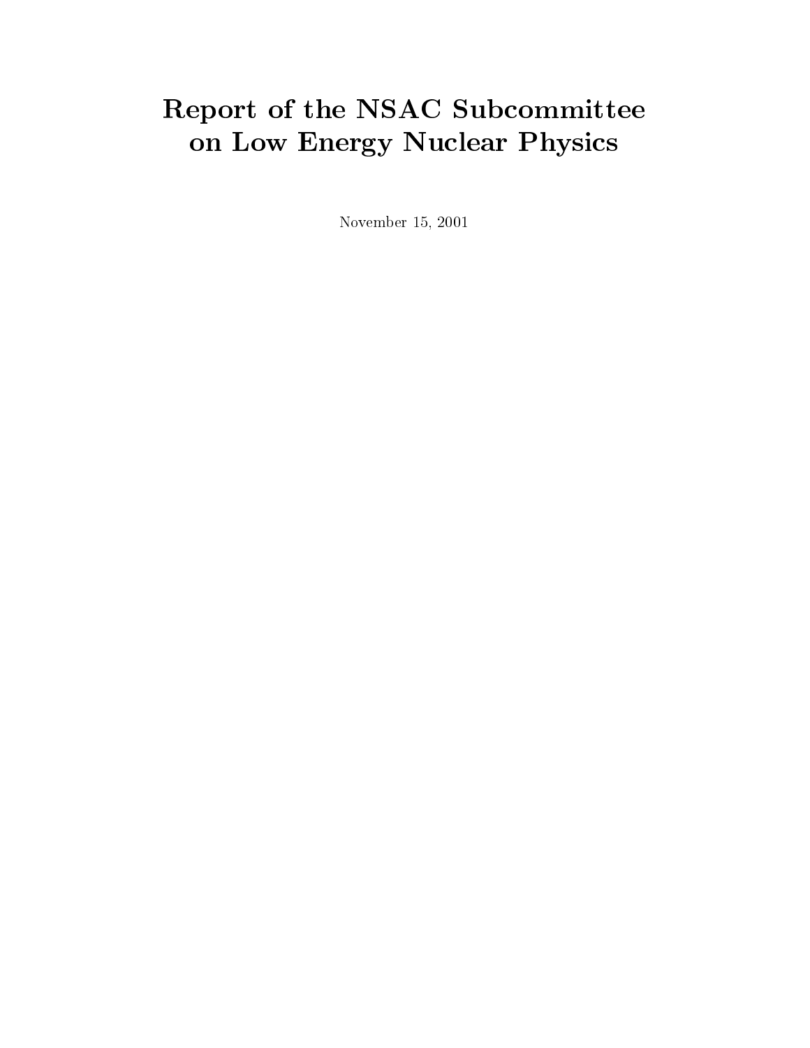# Report of the NSAC Subcommittee on Low Energy Nuclear Physics

November 15, 2001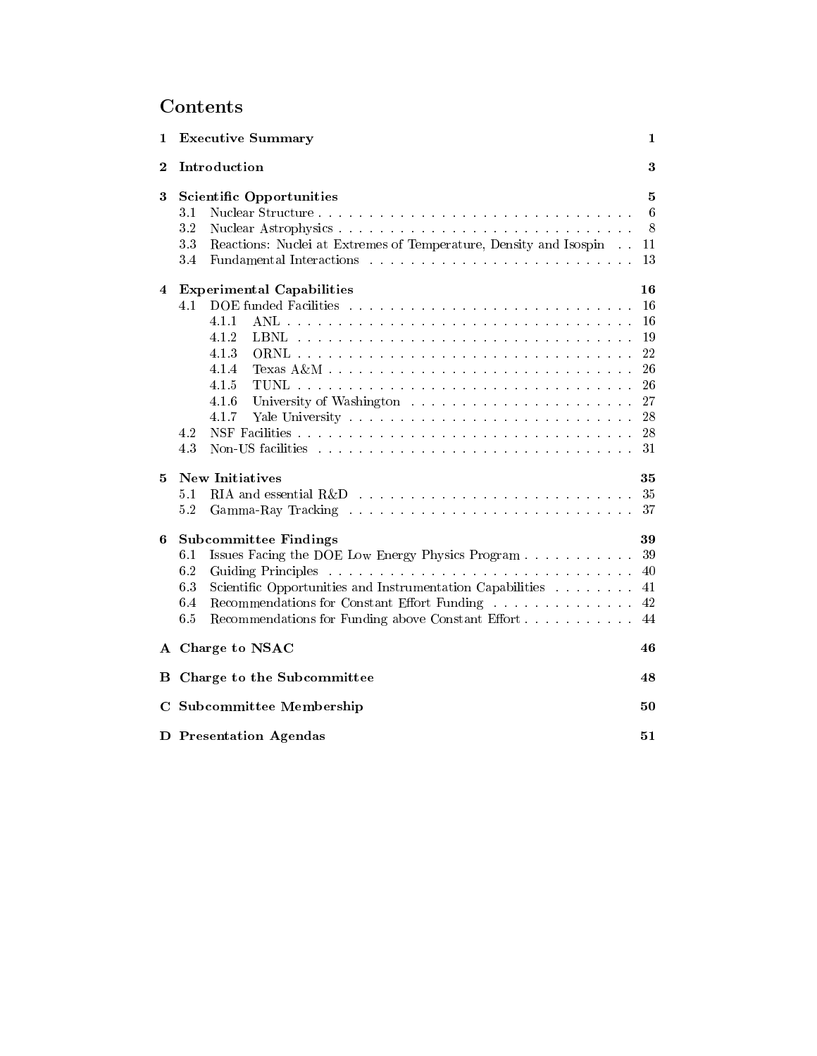# Contents

**1 Executive Summary** 1

**2 Introduction** 3

**3 Scientific Opportunities** 5

- 3.1 Nuclear Structure . . . 6
- 3.2 Nuclear Astrophysics . . . 8
- 3.3 Reactions: Nuclei at Extremes of Temperature, Density and Isospin . . 11
- 3.4 Fundamental Interactions . . . 13

**4 Experimental Capabilities** 16

- 4.1 DOE funded Facilities . . . 16
  - 4.1.1 ANL . . . 16
  - 4.1.2 LBNL . . . 19
  - 4.1.3 ORNL . . . 22
  - 4.1.4 Texas A&M . . . 26
  - 4.1.5 TUNL . . . 26
  - 4.1.6 University of Washington . . . 27
  - 4.1.7 Yale University . . . 28
- 4.2 NSF Facilities . . . 28
- 4.3 Non-US facilities . . . 31

**5 New Initiatives** 35

- 5.1 RIA and essential R&D . . . 35
- 5.2 Gamma-Ray Tracking . . . 37

**6 Subcommittee Findings** 39

- 6.1 Issues Facing the DOE Low Energy Physics Program . . . 39
- 6.2 Guiding Principles . . . 40
- 6.3 Scientific Opportunities and Instrumentation Capabilities . . . 41
- 6.4 Recommendations for Constant Effort Funding . . . 42
- 6.5 Recommendations for Funding above Constant Effort . . . 44

**A Charge to NSAC** 46

**B Charge to the Subcommittee** 48

**C Subcommittee Membership** 50

**D Presentation Agendas** 51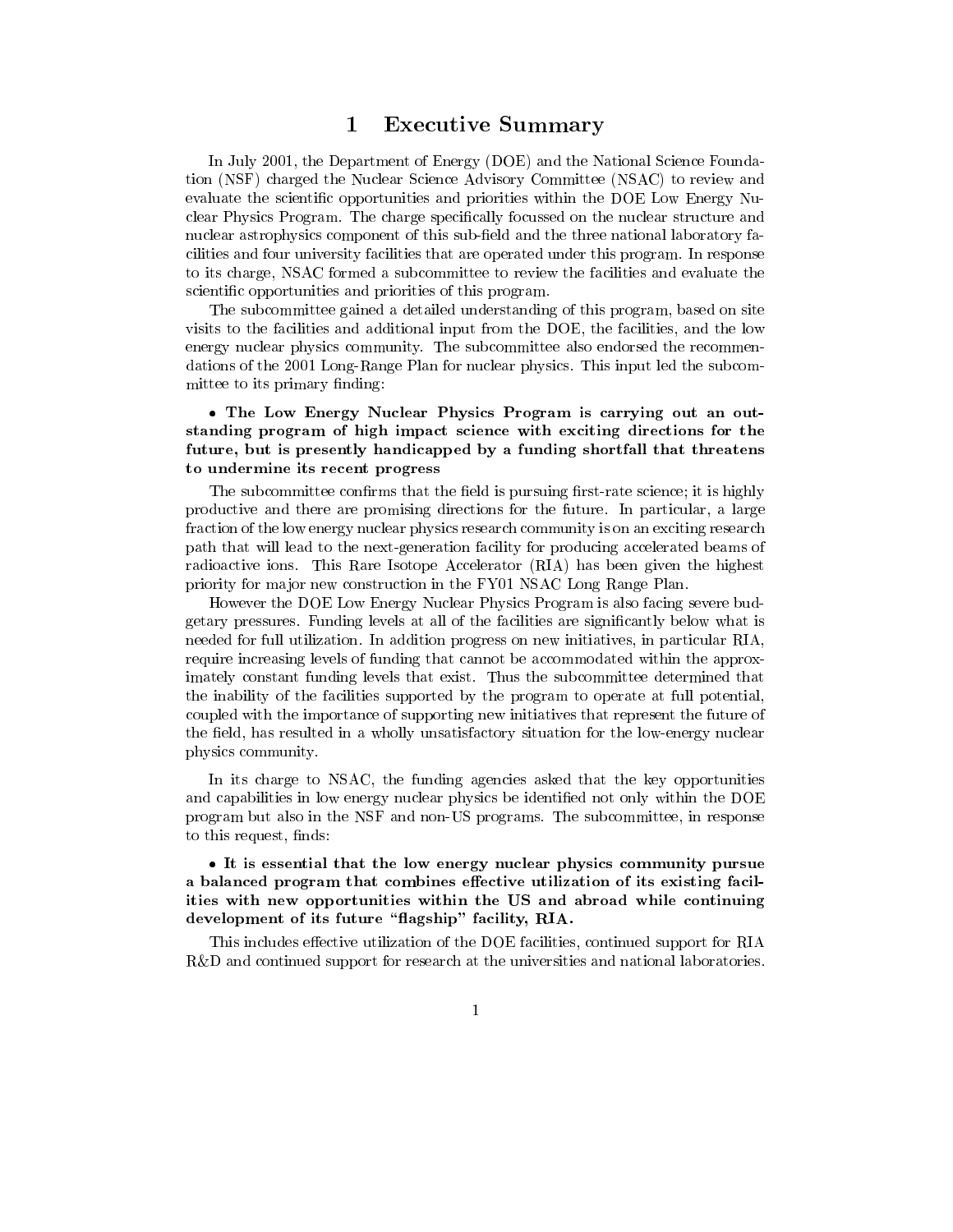# 1 Executive Summary

In July 2001, the Department of Energy (DOE) and the National Science Foundation (NSF) charged the Nuclear Science Advisory Committee (NSAC) to review and evaluate the scientific opportunities and priorities within the DOE Low Energy Nuclear Physics Program. The charge specifically focussed on the nuclear structure and nuclear astrophysics component of this sub-field and the three national laboratory facilities and four university facilities that are operated under this program. In response to its charge, NSAC formed a subcommittee to review the facilities and evaluate the scientific opportunities and priorities of this program.

The subcommittee gained a detailed understanding of this program, based on site visits to the facilities and additional input from the DOE, the facilities, and the low energy nuclear physics community. The subcommittee also endorsed the recommendations of the 2001 Long-Range Plan for nuclear physics. This input led the subcommittee to its primary finding:

- **The Low Energy Nuclear Physics Program is carrying out an outstanding program of high impact science with exciting directions for the future, but is presently handicapped by a funding shortfall that threatens to undermine its recent progress**

The subcommittee confirms that the field is pursuing first-rate science; it is highly productive and there are promising directions for the future. In particular, a large fraction of the low energy nuclear physics research community is on an exciting research path that will lead to the next-generation facility for producing accelerated beams of radioactive ions. This Rare Isotope Accelerator (RIA) has been given the highest priority for major new construction in the FY01 NSAC Long Range Plan.

However the DOE Low Energy Nuclear Physics Program is also facing severe budgetary pressures. Funding levels at all of the facilities are significantly below what is needed for full utilization. In addition progress on new initiatives, in particular RIA, require increasing levels of funding that cannot be accommodated within the approximately constant funding levels that exist. Thus the subcommittee determined that the inability of the facilities supported by the program to operate at full potential, coupled with the importance of supporting new initiatives that represent the future of the field, has resulted in a wholly unsatisfactory situation for the low-energy nuclear physics community.

In its charge to NSAC, the funding agencies asked that the key opportunities and capabilities in low energy nuclear physics be identified not only within the DOE program but also in the NSF and non-US programs. The subcommittee, in response to this request, finds:

- **It is essential that the low energy nuclear physics community pursue a balanced program that combines effective utilization of its existing facilities with new opportunities within the US and abroad while continuing development of its future "flagship" facility, RIA.**

This includes effective utilization of the DOE facilities, continued support for RIA R&D and continued support for research at the universities and national laboratories.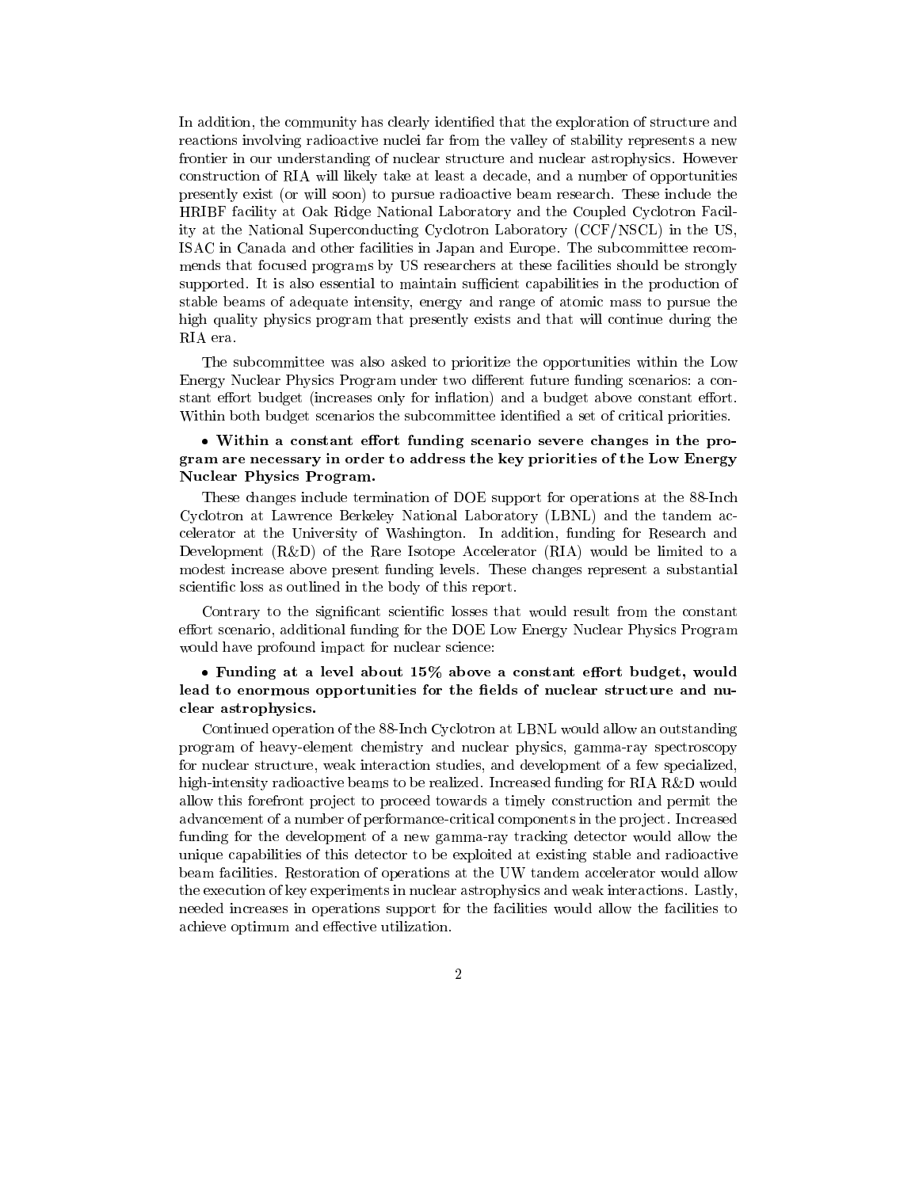In addition, the community has clearly identified that the exploration of structure and reactions involving radioactive nuclei far from the valley of stability represents a new frontier in our understanding of nuclear structure and nuclear astrophysics. However construction of RIA will likely take at least a decade, and a number of opportunities presently exist (or will soon) to pursue radioactive beam research. These include the HRIBF facility at Oak Ridge National Laboratory and the Coupled Cyclotron Facility at the National Superconducting Cyclotron Laboratory (CCF/NSCL) in the US, ISAC in Canada and other facilities in Japan and Europe. The subcommittee recommends that focused programs by US researchers at these facilities should be strongly supported. It is also essential to maintain sufficient capabilities in the production of stable beams of adequate intensity, energy and range of atomic mass to pursue the high quality physics program that presently exists and that will continue during the RIA era.

The subcommittee was also asked to prioritize the opportunities within the Low Energy Nuclear Physics Program under two different future funding scenarios: a constant effort budget (increases only for inflation) and a budget above constant effort. Within both budget scenarios the subcommittee identified a set of critical priorities.

- **Within a constant effort funding scenario severe changes in the program are necessary in order to address the key priorities of the Low Energy Nuclear Physics Program.**

These changes include termination of DOE support for operations at the 88-Inch Cyclotron at Lawrence Berkeley National Laboratory (LBNL) and the tandem accelerator at the University of Washington. In addition, funding for Research and Development (R&D) of the Rare Isotope Accelerator (RIA) would be limited to a modest increase above present funding levels. These changes represent a substantial scientific loss as outlined in the body of this report.

Contrary to the significant scientific losses that would result from the constant effort scenario, additional funding for the DOE Low Energy Nuclear Physics Program would have profound impact for nuclear science:

- **Funding at a level about 15% above a constant effort budget, would lead to enormous opportunities for the fields of nuclear structure and nuclear astrophysics.**

Continued operation of the 88-Inch Cyclotron at LBNL would allow an outstanding program of heavy-element chemistry and nuclear physics, gamma-ray spectroscopy for nuclear structure, weak interaction studies, and development of a few specialized, high-intensity radioactive beams to be realized. Increased funding for RIA R&D would allow this forefront project to proceed towards a timely construction and permit the advancement of a number of performance-critical components in the project. Increased funding for the development of a new gamma-ray tracking detector would allow the unique capabilities of this detector to be exploited at existing stable and radioactive beam facilities. Restoration of operations at the UW tandem accelerator would allow the execution of key experiments in nuclear astrophysics and weak interactions. Lastly, needed increases in operations support for the facilities would allow the facilities to achieve optimum and effective utilization.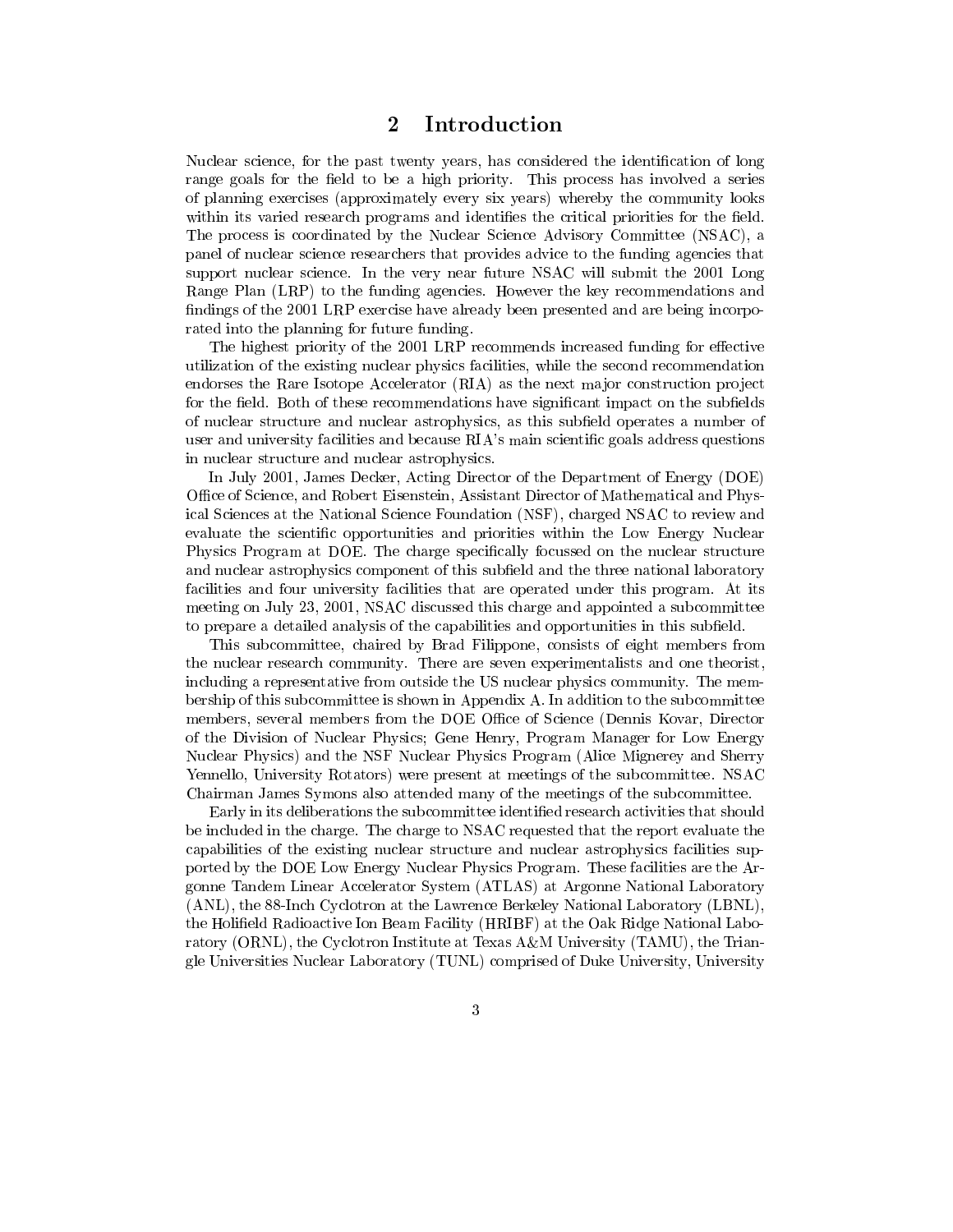# 2 Introduction

Nuclear science, for the past twenty years, has considered the identification of long range goals for the field to be a high priority. This process has involved a series of planning exercises (approximately every six years) whereby the community looks within its varied research programs and identifies the critical priorities for the field. The process is coordinated by the Nuclear Science Advisory Committee (NSAC), a panel of nuclear science researchers that provides advice to the funding agencies that support nuclear science. In the very near future NSAC will submit the 2001 Long Range Plan (LRP) to the funding agencies. However the key recommendations and findings of the 2001 LRP exercise have already been presented and are being incorporated into the planning for future funding.

The highest priority of the 2001 LRP recommends increased funding for effective utilization of the existing nuclear physics facilities, while the second recommendation endorses the Rare Isotope Accelerator (RIA) as the next major construction project for the field. Both of these recommendations have significant impact on the subfields of nuclear structure and nuclear astrophysics, as this subfield operates a number of user and university facilities and because RIA's main scientific goals address questions in nuclear structure and nuclear astrophysics.

In July 2001, James Decker, Acting Director of the Department of Energy (DOE) Office of Science, and Robert Eisenstein, Assistant Director of Mathematical and Physical Sciences at the National Science Foundation (NSF), charged NSAC to review and evaluate the scientific opportunities and priorities within the Low Energy Nuclear Physics Program at DOE. The charge specifically focussed on the nuclear structure and nuclear astrophysics component of this subfield and the three national laboratory facilities and four university facilities that are operated under this program. At its meeting on July 23, 2001, NSAC discussed this charge and appointed a subcommittee to prepare a detailed analysis of the capabilities and opportunities in this subfield.

This subcommittee, chaired by Brad Filippone, consists of eight members from the nuclear research community. There are seven experimentalists and one theorist, including a representative from outside the US nuclear physics community. The membership of this subcommittee is shown in Appendix A. In addition to the subcommittee members, several members from the DOE Office of Science (Dennis Kovar, Director of the Division of Nuclear Physics; Gene Henry, Program Manager for Low Energy Nuclear Physics) and the NSF Nuclear Physics Program (Alice Mignerey and Sherry Yennello, University Rotators) were present at meetings of the subcommittee. NSAC Chairman James Symons also attended many of the meetings of the subcommittee.

Early in its deliberations the subcommittee identified research activities that should be included in the charge. The charge to NSAC requested that the report evaluate the capabilities of the existing nuclear structure and nuclear astrophysics facilities supported by the DOE Low Energy Nuclear Physics Program. These facilities are the Argonne Tandem Linear Accelerator System (ATLAS) at Argonne National Laboratory (ANL), the 88-Inch Cyclotron at the Lawrence Berkeley National Laboratory (LBNL), the Holifield Radioactive Ion Beam Facility (HRIBF) at the Oak Ridge National Laboratory (ORNL), the Cyclotron Institute at Texas A&M University (TAMU), the Triangle Universities Nuclear Laboratory (TUNL) comprised of Duke University, University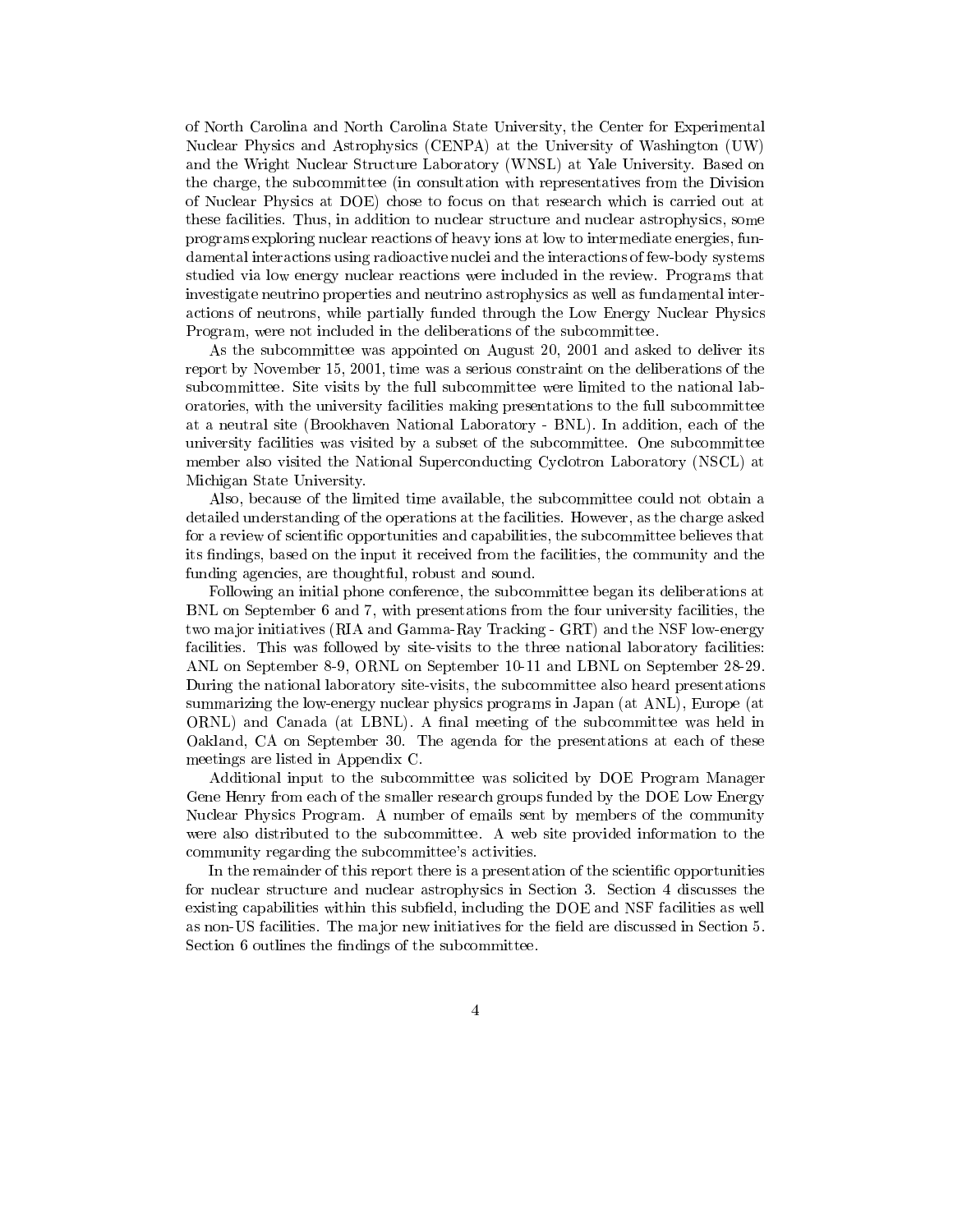of North Carolina and North Carolina State University, the Center for Experimental Nuclear Physics and Astrophysics (CENPA) at the University of Washington (UW) and the Wright Nuclear Structure Laboratory (WNSL) at Yale University. Based on the charge, the subcommittee (in consultation with representatives from the Division of Nuclear Physics at DOE) chose to focus on that research which is carried out at these facilities. Thus, in addition to nuclear structure and nuclear astrophysics, some programs exploring nuclear reactions of heavy ions at low to intermediate energies, fundamental interactions using radioactive nuclei and the interactions of few-body systems studied via low energy nuclear reactions were included in the review. Programs that investigate neutrino properties and neutrino astrophysics as well as fundamental interactions of neutrons, while partially funded through the Low Energy Nuclear Physics Program, were not included in the deliberations of the subcommittee.

As the subcommittee was appointed on August 20, 2001 and asked to deliver its report by November 15, 2001, time was a serious constraint on the deliberations of the subcommittee. Site visits by the full subcommittee were limited to the national laboratories, with the university facilities making presentations to the full subcommittee at a neutral site (Brookhaven National Laboratory - BNL). In addition, each of the university facilities was visited by a subset of the subcommittee. One subcommittee member also visited the National Superconducting Cyclotron Laboratory (NSCL) at Michigan State University.

Also, because of the limited time available, the subcommittee could not obtain a detailed understanding of the operations at the facilities. However, as the charge asked for a review of scientific opportunities and capabilities, the subcommittee believes that its findings, based on the input it received from the facilities, the community and the funding agencies, are thoughtful, robust and sound.

Following an initial phone conference, the subcommittee began its deliberations at BNL on September 6 and 7, with presentations from the four university facilities, the two major initiatives (RIA and Gamma-Ray Tracking - GRT) and the NSF low-energy facilities. This was followed by site-visits to the three national laboratory facilities: ANL on September 8-9, ORNL on September 10-11 and LBNL on September 28-29. During the national laboratory site-visits, the subcommittee also heard presentations summarizing the low-energy nuclear physics programs in Japan (at ANL), Europe (at ORNL) and Canada (at LBNL). A final meeting of the subcommittee was held in Oakland, CA on September 30. The agenda for the presentations at each of these meetings are listed in Appendix C.

Additional input to the subcommittee was solicited by DOE Program Manager Gene Henry from each of the smaller research groups funded by the DOE Low Energy Nuclear Physics Program. A number of emails sent by members of the community were also distributed to the subcommittee. A web site provided information to the community regarding the subcommittee's activities.

In the remainder of this report there is a presentation of the scientific opportunities for nuclear structure and nuclear astrophysics in Section 3. Section 4 discusses the existing capabilities within this subfield, including the DOE and NSF facilities as well as non-US facilities. The major new initiatives for the field are discussed in Section 5. Section 6 outlines the findings of the subcommittee.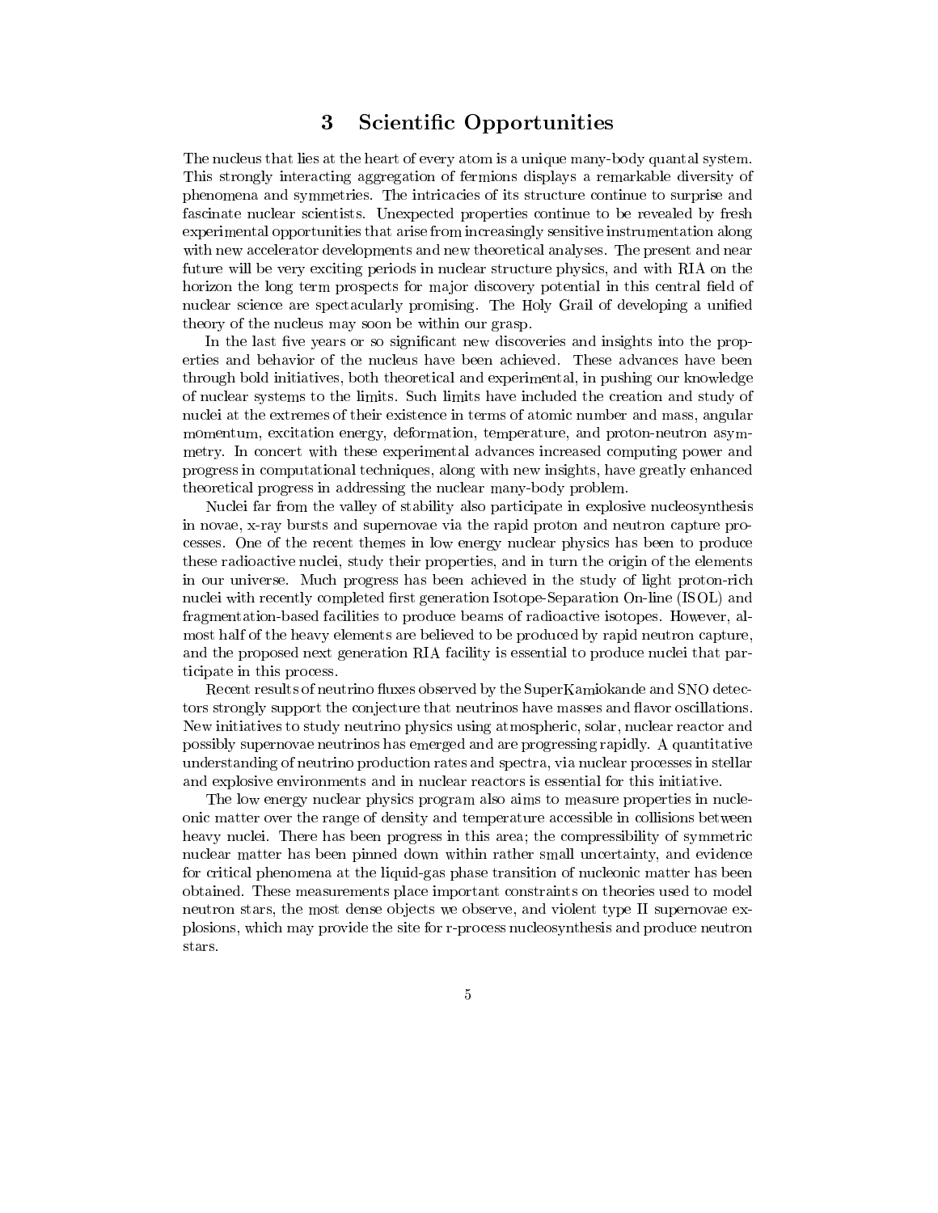# 3 Scientific Opportunities

The nucleus that lies at the heart of every atom is a unique many-body quantal system. This strongly interacting aggregation of fermions displays a remarkable diversity of phenomena and symmetries. The intricacies of its structure continue to surprise and fascinate nuclear scientists. Unexpected properties continue to be revealed by fresh experimental opportunities that arise from increasingly sensitive instrumentation along with new accelerator developments and new theoretical analyses. The present and near future will be very exciting periods in nuclear structure physics, and with RIA on the horizon the long term prospects for major discovery potential in this central field of nuclear science are spectacularly promising. The Holy Grail of developing a unified theory of the nucleus may soon be within our grasp.

In the last five years or so significant new discoveries and insights into the properties and behavior of the nucleus have been achieved. These advances have been through bold initiatives, both theoretical and experimental, in pushing our knowledge of nuclear systems to the limits. Such limits have included the creation and study of nuclei at the extremes of their existence in terms of atomic number and mass, angular momentum, excitation energy, deformation, temperature, and proton-neutron asymmetry. In concert with these experimental advances increased computing power and progress in computational techniques, along with new insights, have greatly enhanced theoretical progress in addressing the nuclear many-body problem.

Nuclei far from the valley of stability also participate in explosive nucleosynthesis in novae, x-ray bursts and supernovae via the rapid proton and neutron capture processes. One of the recent themes in low energy nuclear physics has been to produce these radioactive nuclei, study their properties, and in turn the origin of the elements in our universe. Much progress has been achieved in the study of light proton-rich nuclei with recently completed first generation Isotope-Separation On-line (ISOL) and fragmentation-based facilities to produce beams of radioactive isotopes. However, almost half of the heavy elements are believed to be produced by rapid neutron capture, and the proposed next generation RIA facility is essential to produce nuclei that participate in this process.

Recent results of neutrino fluxes observed by the SuperKamiokande and SNO detectors strongly support the conjecture that neutrinos have masses and flavor oscillations. New initiatives to study neutrino physics using atmospheric, solar, nuclear reactor and possibly supernovae neutrinos has emerged and are progressing rapidly. A quantitative understanding of neutrino production rates and spectra, via nuclear processes in stellar and explosive environments and in nuclear reactors is essential for this initiative.

The low energy nuclear physics program also aims to measure properties in nucleonic matter over the range of density and temperature accessible in collisions between heavy nuclei. There has been progress in this area; the compressibility of symmetric nuclear matter has been pinned down within rather small uncertainty, and evidence for critical phenomena at the liquid-gas phase transition of nucleonic matter has been obtained. These measurements place important constraints on theories used to model neutron stars, the most dense objects we observe, and violent type II supernovae explosions, which may provide the site for r-process nucleosynthesis and produce neutron stars.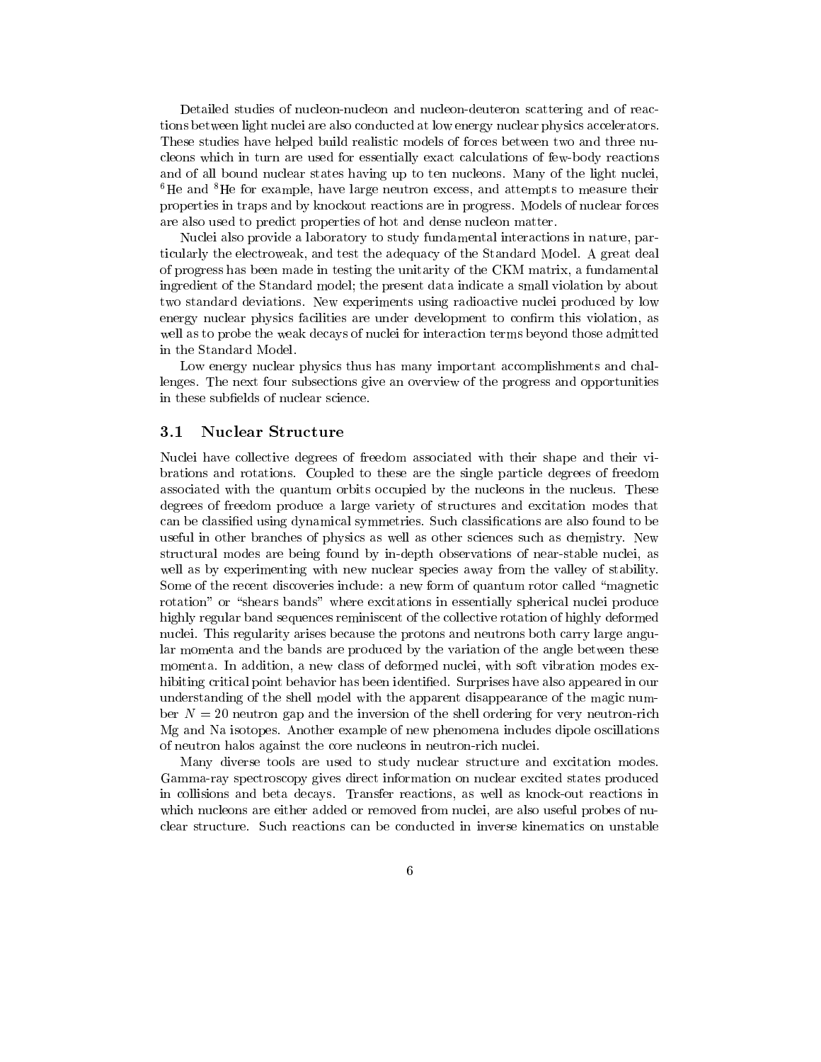Detailed studies of nucleon-nucleon and nucleon-deuteron scattering and of reactions between light nuclei are also conducted at low energy nuclear physics accelerators. These studies have helped build realistic models of forces between two and three nucleons which in turn are used for essentially exact calculations of few-body reactions and of all bound nuclear states having up to ten nucleons. Many of the light nuclei, $^6$He and $^8$He for example, have large neutron excess, and attempts to measure their properties in traps and by knockout reactions are in progress. Models of nuclear forces are also used to predict properties of hot and dense nucleon matter.

Nuclei also provide a laboratory to study fundamental interactions in nature, particularly the electroweak, and test the adequacy of the Standard Model. A great deal of progress has been made in testing the unitarity of the CKM matrix, a fundamental ingredient of the Standard model; the present data indicate a small violation by about two standard deviations. New experiments using radioactive nuclei produced by low energy nuclear physics facilities are under development to confirm this violation, as well as to probe the weak decays of nuclei for interaction terms beyond those admitted in the Standard Model.

Low energy nuclear physics thus has many important accomplishments and challenges. The next four subsections give an overview of the progress and opportunities in these subfields of nuclear science.

### 3.1 Nuclear Structure

Nuclei have collective degrees of freedom associated with their shape and their vibrations and rotations. Coupled to these are the single particle degrees of freedom associated with the quantum orbits occupied by the nucleons in the nucleus. These degrees of freedom produce a large variety of structures and excitation modes that can be classified using dynamical symmetries. Such classifications are also found to be useful in other branches of physics as well as other sciences such as chemistry. New structural modes are being found by in-depth observations of near-stable nuclei, as well as by experimenting with new nuclear species away from the valley of stability. Some of the recent discoveries include: a new form of quantum rotor called "magnetic rotation" or "shears bands" where excitations in essentially spherical nuclei produce highly regular band sequences reminiscent of the collective rotation of highly deformed nuclei. This regularity arises because the protons and neutrons both carry large angular momenta and the bands are produced by the variation of the angle between these momenta. In addition, a new class of deformed nuclei, with soft vibration modes exhibiting critical point behavior has been identified. Surprises have also appeared in our understanding of the shell model with the apparent disappearance of the magic number $N = 20$ neutron gap and the inversion of the shell ordering for very neutron-rich Mg and Na isotopes. Another example of new phenomena includes dipole oscillations of neutron halos against the core nucleons in neutron-rich nuclei.

Many diverse tools are used to study nuclear structure and excitation modes. Gamma-ray spectroscopy gives direct information on nuclear excited states produced in collisions and beta decays. Transfer reactions, as well as knock-out reactions in which nucleons are either added or removed from nuclei, are also useful probes of nuclear structure. Such reactions can be conducted in inverse kinematics on unstable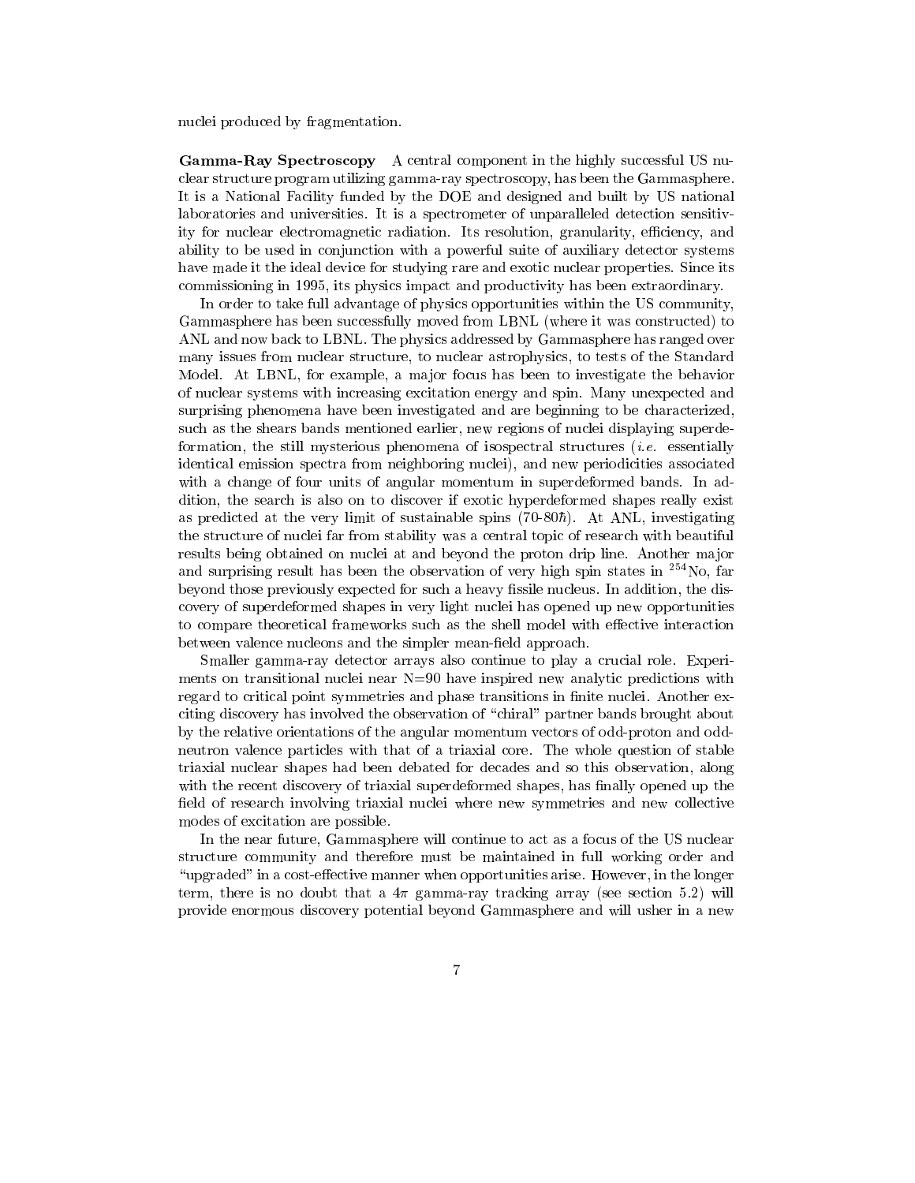nuclei produced by fragmentation.

**Gamma-Ray Spectroscopy** A central component in the highly successful US nuclear structure program utilizing gamma-ray spectroscopy, has been the Gammasphere. It is a National Facility funded by the DOE and designed and built by US national laboratories and universities. It is a spectrometer of unparalleled detection sensitivity for nuclear electromagnetic radiation. Its resolution, granularity, efficiency, and ability to be used in conjunction with a powerful suite of auxiliary detector systems have made it the ideal device for studying rare and exotic nuclear properties. Since its commissioning in 1995, its physics impact and productivity has been extraordinary.

In order to take full advantage of physics opportunities within the US community, Gammasphere has been successfully moved from LBNL (where it was constructed) to ANL and now back to LBNL. The physics addressed by Gammasphere has ranged over many issues from nuclear structure, to nuclear astrophysics, to tests of the Standard Model. At LBNL, for example, a major focus has been to investigate the behavior of nuclear systems with increasing excitation energy and spin. Many unexpected and surprising phenomena have been investigated and are beginning to be characterized, such as the shears bands mentioned earlier, new regions of nuclei displaying superdeformation, the still mysterious phenomena of isospectral structures (*i.e.* essentially identical emission spectra from neighboring nuclei), and new periodicities associated with a change of four units of angular momentum in superdeformed bands. In addition, the search is also on to discover if exotic hyperdeformed shapes really exist as predicted at the very limit of sustainable spins (70-80$\hbar$). At ANL, investigating the structure of nuclei far from stability was a central topic of research with beautiful results being obtained on nuclei at and beyond the proton drip line. Another major and surprising result has been the observation of very high spin states in $^{254}$No, far beyond those previously expected for such a heavy fissile nucleus. In addition, the discovery of superdeformed shapes in very light nuclei has opened up new opportunities to compare theoretical frameworks such as the shell model with effective interaction between valence nucleons and the simpler mean-field approach.

Smaller gamma-ray detector arrays also continue to play a crucial role. Experiments on transitional nuclei near N=90 have inspired new analytic predictions with regard to critical point symmetries and phase transitions in finite nuclei. Another exciting discovery has involved the observation of "chiral" partner bands brought about by the relative orientations of the angular momentum vectors of odd-proton and odd-neutron valence particles with that of a triaxial core. The whole question of stable triaxial nuclear shapes had been debated for decades and so this observation, along with the recent discovery of triaxial superdeformed shapes, has finally opened up the field of research involving triaxial nuclei where new symmetries and new collective modes of excitation are possible.

In the near future, Gammasphere will continue to act as a focus of the US nuclear structure community and therefore must be maintained in full working order and "upgraded" in a cost-effective manner when opportunities arise. However, in the longer term, there is no doubt that a $4\pi$ gamma-ray tracking array (see section 5.2) will provide enormous discovery potential beyond Gammasphere and will usher in a new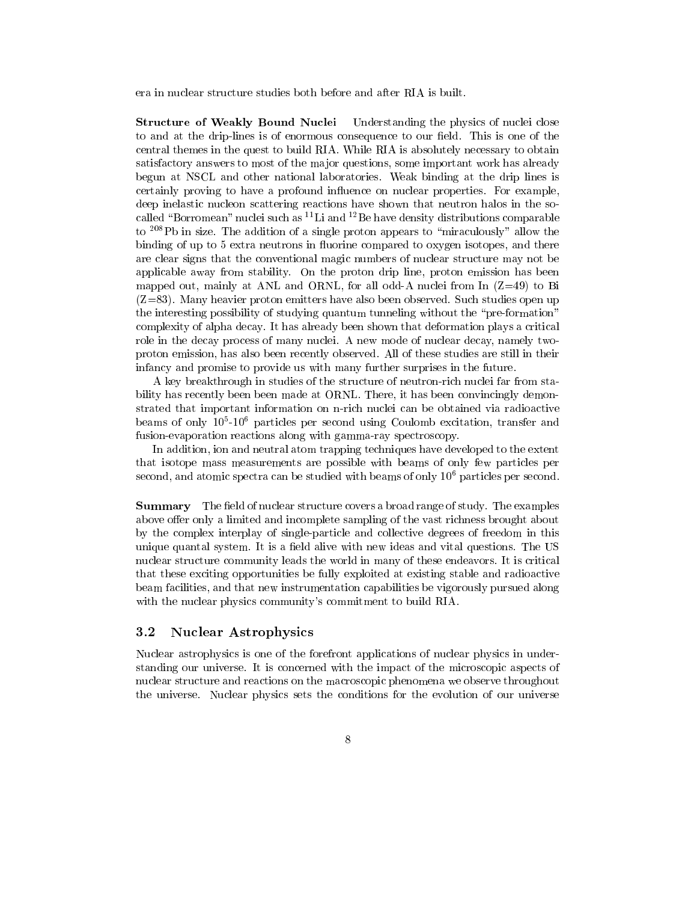era in nuclear structure studies both before and after RIA is built.

**Structure of Weakly Bound Nuclei** Understanding the physics of nuclei close to and at the drip-lines is of enormous consequence to our field. This is one of the central themes in the quest to build RIA. While RIA is absolutely necessary to obtain satisfactory answers to most of the major questions, some important work has already begun at NSCL and other national laboratories. Weak binding at the drip lines is certainly proving to have a profound influence on nuclear properties. For example, deep inelastic nucleon scattering reactions have shown that neutron halos in the so-called "Borromean" nuclei such as $^{11}$Li and $^{12}$Be have density distributions comparable to $^{208}$Pb in size. The addition of a single proton appears to "miraculously" allow the binding of up to 5 extra neutrons in fluorine compared to oxygen isotopes, and there are clear signs that the conventional magic numbers of nuclear structure may not be applicable away from stability. On the proton drip line, proton emission has been mapped out, mainly at ANL and ORNL, for all odd-A nuclei from In (Z=49) to Bi (Z=83). Many heavier proton emitters have also been observed. Such studies open up the interesting possibility of studying quantum tunneling without the "pre-formation" complexity of alpha decay. It has already been shown that deformation plays a critical role in the decay process of many nuclei. A new mode of nuclear decay, namely two-proton emission, has also been recently observed. All of these studies are still in their infancy and promise to provide us with many further surprises in the future.

A key breakthrough in studies of the structure of neutron-rich nuclei far from stability has recently been been made at ORNL. There, it has been convincingly demonstrated that important information on n-rich nuclei can be obtained via radioactive beams of only $10^5$-$10^6$ particles per second using Coulomb excitation, transfer and fusion-evaporation reactions along with gamma-ray spectroscopy.

In addition, ion and neutral atom trapping techniques have developed to the extent that isotope mass measurements are possible with beams of only few particles per second, and atomic spectra can be studied with beams of only $10^6$ particles per second.

**Summary** The field of nuclear structure covers a broad range of study. The examples above offer only a limited and incomplete sampling of the vast richness brought about by the complex interplay of single-particle and collective degrees of freedom in this unique quantal system. It is a field alive with new ideas and vital questions. The US nuclear structure community leads the world in many of these endeavors. It is critical that these exciting opportunities be fully exploited at existing stable and radioactive beam facilities, and that new instrumentation capabilities be vigorously pursued along with the nuclear physics community's commitment to build RIA.

## 3.2 Nuclear Astrophysics

Nuclear astrophysics is one of the forefront applications of nuclear physics in understanding our universe. It is concerned with the impact of the microscopic aspects of nuclear structure and reactions on the macroscopic phenomena we observe throughout the universe. Nuclear physics sets the conditions for the evolution of our universe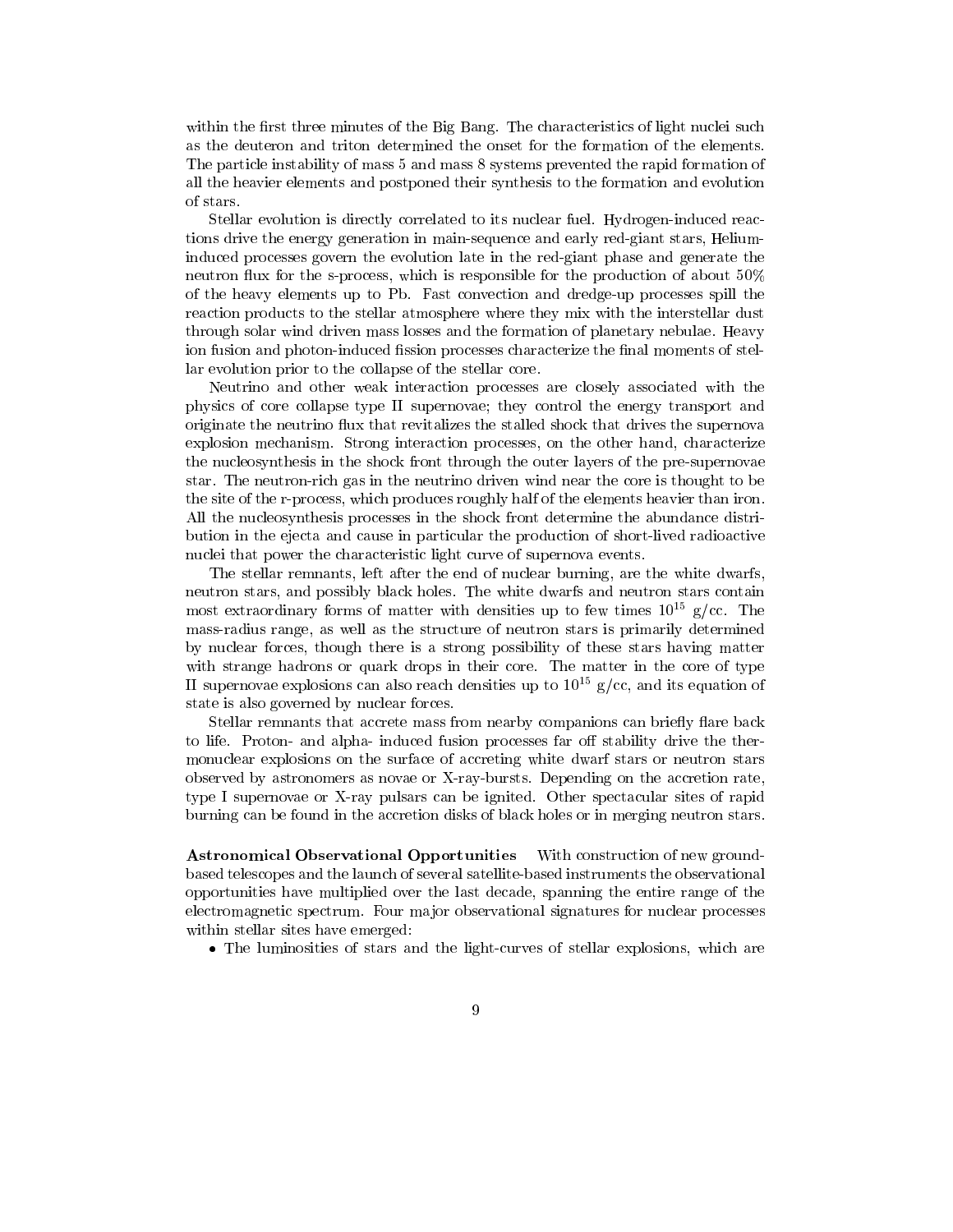within the first three minutes of the Big Bang. The characteristics of light nuclei such as the deuteron and triton determined the onset for the formation of the elements. The particle instability of mass 5 and mass 8 systems prevented the rapid formation of all the heavier elements and postponed their synthesis to the formation and evolution of stars.

Stellar evolution is directly correlated to its nuclear fuel. Hydrogen-induced reactions drive the energy generation in main-sequence and early red-giant stars, Helium-induced processes govern the evolution late in the red-giant phase and generate the neutron flux for the s-process, which is responsible for the production of about 50% of the heavy elements up to Pb. Fast convection and dredge-up processes spill the reaction products to the stellar atmosphere where they mix with the interstellar dust through solar wind driven mass losses and the formation of planetary nebulae. Heavy ion fusion and photon-induced fission processes characterize the final moments of stellar evolution prior to the collapse of the stellar core.

Neutrino and other weak interaction processes are closely associated with the physics of core collapse type II supernovae; they control the energy transport and originate the neutrino flux that revitalizes the stalled shock that drives the supernova explosion mechanism. Strong interaction processes, on the other hand, characterize the nucleosynthesis in the shock front through the outer layers of the pre-supernovae star. The neutron-rich gas in the neutrino driven wind near the core is thought to be the site of the r-process, which produces roughly half of the elements heavier than iron. All the nucleosynthesis processes in the shock front determine the abundance distribution in the ejecta and cause in particular the production of short-lived radioactive nuclei that power the characteristic light curve of supernova events.

The stellar remnants, left after the end of nuclear burning, are the white dwarfs, neutron stars, and possibly black holes. The white dwarfs and neutron stars contain most extraordinary forms of matter with densities up to few times $10^{15}$ g/cc. The mass-radius range, as well as the structure of neutron stars is primarily determined by nuclear forces, though there is a strong possibility of these stars having matter with strange hadrons or quark drops in their core. The matter in the core of type II supernovae explosions can also reach densities up to $10^{15}$ g/cc, and its equation of state is also governed by nuclear forces.

Stellar remnants that accrete mass from nearby companions can briefly flare back to life. Proton- and alpha- induced fusion processes far off stability drive the thermonuclear explosions on the surface of accreting white dwarf stars or neutron stars observed by astronomers as novae or X-ray-bursts. Depending on the accretion rate, type I supernovae or X-ray pulsars can be ignited. Other spectacular sites of rapid burning can be found in the accretion disks of black holes or in merging neutron stars.

**Astronomical Observational Opportunities** With construction of new ground-based telescopes and the launch of several satellite-based instruments the observational opportunities have multiplied over the last decade, spanning the entire range of the electromagnetic spectrum. Four major observational signatures for nuclear processes within stellar sites have emerged:

- The luminosities of stars and the light-curves of stellar explosions, which are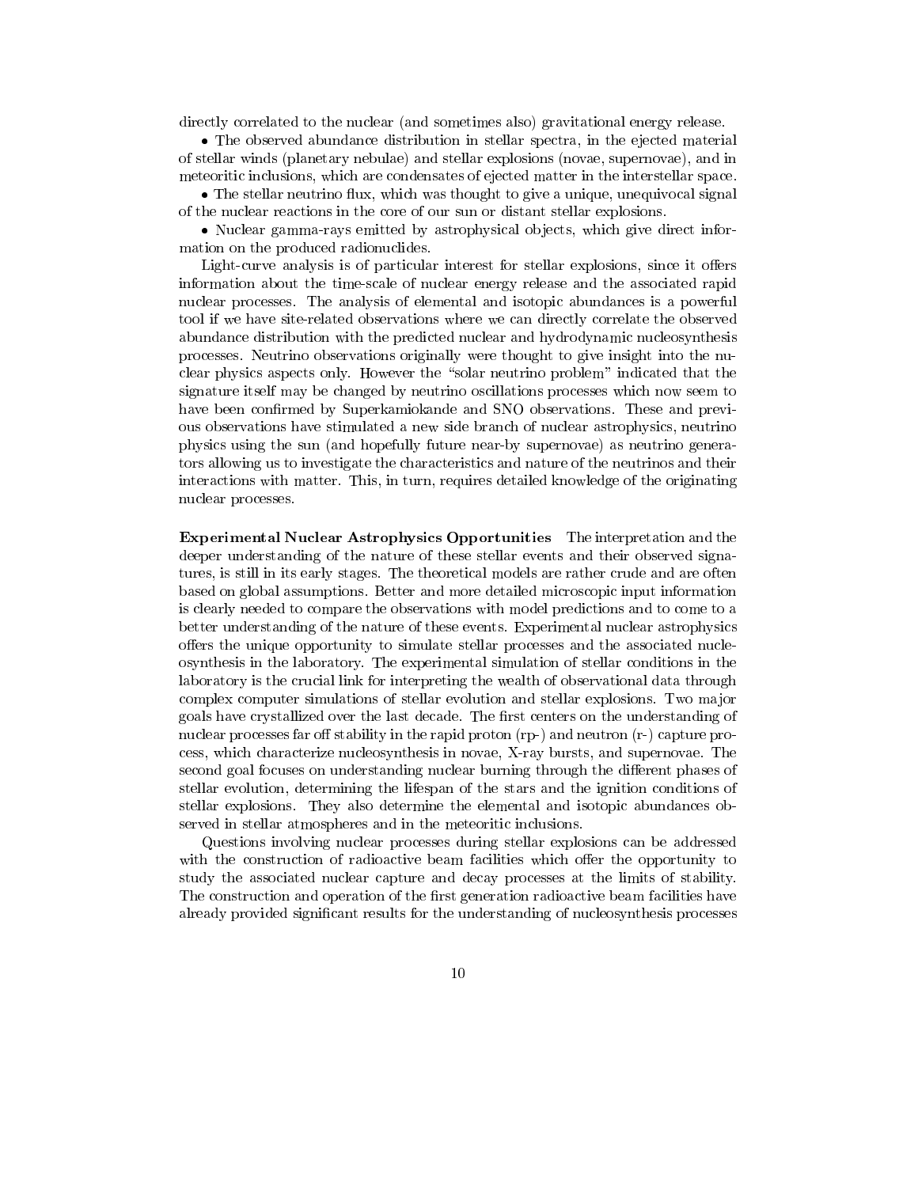directly correlated to the nuclear (and sometimes also) gravitational energy release.

- The observed abundance distribution in stellar spectra, in the ejected material of stellar winds (planetary nebulae) and stellar explosions (novae, supernovae), and in meteoritic inclusions, which are condensates of ejected matter in the interstellar space.
- The stellar neutrino flux, which was thought to give a unique, unequivocal signal of the nuclear reactions in the core of our sun or distant stellar explosions.
- Nuclear gamma-rays emitted by astrophysical objects, which give direct information on the produced radionuclides.

Light-curve analysis is of particular interest for stellar explosions, since it offers information about the time-scale of nuclear energy release and the associated rapid nuclear processes. The analysis of elemental and isotopic abundances is a powerful tool if we have site-related observations where we can directly correlate the observed abundance distribution with the predicted nuclear and hydrodynamic nucleosynthesis processes. Neutrino observations originally were thought to give insight into the nuclear physics aspects only. However the "solar neutrino problem" indicated that the signature itself may be changed by neutrino oscillations processes which now seem to have been confirmed by Superkamiokande and SNO observations. These and previous observations have stimulated a new side branch of nuclear astrophysics, neutrino physics using the sun (and hopefully future near-by supernovae) as neutrino generators allowing us to investigate the characteristics and nature of the neutrinos and their interactions with matter. This, in turn, requires detailed knowledge of the originating nuclear processes.

**Experimental Nuclear Astrophysics Opportunities** The interpretation and the deeper understanding of the nature of these stellar events and their observed signatures, is still in its early stages. The theoretical models are rather crude and are often based on global assumptions. Better and more detailed microscopic input information is clearly needed to compare the observations with model predictions and to come to a better understanding of the nature of these events. Experimental nuclear astrophysics offers the unique opportunity to simulate stellar processes and the associated nucleosynthesis in the laboratory. The experimental simulation of stellar conditions in the laboratory is the crucial link for interpreting the wealth of observational data through complex computer simulations of stellar evolution and stellar explosions. Two major goals have crystallized over the last decade. The first centers on the understanding of nuclear processes far off stability in the rapid proton (rp-) and neutron (r-) capture process, which characterize nucleosynthesis in novae, X-ray bursts, and supernovae. The second goal focuses on understanding nuclear burning through the different phases of stellar evolution, determining the lifespan of the stars and the ignition conditions of stellar explosions. They also determine the elemental and isotopic abundances observed in stellar atmospheres and in the meteoritic inclusions.

Questions involving nuclear processes during stellar explosions can be addressed with the construction of radioactive beam facilities which offer the opportunity to study the associated nuclear capture and decay processes at the limits of stability. The construction and operation of the first generation radioactive beam facilities have already provided significant results for the understanding of nucleosynthesis processes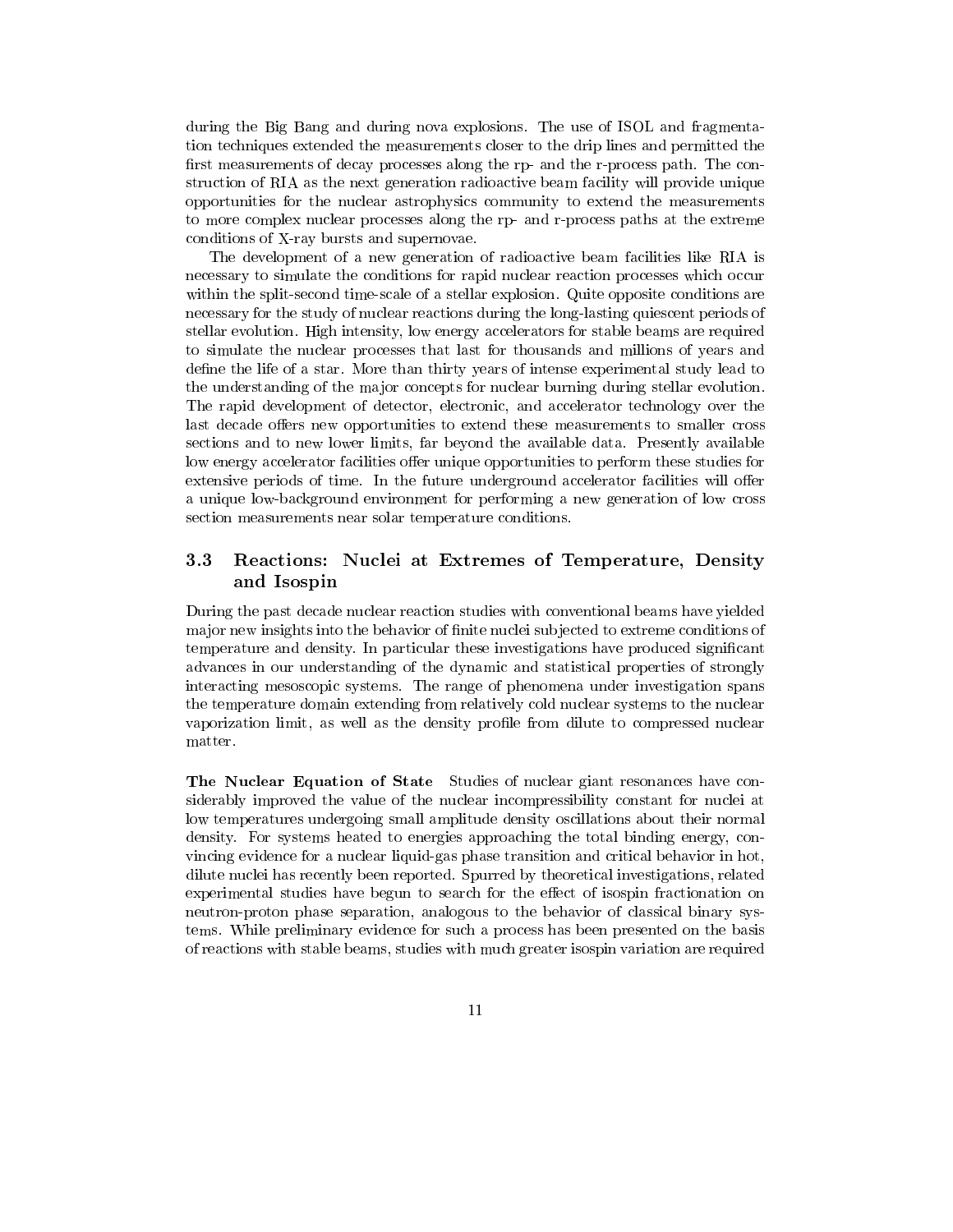during the Big Bang and during nova explosions. The use of ISOL and fragmentation techniques extended the measurements closer to the drip lines and permitted the first measurements of decay processes along the rp- and the r-process path. The construction of RIA as the next generation radioactive beam facility will provide unique opportunities for the nuclear astrophysics community to extend the measurements to more complex nuclear processes along the rp- and r-process paths at the extreme conditions of X-ray bursts and supernovae.

The development of a new generation of radioactive beam facilities like RIA is necessary to simulate the conditions for rapid nuclear reaction processes which occur within the split-second time-scale of a stellar explosion. Quite opposite conditions are necessary for the study of nuclear reactions during the long-lasting quiescent periods of stellar evolution. High intensity, low energy accelerators for stable beams are required to simulate the nuclear processes that last for thousands and millions of years and define the life of a star. More than thirty years of intense experimental study lead to the understanding of the major concepts for nuclear burning during stellar evolution. The rapid development of detector, electronic, and accelerator technology over the last decade offers new opportunities to extend these measurements to smaller cross sections and to new lower limits, far beyond the available data. Presently available low energy accelerator facilities offer unique opportunities to perform these studies for extensive periods of time. In the future underground accelerator facilities will offer a unique low-background environment for performing a new generation of low cross section measurements near solar temperature conditions.

### 3.3 Reactions: Nuclei at Extremes of Temperature, Density and Isospin

During the past decade nuclear reaction studies with conventional beams have yielded major new insights into the behavior of finite nuclei subjected to extreme conditions of temperature and density. In particular these investigations have produced significant advances in our understanding of the dynamic and statistical properties of strongly interacting mesoscopic systems. The range of phenomena under investigation spans the temperature domain extending from relatively cold nuclear systems to the nuclear vaporization limit, as well as the density profile from dilute to compressed nuclear matter.

**The Nuclear Equation of State** Studies of nuclear giant resonances have considerably improved the value of the nuclear incompressibility constant for nuclei at low temperatures undergoing small amplitude density oscillations about their normal density. For systems heated to energies approaching the total binding energy, convincing evidence for a nuclear liquid-gas phase transition and critical behavior in hot, dilute nuclei has recently been reported. Spurred by theoretical investigations, related experimental studies have begun to search for the effect of isospin fractionation on neutron-proton phase separation, analogous to the behavior of classical binary systems. While preliminary evidence for such a process has been presented on the basis of reactions with stable beams, studies with much greater isospin variation are required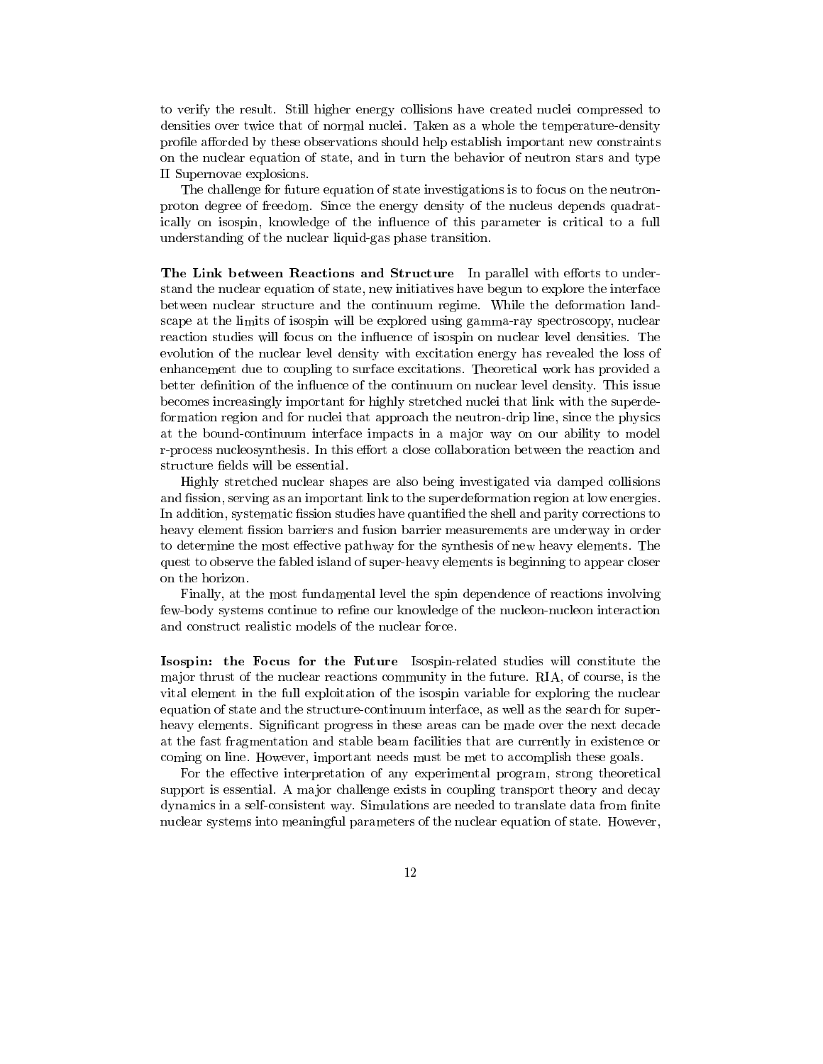to verify the result. Still higher energy collisions have created nuclei compressed to densities over twice that of normal nuclei. Taken as a whole the temperature-density profile afforded by these observations should help establish important new constraints on the nuclear equation of state, and in turn the behavior of neutron stars and type II Supernovae explosions.

The challenge for future equation of state investigations is to focus on the neutron-proton degree of freedom. Since the energy density of the nucleus depends quadratically on isospin, knowledge of the influence of this parameter is critical to a full understanding of the nuclear liquid-gas phase transition.

**The Link between Reactions and Structure** In parallel with efforts to understand the nuclear equation of state, new initiatives have begun to explore the interface between nuclear structure and the continuum regime. While the deformation landscape at the limits of isospin will be explored using gamma-ray spectroscopy, nuclear reaction studies will focus on the influence of isospin on nuclear level densities. The evolution of the nuclear level density with excitation energy has revealed the loss of enhancement due to coupling to surface excitations. Theoretical work has provided a better definition of the influence of the continuum on nuclear level density. This issue becomes increasingly important for highly stretched nuclei that link with the superdeformation region and for nuclei that approach the neutron-drip line, since the physics at the bound-continuum interface impacts in a major way on our ability to model r-process nucleosynthesis. In this effort a close collaboration between the reaction and structure fields will be essential.

Highly stretched nuclear shapes are also being investigated via damped collisions and fission, serving as an important link to the superdeformation region at low energies. In addition, systematic fission studies have quantified the shell and parity corrections to heavy element fission barriers and fusion barrier measurements are underway in order to determine the most effective pathway for the synthesis of new heavy elements. The quest to observe the fabled island of super-heavy elements is beginning to appear closer on the horizon.

Finally, at the most fundamental level the spin dependence of reactions involving few-body systems continue to refine our knowledge of the nucleon-nucleon interaction and construct realistic models of the nuclear force.

**Isospin: the Focus for the Future** Isospin-related studies will constitute the major thrust of the nuclear reactions community in the future. RIA, of course, is the vital element in the full exploitation of the isospin variable for exploring the nuclear equation of state and the structure-continuum interface, as well as the search for super-heavy elements. Significant progress in these areas can be made over the next decade at the fast fragmentation and stable beam facilities that are currently in existence or coming on line. However, important needs must be met to accomplish these goals.

For the effective interpretation of any experimental program, strong theoretical support is essential. A major challenge exists in coupling transport theory and decay dynamics in a self-consistent way. Simulations are needed to translate data from finite nuclear systems into meaningful parameters of the nuclear equation of state. However,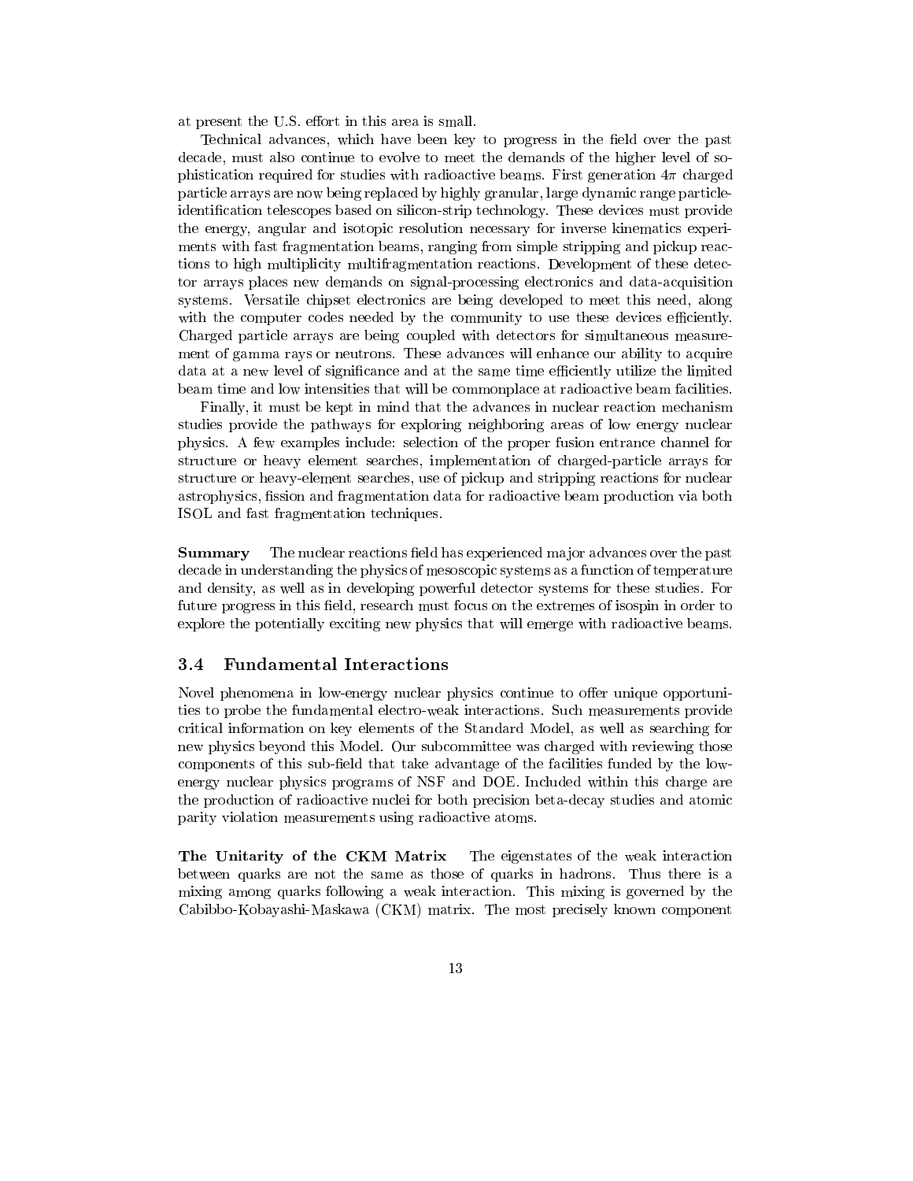at present the U.S. effort in this area is small.

Technical advances, which have been key to progress in the field over the past decade, must also continue to evolve to meet the demands of the higher level of sophistication required for studies with radioactive beams. First generation $4\pi$ charged particle arrays are now being replaced by highly granular, large dynamic range particle-identification telescopes based on silicon-strip technology. These devices must provide the energy, angular and isotopic resolution necessary for inverse kinematics experiments with fast fragmentation beams, ranging from simple stripping and pickup reactions to high multiplicity multifragmentation reactions. Development of these detector arrays places new demands on signal-processing electronics and data-acquisition systems. Versatile chipset electronics are being developed to meet this need, along with the computer codes needed by the community to use these devices efficiently. Charged particle arrays are being coupled with detectors for simultaneous measurement of gamma rays or neutrons. These advances will enhance our ability to acquire data at a new level of significance and at the same time efficiently utilize the limited beam time and low intensities that will be commonplace at radioactive beam facilities.

Finally, it must be kept in mind that the advances in nuclear reaction mechanism studies provide the pathways for exploring neighboring areas of low energy nuclear physics. A few examples include: selection of the proper fusion entrance channel for structure or heavy element searches, implementation of charged-particle arrays for structure or heavy-element searches, use of pickup and stripping reactions for nuclear astrophysics, fission and fragmentation data for radioactive beam production via both ISOL and fast fragmentation techniques.

**Summary** The nuclear reactions field has experienced major advances over the past decade in understanding the physics of mesoscopic systems as a function of temperature and density, as well as in developing powerful detector systems for these studies. For future progress in this field, research must focus on the extremes of isospin in order to explore the potentially exciting new physics that will emerge with radioactive beams.

### 3.4 Fundamental Interactions

Novel phenomena in low-energy nuclear physics continue to offer unique opportunities to probe the fundamental electro-weak interactions. Such measurements provide critical information on key elements of the Standard Model, as well as searching for new physics beyond this Model. Our subcommittee was charged with reviewing those components of this sub-field that take advantage of the facilities funded by the low-energy nuclear physics programs of NSF and DOE. Included within this charge are the production of radioactive nuclei for both precision beta-decay studies and atomic parity violation measurements using radioactive atoms.

**The Unitarity of the CKM Matrix** The eigenstates of the weak interaction between quarks are not the same as those of quarks in hadrons. Thus there is a mixing among quarks following a weak interaction. This mixing is governed by the Cabibbo-Kobayashi-Maskawa (CKM) matrix. The most precisely known component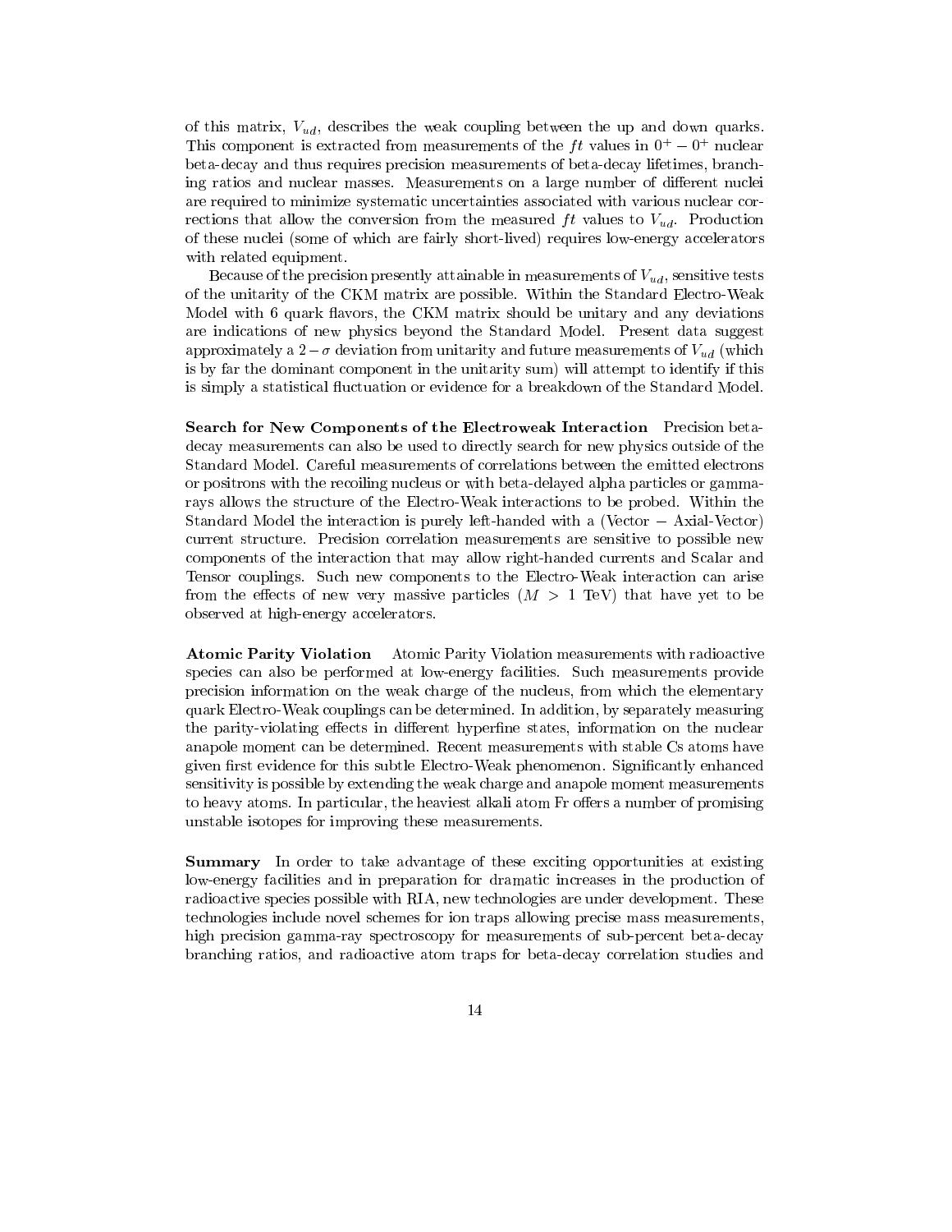of this matrix, $V_{ud}$, describes the weak coupling between the up and down quarks. This component is extracted from measurements of the $ft$ values in $0^+ - 0^+$ nuclear beta-decay and thus requires precision measurements of beta-decay lifetimes, branching ratios and nuclear masses. Measurements on a large number of different nuclei are required to minimize systematic uncertainties associated with various nuclear corrections that allow the conversion from the measured $ft$ values to $V_{ud}$. Production of these nuclei (some of which are fairly short-lived) requires low-energy accelerators with related equipment.

Because of the precision presently attainable in measurements of $V_{ud}$, sensitive tests of the unitarity of the CKM matrix are possible. Within the Standard Electro-Weak Model with 6 quark flavors, the CKM matrix should be unitary and any deviations are indications of new physics beyond the Standard Model. Present data suggest approximately a $2-\sigma$ deviation from unitarity and future measurements of $V_{ud}$ (which is by far the dominant component in the unitarity sum) will attempt to identify if this is simply a statistical fluctuation or evidence for a breakdown of the Standard Model.

**Search for New Components of the Electroweak Interaction** Precision beta-decay measurements can also be used to directly search for new physics outside of the Standard Model. Careful measurements of correlations between the emitted electrons or positrons with the recoiling nucleus or with beta-delayed alpha particles or gamma-rays allows the structure of the Electro-Weak interactions to be probed. Within the Standard Model the interaction is purely left-handed with a (Vector $-$ Axial-Vector) current structure. Precision correlation measurements are sensitive to possible new components of the interaction that may allow right-handed currents and Scalar and Tensor couplings. Such new components to the Electro-Weak interaction can arise from the effects of new very massive particles ($M > 1$ TeV) that have yet to be observed at high-energy accelerators.

**Atomic Parity Violation** Atomic Parity Violation measurements with radioactive species can also be performed at low-energy facilities. Such measurements provide precision information on the weak charge of the nucleus, from which the elementary quark Electro-Weak couplings can be determined. In addition, by separately measuring the parity-violating effects in different hyperfine states, information on the nuclear anapole moment can be determined. Recent measurements with stable Cs atoms have given first evidence for this subtle Electro-Weak phenomenon. Significantly enhanced sensitivity is possible by extending the weak charge and anapole moment measurements to heavy atoms. In particular, the heaviest alkali atom Fr offers a number of promising unstable isotopes for improving these measurements.

**Summary** In order to take advantage of these exciting opportunities at existing low-energy facilities and in preparation for dramatic increases in the production of radioactive species possible with RIA, new technologies are under development. These technologies include novel schemes for ion traps allowing precise mass measurements, high precision gamma-ray spectroscopy for measurements of sub-percent beta-decay branching ratios, and radioactive atom traps for beta-decay correlation studies and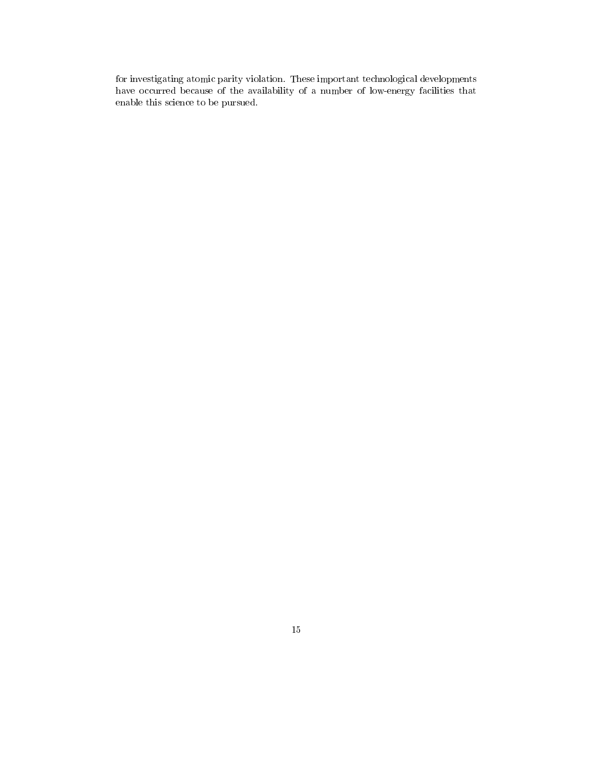for investigating atomic parity violation. These important technological developments have occurred because of the availability of a number of low-energy facilities that enable this science to be pursued.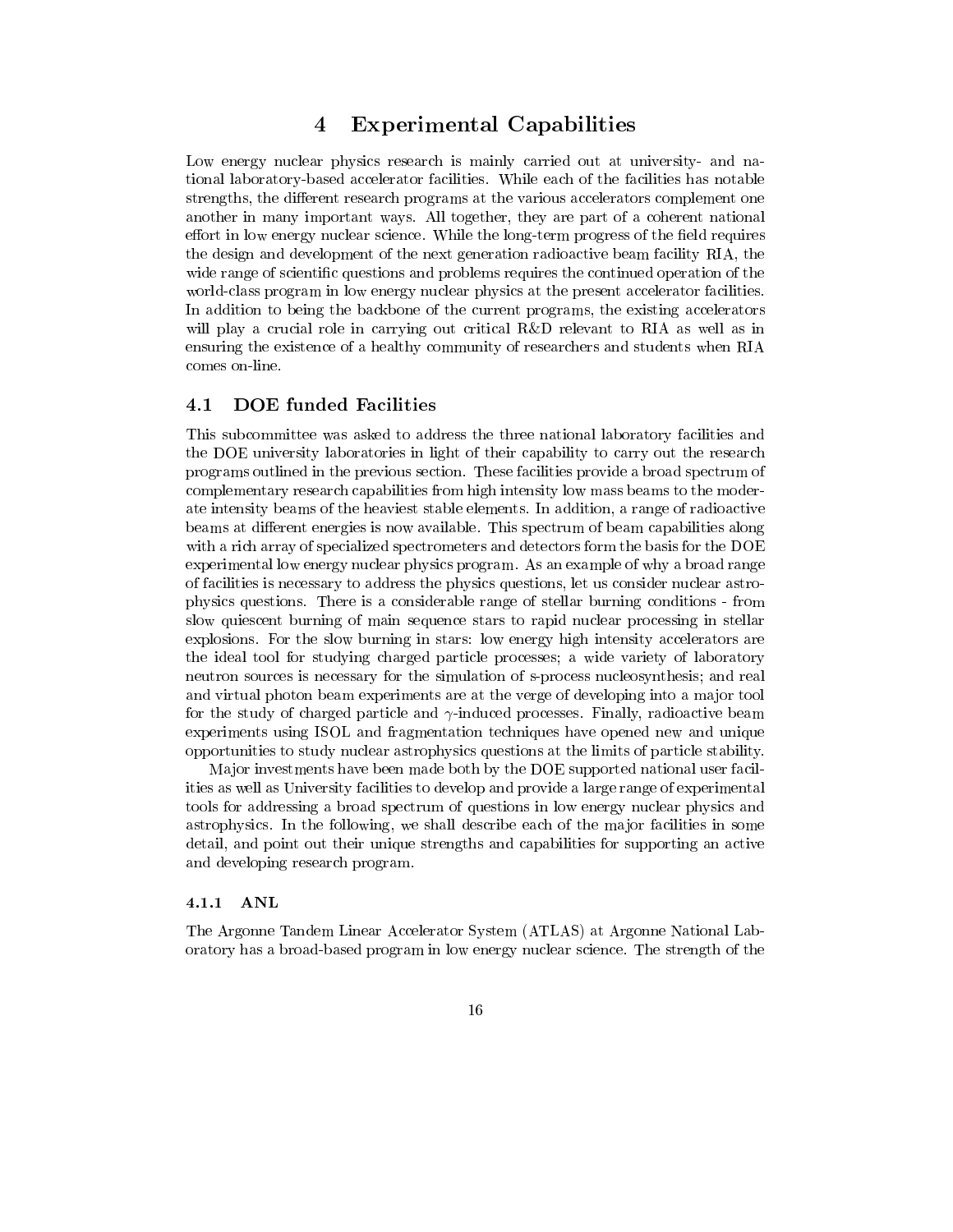# 4 Experimental Capabilities

Low energy nuclear physics research is mainly carried out at university- and national laboratory-based accelerator facilities. While each of the facilities has notable strengths, the different research programs at the various accelerators complement one another in many important ways. All together, they are part of a coherent national effort in low energy nuclear science. While the long-term progress of the field requires the design and development of the next generation radioactive beam facility RIA, the wide range of scientific questions and problems requires the continued operation of the world-class program in low energy nuclear physics at the present accelerator facilities. In addition to being the backbone of the current programs, the existing accelerators will play a crucial role in carrying out critical R&D relevant to RIA as well as in ensuring the existence of a healthy community of researchers and students when RIA comes on-line.

## 4.1 DOE funded Facilities

This subcommittee was asked to address the three national laboratory facilities and the DOE university laboratories in light of their capability to carry out the research programs outlined in the previous section. These facilities provide a broad spectrum of complementary research capabilities from high intensity low mass beams to the moderate intensity beams of the heaviest stable elements. In addition, a range of radioactive beams at different energies is now available. This spectrum of beam capabilities along with a rich array of specialized spectrometers and detectors form the basis for the DOE experimental low energy nuclear physics program. As an example of why a broad range of facilities is necessary to address the physics questions, let us consider nuclear astrophysics questions. There is a considerable range of stellar burning conditions - from slow quiescent burning of main sequence stars to rapid nuclear processing in stellar explosions. For the slow burning in stars: low energy high intensity accelerators are the ideal tool for studying charged particle processes; a wide variety of laboratory neutron sources is necessary for the simulation of s-process nucleosynthesis; and real and virtual photon beam experiments are at the verge of developing into a major tool for the study of charged particle and $\gamma$-induced processes. Finally, radioactive beam experiments using ISOL and fragmentation techniques have opened new and unique opportunities to study nuclear astrophysics questions at the limits of particle stability.

Major investments have been made both by the DOE supported national user facilities as well as University facilities to develop and provide a large range of experimental tools for addressing a broad spectrum of questions in low energy nuclear physics and astrophysics. In the following, we shall describe each of the major facilities in some detail, and point out their unique strengths and capabilities for supporting an active and developing research program.

### 4.1.1 ANL

The Argonne Tandem Linear Accelerator System (ATLAS) at Argonne National Laboratory has a broad-based program in low energy nuclear science. The strength of the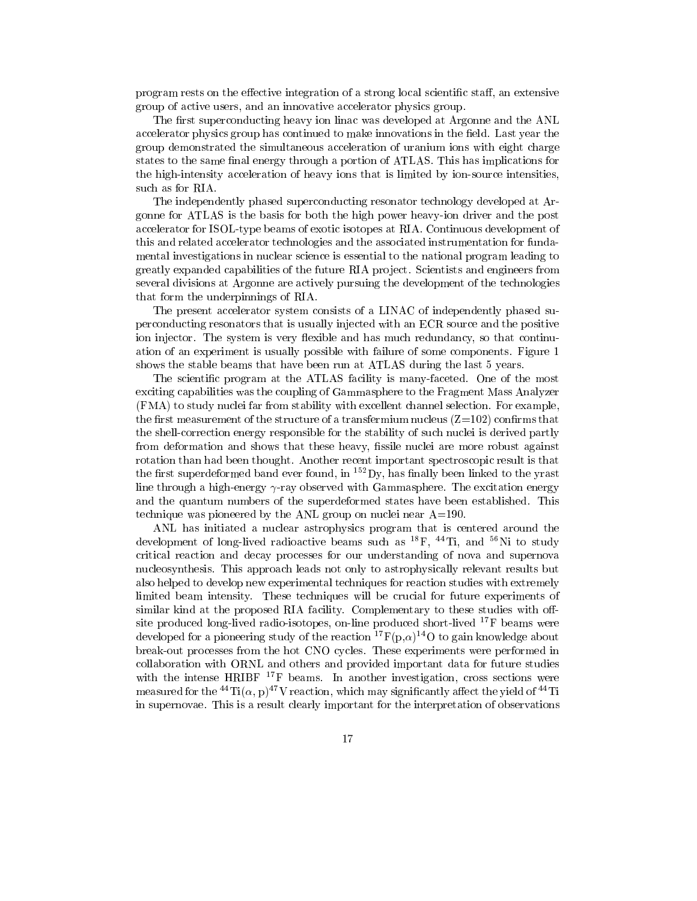program rests on the effective integration of a strong local scientific staff, an extensive group of active users, and an innovative accelerator physics group.

The first superconducting heavy ion linac was developed at Argonne and the ANL accelerator physics group has continued to make innovations in the field. Last year the group demonstrated the simultaneous acceleration of uranium ions with eight charge states to the same final energy through a portion of ATLAS. This has implications for the high-intensity acceleration of heavy ions that is limited by ion-source intensities, such as for RIA.

The independently phased superconducting resonator technology developed at Argonne for ATLAS is the basis for both the high power heavy-ion driver and the post accelerator for ISOL-type beams of exotic isotopes at RIA. Continuous development of this and related accelerator technologies and the associated instrumentation for fundamental investigations in nuclear science is essential to the national program leading to greatly expanded capabilities of the future RIA project. Scientists and engineers from several divisions at Argonne are actively pursuing the development of the technologies that form the underpinnings of RIA.

The present accelerator system consists of a LINAC of independently phased superconducting resonators that is usually injected with an ECR source and the positive ion injector. The system is very flexible and has much redundancy, so that continuation of an experiment is usually possible with failure of some components. Figure 1 shows the stable beams that have been run at ATLAS during the last 5 years.

The scientific program at the ATLAS facility is many-faceted. One of the most exciting capabilities was the coupling of Gammasphere to the Fragment Mass Analyzer (FMA) to study nuclei far from stability with excellent channel selection. For example, the first measurement of the structure of a transfermium nucleus (Z=102) confirms that the shell-correction energy responsible for the stability of such nuclei is derived partly from deformation and shows that these heavy, fissile nuclei are more robust against rotation than had been thought. Another recent important spectroscopic result is that the first superdeformed band ever found, in $^{152}$Dy, has finally been linked to the yrast line through a high-energy $\gamma$-ray observed with Gammasphere. The excitation energy and the quantum numbers of the superdeformed states have been established. This technique was pioneered by the ANL group on nuclei near A=190.

ANL has initiated a nuclear astrophysics program that is centered around the development of long-lived radioactive beams such as $^{18}$F, $^{44}$Ti, and $^{56}$Ni to study critical reaction and decay processes for our understanding of nova and supernova nucleosynthesis. This approach leads not only to astrophysically relevant results but also helped to develop new experimental techniques for reaction studies with extremely limited beam intensity. These techniques will be crucial for future experiments of similar kind at the proposed RIA facility. Complementary to these studies with off-site produced long-lived radio-isotopes, on-line produced short-lived $^{17}$F beams were developed for a pioneering study of the reaction $^{17}$F(p,$\alpha$)$^{14}$O to gain knowledge about break-out processes from the hot CNO cycles. These experiments were performed in collaboration with ORNL and others and provided important data for future studies with the intense HRIBF $^{17}$F beams. In another investigation, cross sections were measured for the $^{44}\mathrm{Ti}(\alpha,\mathrm{p})^{47}\mathrm{V}$ reaction, which may significantly affect the yield of $^{44}$Ti in supernovae. This is a result clearly important for the interpretation of observations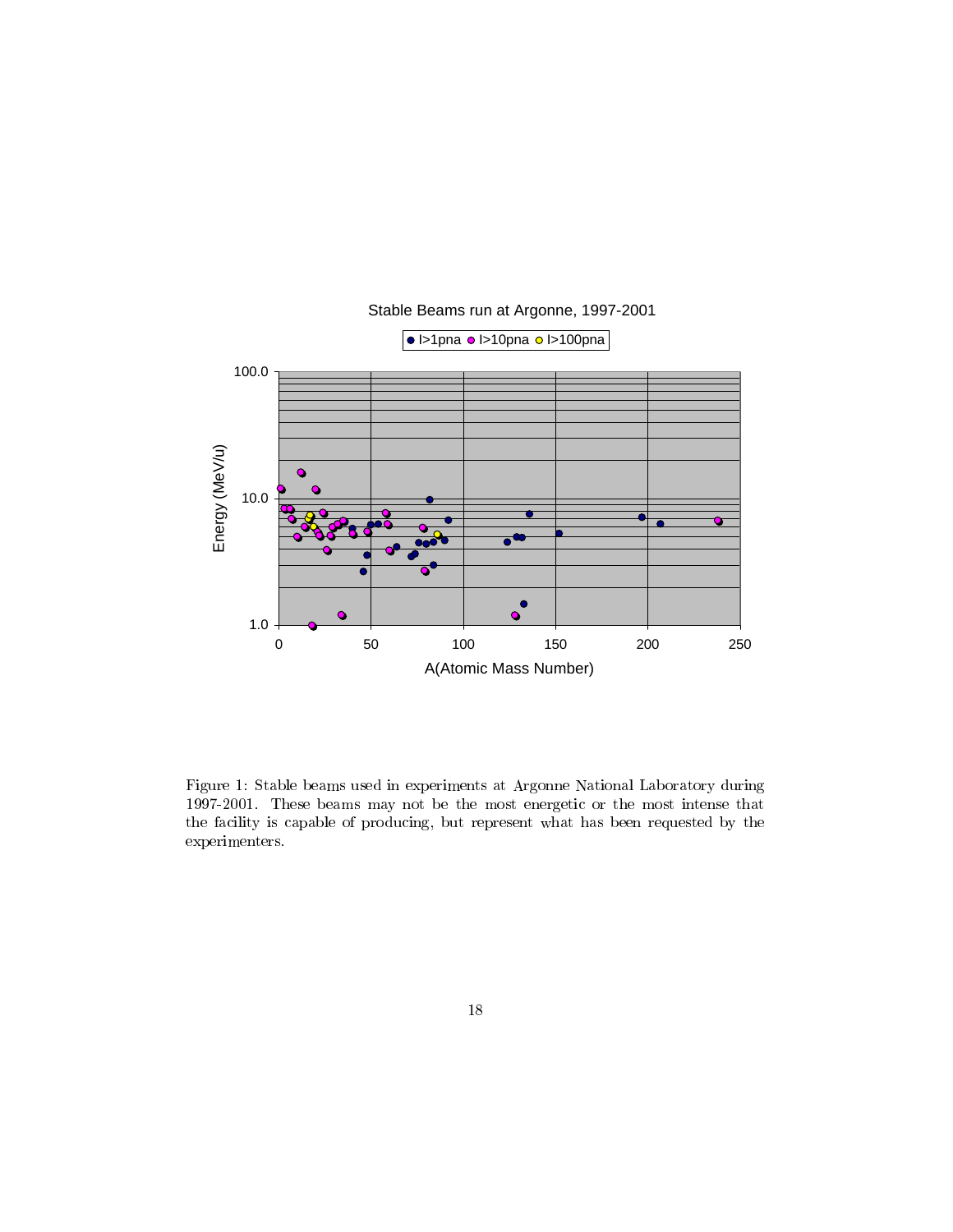Figure 1: Stable beams used in experiments at Argonne National Laboratory during 1997-2001. These beams may not be the most energetic or the most intense that the facility is capable of producing, but represent what has been requested by the experimenters.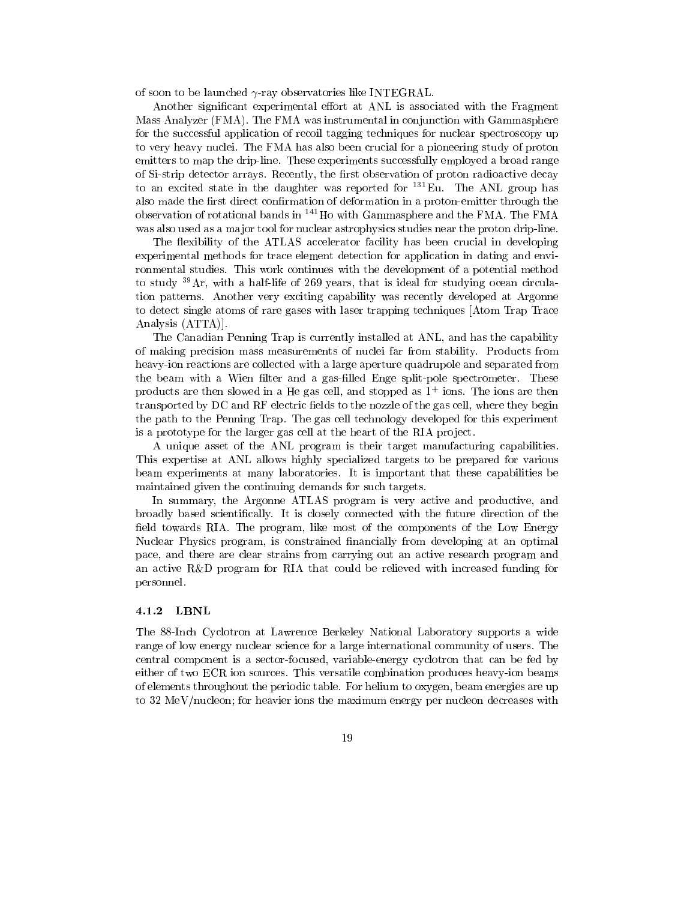of soon to be launched $\gamma$-ray observatories like INTEGRAL.

Another significant experimental effort at ANL is associated with the Fragment Mass Analyzer (FMA). The FMA was instrumental in conjunction with Gammasphere for the successful application of recoil tagging techniques for nuclear spectroscopy up to very heavy nuclei. The FMA has also been crucial for a pioneering study of proton emitters to map the drip-line. These experiments successfully employed a broad range of Si-strip detector arrays. Recently, the first observation of proton radioactive decay to an excited state in the daughter was reported for $^{131}$Eu. The ANL group has also made the first direct confirmation of deformation in a proton-emitter through the observation of rotational bands in $^{141}$Ho with Gammasphere and the FMA. The FMA was also used as a major tool for nuclear astrophysics studies near the proton drip-line.

The flexibility of the ATLAS accelerator facility has been crucial in developing experimental methods for trace element detection for application in dating and environmental studies. This work continues with the development of a potential method to study $^{39}$Ar, with a half-life of 269 years, that is ideal for studying ocean circulation patterns. Another very exciting capability was recently developed at Argonne to detect single atoms of rare gases with laser trapping techniques [Atom Trap Trace Analysis (ATTA)].

The Canadian Penning Trap is currently installed at ANL, and has the capability of making precision mass measurements of nuclei far from stability. Products from heavy-ion reactions are collected with a large aperture quadrupole and separated from the beam with a Wien filter and a gas-filled Enge split-pole spectrometer. These products are then slowed in a He gas cell, and stopped as $1^+$ ions. The ions are then transported by DC and RF electric fields to the nozzle of the gas cell, where they begin the path to the Penning Trap. The gas cell technology developed for this experiment is a prototype for the larger gas cell at the heart of the RIA project.

A unique asset of the ANL program is their target manufacturing capabilities. This expertise at ANL allows highly specialized targets to be prepared for various beam experiments at many laboratories. It is important that these capabilities be maintained given the continuing demands for such targets.

In summary, the Argonne ATLAS program is very active and productive, and broadly based scientifically. It is closely connected with the future direction of the field towards RIA. The program, like most of the components of the Low Energy Nuclear Physics program, is constrained financially from developing at an optimal pace, and there are clear strains from carrying out an active research program and an active R&D program for RIA that could be relieved with increased funding for personnel.

#### 4.1.2 LBNL

The 88-Inch Cyclotron at Lawrence Berkeley National Laboratory supports a wide range of low energy nuclear science for a large international community of users. The central component is a sector-focused, variable-energy cyclotron that can be fed by either of two ECR ion sources. This versatile combination produces heavy-ion beams of elements throughout the periodic table. For helium to oxygen, beam energies are up to 32 MeV/nucleon; for heavier ions the maximum energy per nucleon decreases with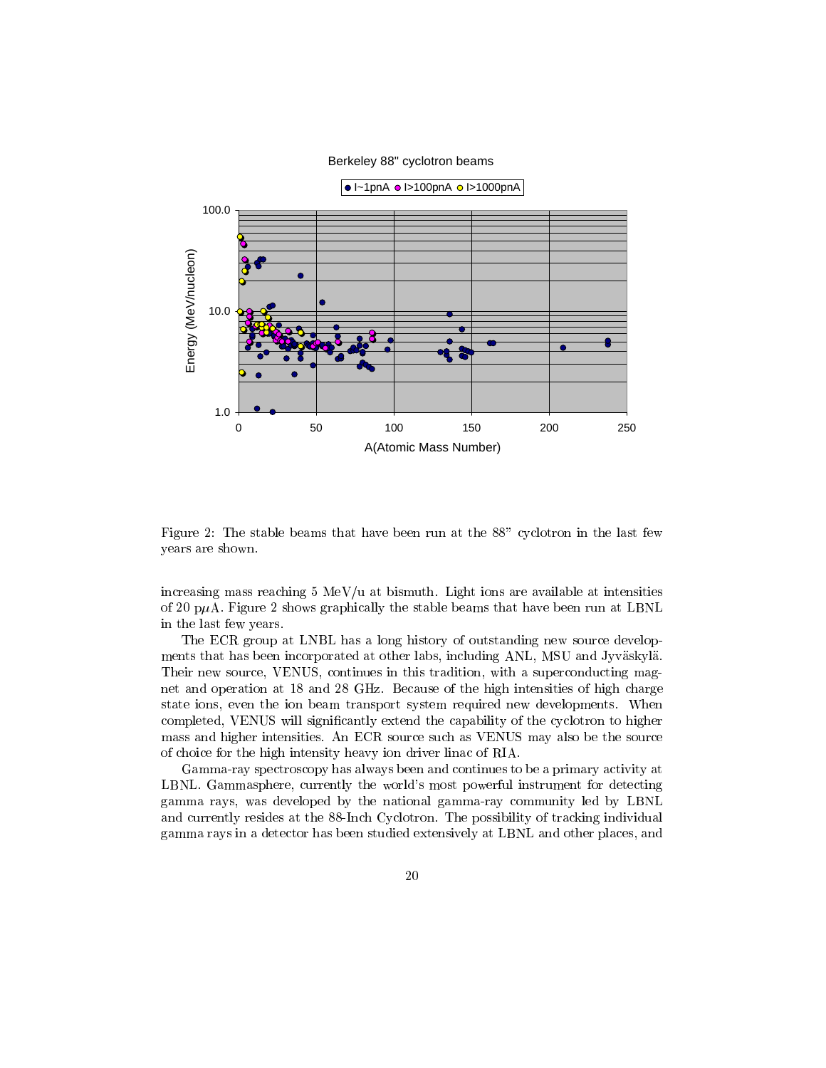Figure 2: The stable beams that have been run at the 88" cyclotron in the last few years are shown.

increasing mass reaching 5 MeV/u at bismuth. Light ions are available at intensities of 20 p$\mu$A. Figure 2 shows graphically the stable beams that have been run at LBNL in the last few years.

The ECR group at LNBL has a long history of outstanding new source developments that has been incorporated at other labs, including ANL, MSU and Jyväskylä. Their new source, VENUS, continues in this tradition, with a superconducting magnet and operation at 18 and 28 GHz. Because of the high intensities of high charge state ions, even the ion beam transport system required new developments. When completed, VENUS will significantly extend the capability of the cyclotron to higher mass and higher intensities. An ECR source such as VENUS may also be the source of choice for the high intensity heavy ion driver linac of RIA.

Gamma-ray spectroscopy has always been and continues to be a primary activity at LBNL. Gammasphere, currently the world's most powerful instrument for detecting gamma rays, was developed by the national gamma-ray community led by LBNL and currently resides at the 88-Inch Cyclotron. The possibility of tracking individual gamma rays in a detector has been studied extensively at LBNL and other places, and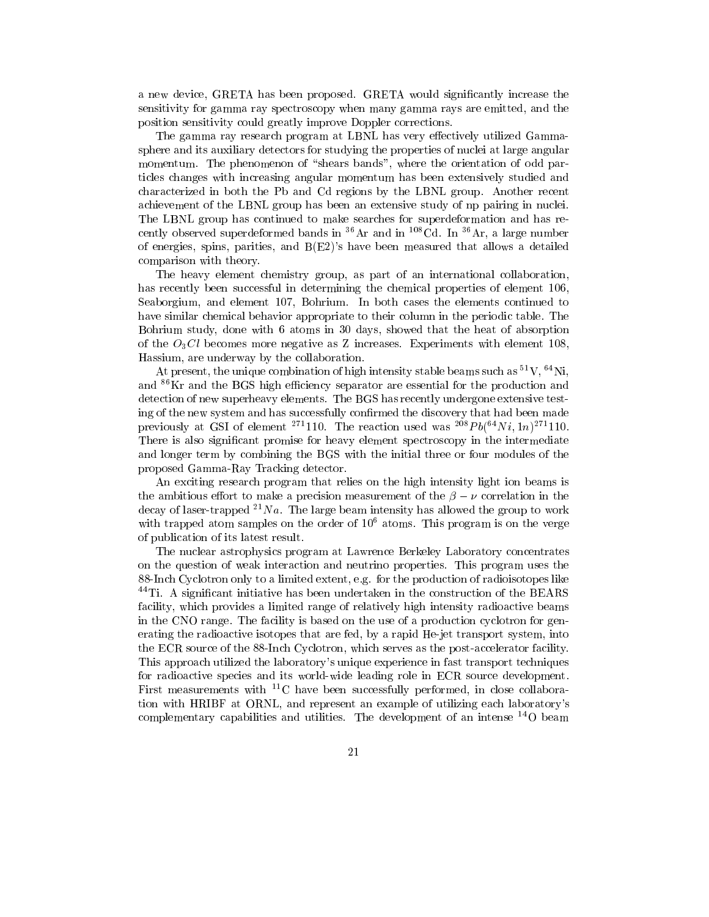a new device, GRETA has been proposed. GRETA would significantly increase the sensitivity for gamma ray spectroscopy when many gamma rays are emitted, and the position sensitivity could greatly improve Doppler corrections.

The gamma ray research program at LBNL has very effectively utilized Gammasphere and its auxiliary detectors for studying the properties of nuclei at large angular momentum. The phenomenon of "shears bands", where the orientation of odd particles changes with increasing angular momentum has been extensively studied and characterized in both the Pb and Cd regions by the LBNL group. Another recent achievement of the LBNL group has been an extensive study of np pairing in nuclei. The LBNL group has continued to make searches for superdeformation and has recently observed superdeformed bands in $^{36}$Ar and in $^{108}$Cd. In $^{36}$Ar, a large number of energies, spins, parities, and B(E2)'s have been measured that allows a detailed comparison with theory.

The heavy element chemistry group, as part of an international collaboration, has recently been successful in determining the chemical properties of element 106, Seaborgium, and element 107, Bohrium. In both cases the elements continued to have similar chemical behavior appropriate to their column in the periodic table. The Bohrium study, done with 6 atoms in 30 days, showed that the heat of absorption of the $O_3Cl$ becomes more negative as Z increases. Experiments with element 108, Hassium, are underway by the collaboration.

At present, the unique combination of high intensity stable beams such as $^{51}$V, $^{64}$Ni, and $^{86}$Kr and the BGS high efficiency separator are essential for the production and detection of new superheavy elements. The BGS has recently undergone extensive testing of the new system and has successfully confirmed the discovery that had been made previously at GSI of element $^{271}$110. The reaction used was $^{208}Pb(^{64}Ni, 1n)^{271}110$. There is also significant promise for heavy element spectroscopy in the intermediate and longer term by combining the BGS with the initial three or four modules of the proposed Gamma-Ray Tracking detector.

An exciting research program that relies on the high intensity light ion beams is the ambitious effort to make a precision measurement of the $\beta - \nu$ correlation in the decay of laser-trapped $^{21}Na$. The large beam intensity has allowed the group to work with trapped atom samples on the order of $10^6$ atoms. This program is on the verge of publication of its latest result.

The nuclear astrophysics program at Lawrence Berkeley Laboratory concentrates on the question of weak interaction and neutrino properties. This program uses the 88-Inch Cyclotron only to a limited extent, e.g. for the production of radioisotopes like $^{44}$Ti. A significant initiative has been undertaken in the construction of the BEARS facility, which provides a limited range of relatively high intensity radioactive beams in the CNO range. The facility is based on the use of a production cyclotron for generating the radioactive isotopes that are fed, by a rapid He-jet transport system, into the ECR source of the 88-Inch Cyclotron, which serves as the post-accelerator facility. This approach utilized the laboratory's unique experience in fast transport techniques for radioactive species and its world-wide leading role in ECR source development. First measurements with $^{11}$C have been successfully performed, in close collaboration with HRIBF at ORNL, and represent an example of utilizing each laboratory's complementary capabilities and utilities. The development of an intense $^{14}$O beam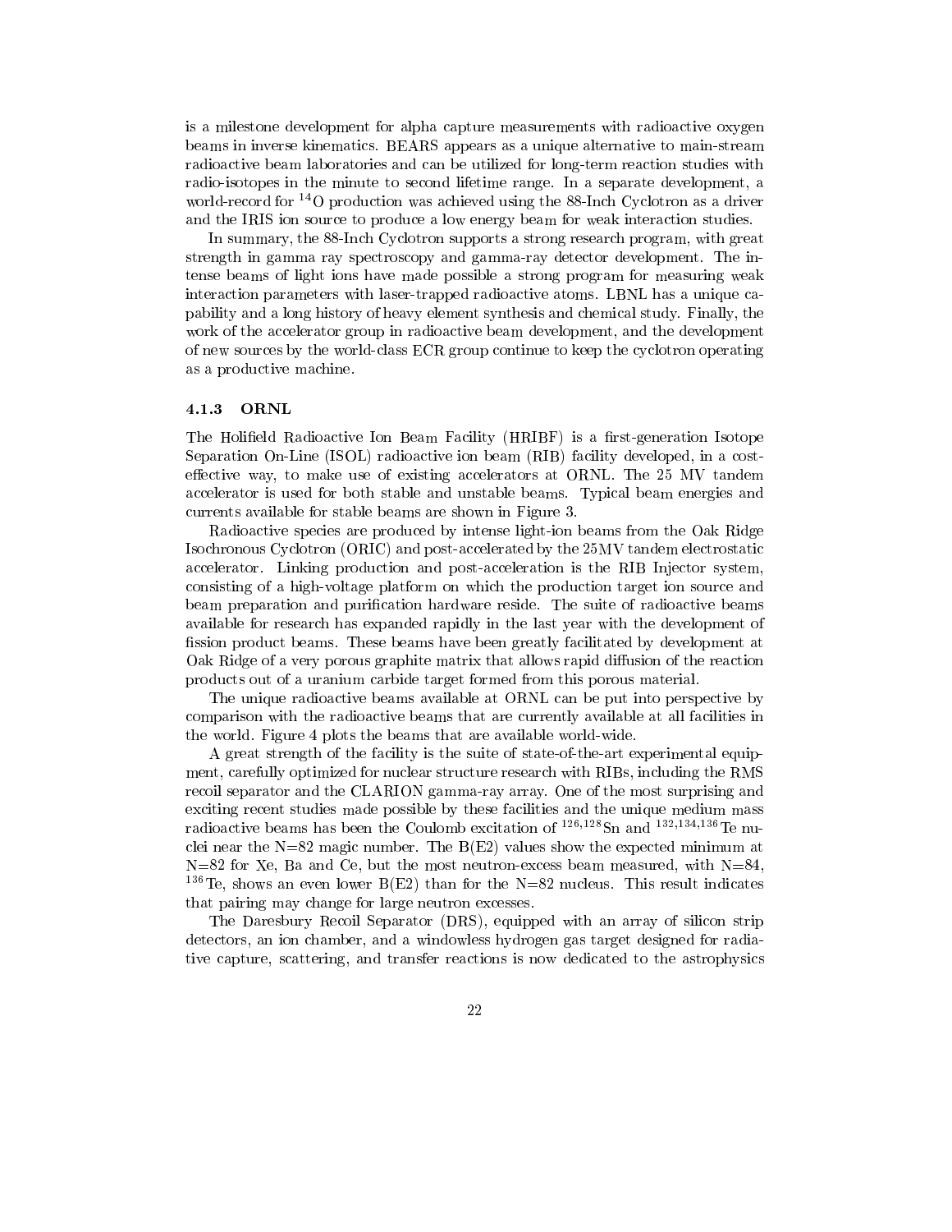is a milestone development for alpha capture measurements with radioactive oxygen beams in inverse kinematics. BEARS appears as a unique alternative to main-stream radioactive beam laboratories and can be utilized for long-term reaction studies with radio-isotopes in the minute to second lifetime range. In a separate development, a world-record for $^{14}$O production was achieved using the 88-Inch Cyclotron as a driver and the IRIS ion source to produce a low energy beam for weak interaction studies.

In summary, the 88-Inch Cyclotron supports a strong research program, with great strength in gamma ray spectroscopy and gamma-ray detector development. The intense beams of light ions have made possible a strong program for measuring weak interaction parameters with laser-trapped radioactive atoms. LBNL has a unique capability and a long history of heavy element synthesis and chemical study. Finally, the work of the accelerator group in radioactive beam development, and the development of new sources by the world-class ECR group continue to keep the cyclotron operating as a productive machine.

#### 4.1.3 ORNL

The Holifield Radioactive Ion Beam Facility (HRIBF) is a first-generation Isotope Separation On-Line (ISOL) radioactive ion beam (RIB) facility developed, in a cost-effective way, to make use of existing accelerators at ORNL. The 25 MV tandem accelerator is used for both stable and unstable beams. Typical beam energies and currents available for stable beams are shown in Figure 3.

Radioactive species are produced by intense light-ion beams from the Oak Ridge Isochronous Cyclotron (ORIC) and post-accelerated by the 25MV tandem electrostatic accelerator. Linking production and post-acceleration is the RIB Injector system, consisting of a high-voltage platform on which the production target ion source and beam preparation and purification hardware reside. The suite of radioactive beams available for research has expanded rapidly in the last year with the development of fission product beams. These beams have been greatly facilitated by development at Oak Ridge of a very porous graphite matrix that allows rapid diffusion of the reaction products out of a uranium carbide target formed from this porous material.

The unique radioactive beams available at ORNL can be put into perspective by comparison with the radioactive beams that are currently available at all facilities in the world. Figure 4 plots the beams that are available world-wide.

A great strength of the facility is the suite of state-of-the-art experimental equipment, carefully optimized for nuclear structure research with RIBs, including the RMS recoil separator and the CLARION gamma-ray array. One of the most surprising and exciting recent studies made possible by these facilities and the unique medium mass radioactive beams has been the Coulomb excitation of $^{126,128}$Sn and $^{132,134,136}$Te nuclei near the N=82 magic number. The B(E2) values show the expected minimum at N=82 for Xe, Ba and Ce, but the most neutron-excess beam measured, with N=84, $^{136}$Te, shows an even lower B(E2) than for the N=82 nucleus. This result indicates that pairing may change for large neutron excesses.

The Daresbury Recoil Separator (DRS), equipped with an array of silicon strip detectors, an ion chamber, and a windowless hydrogen gas target designed for radiative capture, scattering, and transfer reactions is now dedicated to the astrophysics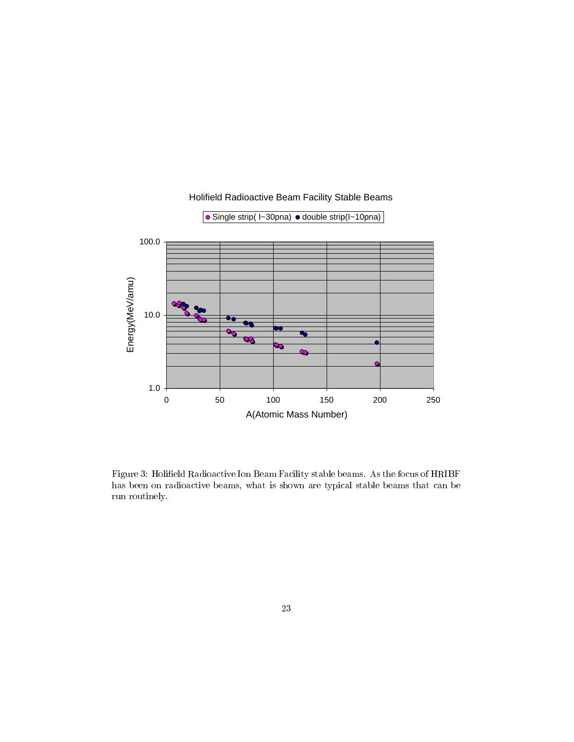Figure 3: Holifield Radioactive Ion Beam Facility stable beams. As the focus of HRIBF has been on radioactive beams, what is shown are typical stable beams that can be run routinely.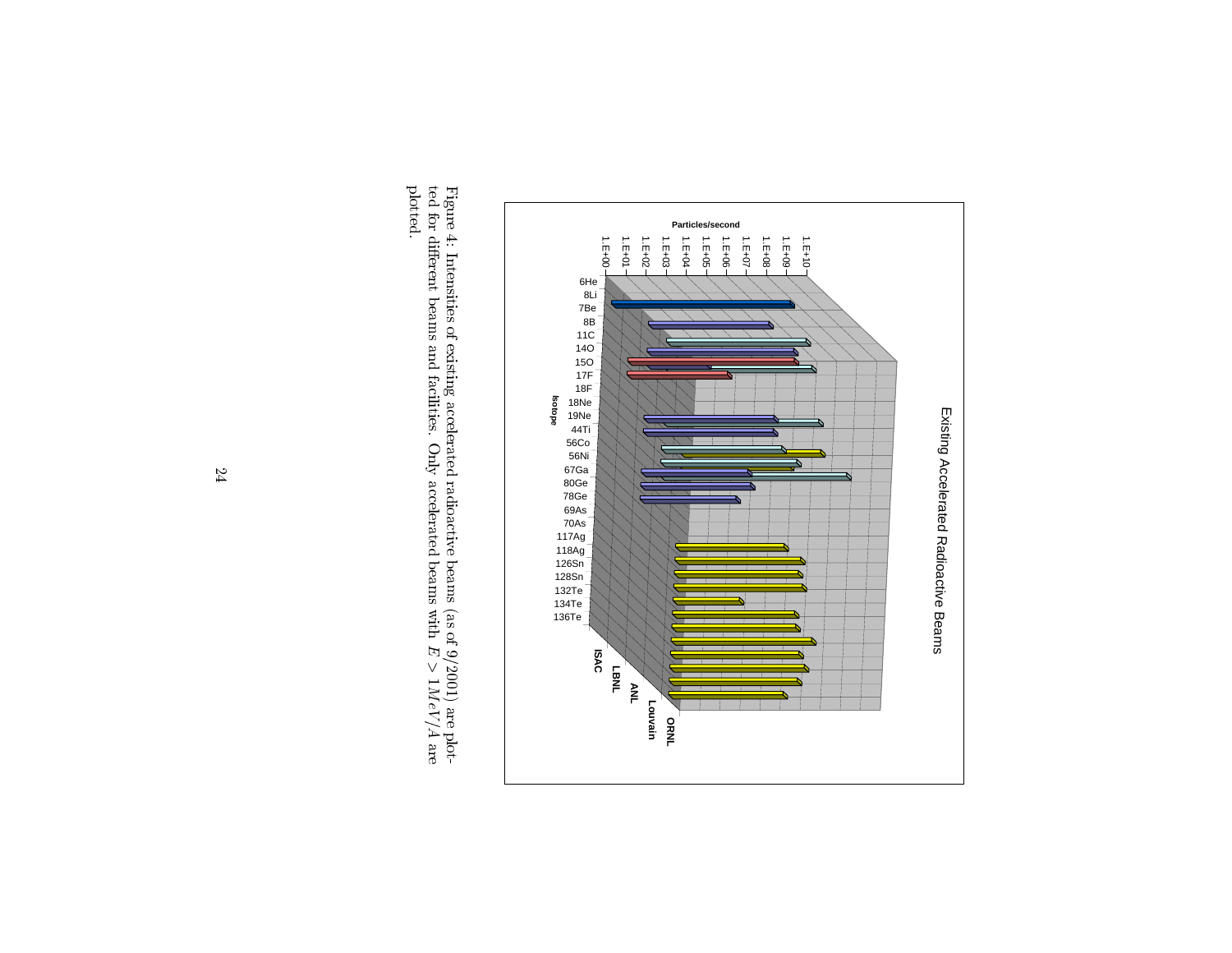Figure 4: Intensities of existing accelerated radioactive beams (as of 9/2001) are plotted for different beams and facilities. Only accelerated beams with $E > 1 MeV/A$ are plotted.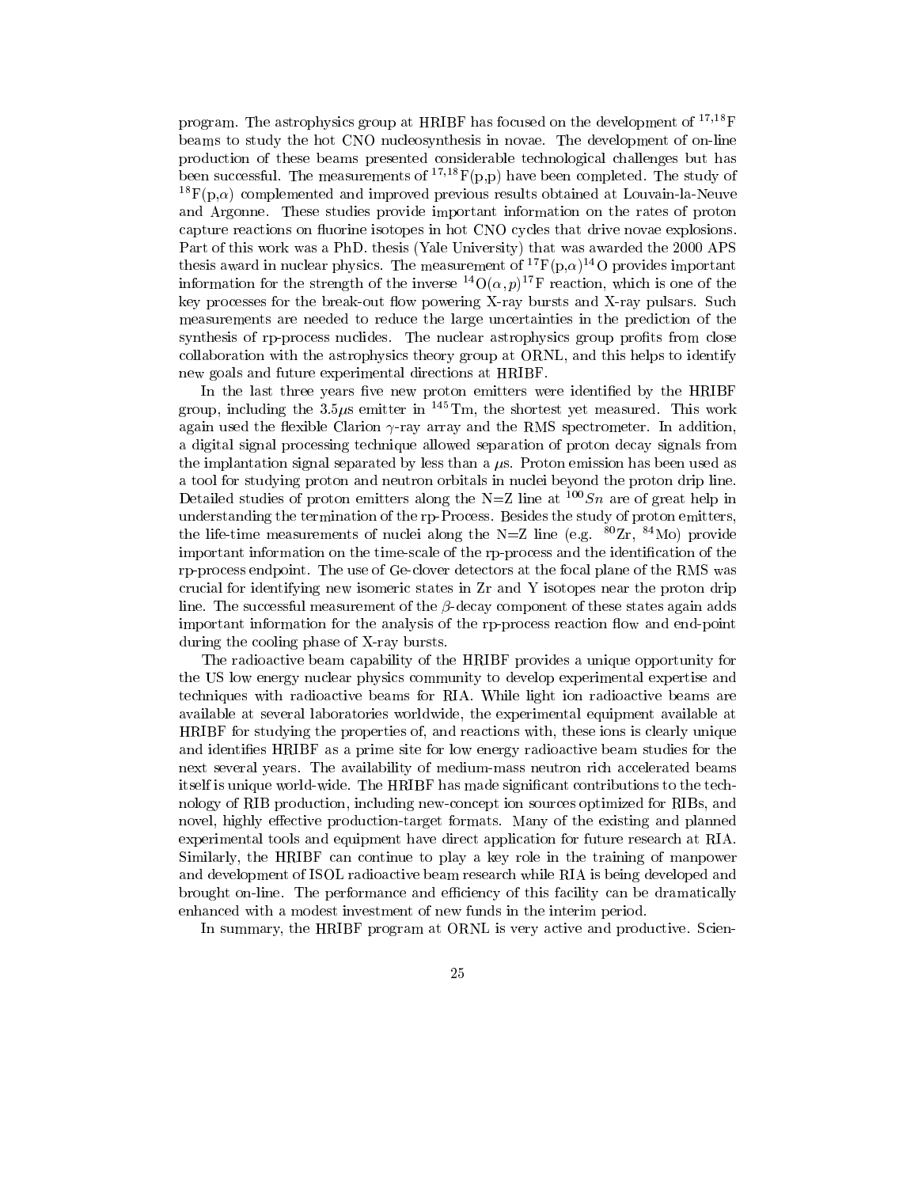program. The astrophysics group at HRIBF has focused on the development of $^{17,18}$F beams to study the hot CNO nucleosynthesis in novae. The development of on-line production of these beams presented considerable technological challenges but has been successful. The measurements of $^{17,18}$F(p,p) have been completed. The study of $^{18}$F(p,$\alpha$) complemented and improved previous results obtained at Louvain-la-Neuve and Argonne. These studies provide important information on the rates of proton capture reactions on fluorine isotopes in hot CNO cycles that drive novae explosions. Part of this work was a PhD. thesis (Yale University) that was awarded the 2000 APS thesis award in nuclear physics. The measurement of $^{17}$F(p,$\alpha$)$^{14}$O provides important information for the strength of the inverse $^{14}\mathrm{O}(\alpha,p)^{17}\mathrm{F}$ reaction, which is one of the key processes for the break-out flow powering X-ray bursts and X-ray pulsars. Such measurements are needed to reduce the large uncertainties in the prediction of the synthesis of rp-process nuclides. The nuclear astrophysics group profits from close collaboration with the astrophysics theory group at ORNL, and this helps to identify new goals and future experimental directions at HRIBF.

In the last three years five new proton emitters were identified by the HRIBF group, including the 3.5$\mu$s emitter in $^{145}$Tm, the shortest yet measured. This work again used the flexible Clarion $\gamma$-ray array and the RMS spectrometer. In addition, a digital signal processing technique allowed separation of proton decay signals from the implantation signal separated by less than a $\mu$s. Proton emission has been used as a tool for studying proton and neutron orbitals in nuclei beyond the proton drip line. Detailed studies of proton emitters along the N=Z line at $^{100}Sn$ are of great help in understanding the termination of the rp-Process. Besides the study of proton emitters, the life-time measurements of nuclei along the N=Z line (e.g. $^{80}$Zr, $^{84}$Mo) provide important information on the time-scale of the rp-process and the identification of the rp-process endpoint. The use of Ge-clover detectors at the focal plane of the RMS was crucial for identifying new isomeric states in Zr and Y isotopes near the proton drip line. The successful measurement of the $\beta$-decay component of these states again adds important information for the analysis of the rp-process reaction flow and end-point during the cooling phase of X-ray bursts.

The radioactive beam capability of the HRIBF provides a unique opportunity for the US low energy nuclear physics community to develop experimental expertise and techniques with radioactive beams for RIA. While light ion radioactive beams are available at several laboratories worldwide, the experimental equipment available at HRIBF for studying the properties of, and reactions with, these ions is clearly unique and identifies HRIBF as a prime site for low energy radioactive beam studies for the next several years. The availability of medium-mass neutron rich accelerated beams itself is unique world-wide. The HRIBF has made significant contributions to the technology of RIB production, including new-concept ion sources optimized for RIBs, and novel, highly effective production-target formats. Many of the existing and planned experimental tools and equipment have direct application for future research at RIA. Similarly, the HRIBF can continue to play a key role in the training of manpower and development of ISOL radioactive beam research while RIA is being developed and brought on-line. The performance and efficiency of this facility can be dramatically enhanced with a modest investment of new funds in the interim period.

In summary, the HRIBF program at ORNL is very active and productive. Scien-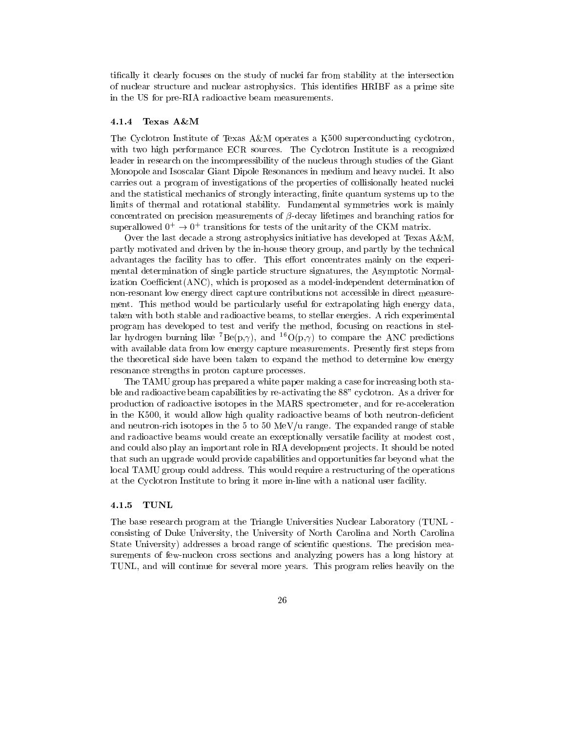tifically it clearly focuses on the study of nuclei far from stability at the intersection of nuclear structure and nuclear astrophysics. This identifies HRIBF as a prime site in the US for pre-RIA radioactive beam measurements.

#### 4.1.4 Texas A&M

The Cyclotron Institute of Texas A&M operates a K500 superconducting cyclotron, with two high performance ECR sources. The Cyclotron Institute is a recognized leader in research on the incompressibility of the nucleus through studies of the Giant Monopole and Isoscalar Giant Dipole Resonances in medium and heavy nuclei. It also carries out a program of investigations of the properties of collisionally heated nuclei and the statistical mechanics of strongly interacting, finite quantum systems up to the limits of thermal and rotational stability. Fundamental symmetries work is mainly concentrated on precision measurements of $\beta$-decay lifetimes and branching ratios for superallowed $0^+ \rightarrow 0^+$ transitions for tests of the unitarity of the CKM matrix.

Over the last decade a strong astrophysics initiative has developed at Texas A&M, partly motivated and driven by the in-house theory group, and partly by the technical advantages the facility has to offer. This effort concentrates mainly on the experimental determination of single particle structure signatures, the Asymptotic Normalization Coefficient(ANC), which is proposed as a model-independent determination of non-resonant low energy direct capture contributions not accessible in direct measurement. This method would be particularly useful for extrapolating high energy data, taken with both stable and radioactive beams, to stellar energies. A rich experimental program has developed to test and verify the method, focusing on reactions in stellar hydrogen burning like $^7$Be(p,$\gamma$), and $^{16}$O(p,$\gamma$) to compare the ANC predictions with available data from low energy capture measurements. Presently first steps from the theoretical side have been taken to expand the method to determine low energy resonance strengths in proton capture processes.

The TAMU group has prepared a white paper making a case for increasing both stable and radioactive beam capabilities by re-activating the 88" cyclotron. As a driver for production of radioactive isotopes in the MARS spectrometer, and for re-acceleration in the K500, it would allow high quality radioactive beams of both neutron-deficient and neutron-rich isotopes in the 5 to 50 MeV/u range. The expanded range of stable and radioactive beams would create an exceptionally versatile facility at modest cost, and could also play an important role in RIA development projects. It should be noted that such an upgrade would provide capabilities and opportunities far beyond what the local TAMU group could address. This would require a restructuring of the operations at the Cyclotron Institute to bring it more in-line with a national user facility.

#### 4.1.5 TUNL

The base research program at the Triangle Universities Nuclear Laboratory (TUNL - consisting of Duke University, the University of North Carolina and North Carolina State University) addresses a broad range of scientific questions. The precision measurements of few-nucleon cross sections and analyzing powers has a long history at TUNL, and will continue for several more years. This program relies heavily on the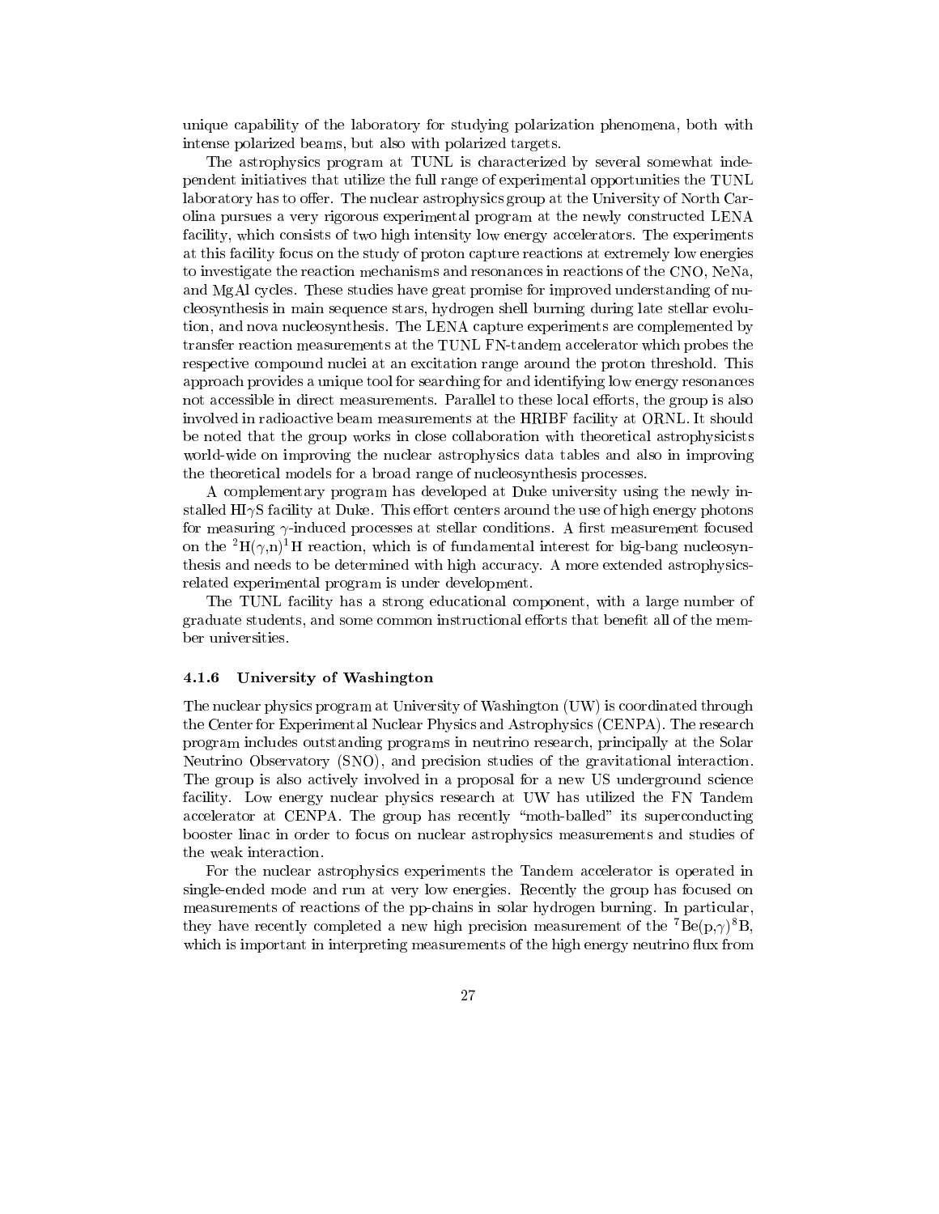unique capability of the laboratory for studying polarization phenomena, both with intense polarized beams, but also with polarized targets.

The astrophysics program at TUNL is characterized by several somewhat independent initiatives that utilize the full range of experimental opportunities the TUNL laboratory has to offer. The nuclear astrophysics group at the University of North Carolina pursues a very rigorous experimental program at the newly constructed LENA facility, which consists of two high intensity low energy accelerators. The experiments at this facility focus on the study of proton capture reactions at extremely low energies to investigate the reaction mechanisms and resonances in reactions of the CNO, NeNa, and MgAl cycles. These studies have great promise for improved understanding of nucleosynthesis in main sequence stars, hydrogen shell burning during late stellar evolution, and nova nucleosynthesis. The LENA capture experiments are complemented by transfer reaction measurements at the TUNL FN-tandem accelerator which probes the respective compound nuclei at an excitation range around the proton threshold. This approach provides a unique tool for searching for and identifying low energy resonances not accessible in direct measurements. Parallel to these local efforts, the group is also involved in radioactive beam measurements at the HRIBF facility at ORNL. It should be noted that the group works in close collaboration with theoretical astrophysicists world-wide on improving the nuclear astrophysics data tables and also in improving the theoretical models for a broad range of nucleosynthesis processes.

A complementary program has developed at Duke university using the newly installed HI$\gamma$S facility at Duke. This effort centers around the use of high energy photons for measuring $\gamma$-induced processes at stellar conditions. A first measurement focused on the $^{2}$H($\gamma$,n)$^{1}$H reaction, which is of fundamental interest for big-bang nucleosynthesis and needs to be determined with high accuracy. A more extended astrophysics-related experimental program is under development.

The TUNL facility has a strong educational component, with a large number of graduate students, and some common instructional efforts that benefit all of the member universities.

#### 4.1.6 University of Washington

The nuclear physics program at University of Washington (UW) is coordinated through the Center for Experimental Nuclear Physics and Astrophysics (CENPA). The research program includes outstanding programs in neutrino research, principally at the Solar Neutrino Observatory (SNO), and precision studies of the gravitational interaction. The group is also actively involved in a proposal for a new US underground science facility. Low energy nuclear physics research at UW has utilized the FN Tandem accelerator at CENPA. The group has recently "moth-balled" its superconducting booster linac in order to focus on nuclear astrophysics measurements and studies of the weak interaction.

For the nuclear astrophysics experiments the Tandem accelerator is operated in single-ended mode and run at very low energies. Recently the group has focused on measurements of reactions of the pp-chains in solar hydrogen burning. In particular, they have recently completed a new high precision measurement of the $^{7}$Be(p,$\gamma$)$^{8}$B, which is important in interpreting measurements of the high energy neutrino flux from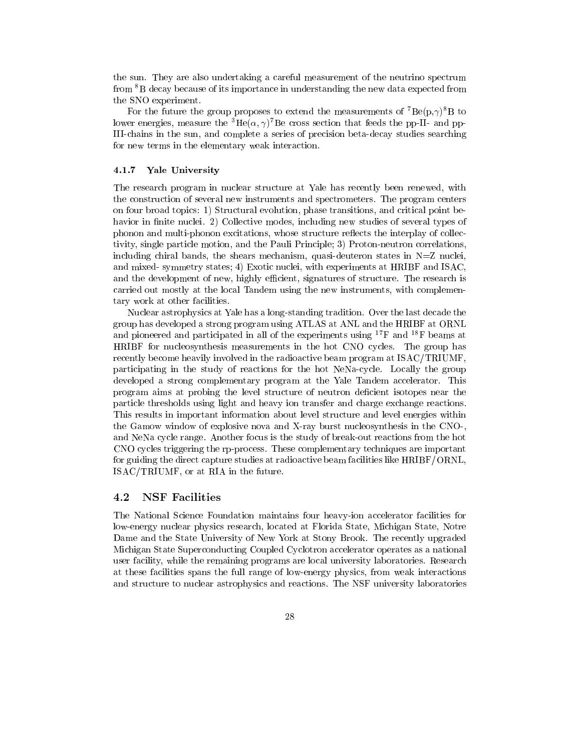the sun. They are also undertaking a careful measurement of the neutrino spectrum from $^{8}$B decay because of its importance in understanding the new data expected from the SNO experiment.

For the future the group proposes to extend the measurements of $^{7}$Be(p,$\gamma$)$^{8}$B to lower energies, measure the $^{3}$He($\alpha,\gamma$)$^{7}$Be cross section that feeds the pp-II- and pp-III-chains in the sun, and complete a series of precision beta-decay studies searching for new terms in the elementary weak interaction.

#### 4.1.7 Yale University

The research program in nuclear structure at Yale has recently been renewed, with the construction of several new instruments and spectrometers. The program centers on four broad topics: 1) Structural evolution, phase transitions, and critical point behavior in finite nuclei. 2) Collective modes, including new studies of several types of phonon and multi-phonon excitations, whose structure reflects the interplay of collectivity, single particle motion, and the Pauli Principle; 3) Proton-neutron correlations, including chiral bands, the shears mechanism, quasi-deuteron states in N=Z nuclei, and mixed- symmetry states; 4) Exotic nuclei, with experiments at HRIBF and ISAC, and the development of new, highly efficient, signatures of structure. The research is carried out mostly at the local Tandem using the new instruments, with complementary work at other facilities.

Nuclear astrophysics at Yale has a long-standing tradition. Over the last decade the group has developed a strong program using ATLAS at ANL and the HRIBF at ORNL and pioneered and participated in all of the experiments using $^{17}$F and $^{18}$F beams at HRIBF for nucleosynthesis measurements in the hot CNO cycles. The group has recently become heavily involved in the radioactive beam program at ISAC/TRIUMF, participating in the study of reactions for the hot NeNa-cycle. Locally the group developed a strong complementary program at the Yale Tandem accelerator. This program aims at probing the level structure of neutron deficient isotopes near the particle thresholds using light and heavy ion transfer and charge exchange reactions. This results in important information about level structure and level energies within the Gamow window of explosive nova and X-ray burst nucleosynthesis in the CNO-, and NeNa cycle range. Another focus is the study of break-out reactions from the hot CNO cycles triggering the rp-process. These complementary techniques are important for guiding the direct capture studies at radioactive beam facilities like HRIBF/ORNL, ISAC/TRIUMF, or at RIA in the future.

### 4.2 NSF Facilities

The National Science Foundation maintains four heavy-ion accelerator facilities for low-energy nuclear physics research, located at Florida State, Michigan State, Notre Dame and the State University of New York at Stony Brook. The recently upgraded Michigan State Superconducting Coupled Cyclotron accelerator operates as a national user facility, while the remaining programs are local university laboratories. Research at these facilities spans the full range of low-energy physics, from weak interactions and structure to nuclear astrophysics and reactions. The NSF university laboratories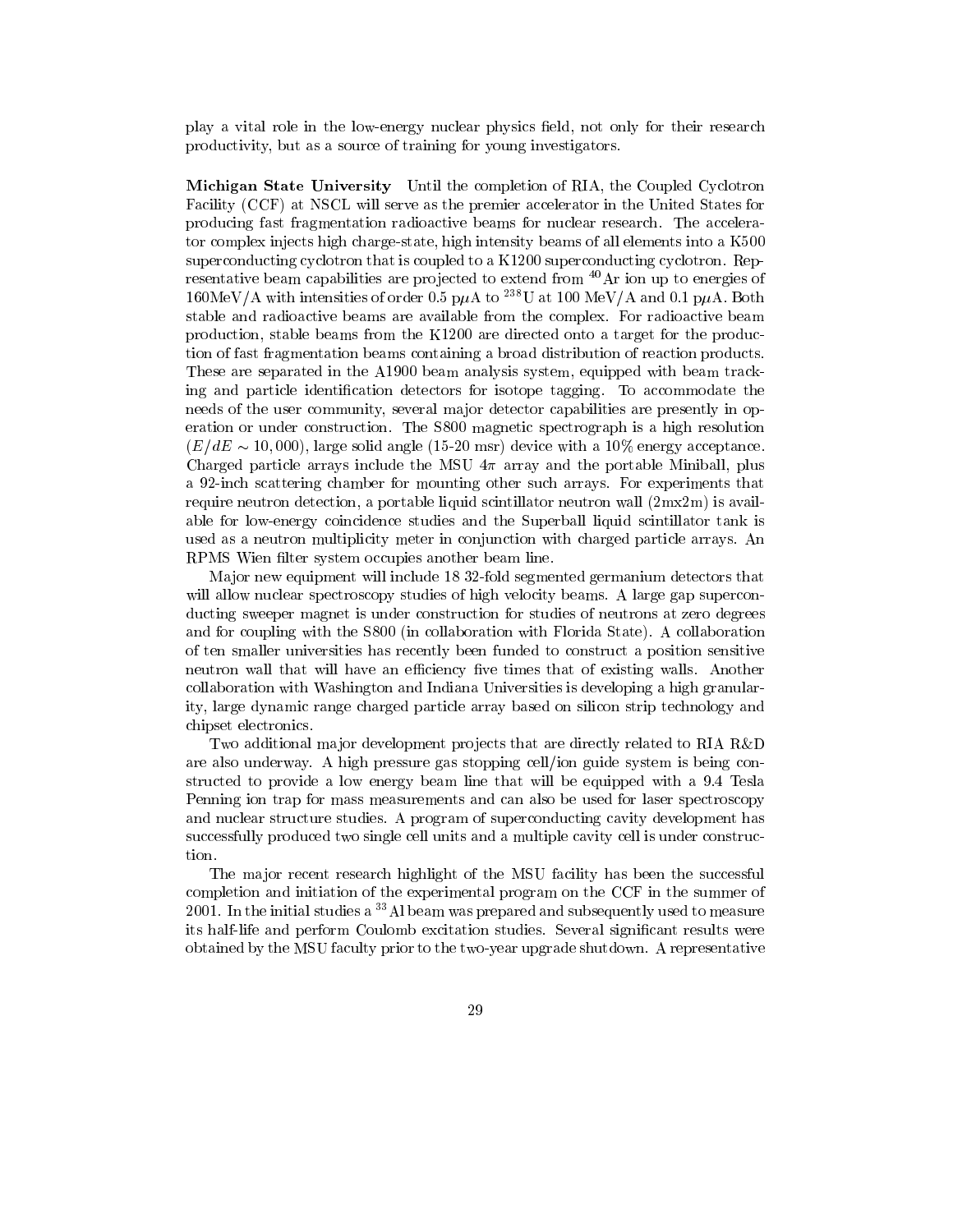play a vital role in the low-energy nuclear physics field, not only for their research productivity, but as a source of training for young investigators.

**Michigan State University** Until the completion of RIA, the Coupled Cyclotron Facility (CCF) at NSCL will serve as the premier accelerator in the United States for producing fast fragmentation radioactive beams for nuclear research. The accelerator complex injects high charge-state, high intensity beams of all elements into a K500 superconducting cyclotron that is coupled to a K1200 superconducting cyclotron. Representative beam capabilities are projected to extend from $^{40}$Ar ion up to energies of 160MeV/A with intensities of order 0.5 p$\mu$A to $^{238}$U at 100 MeV/A and 0.1 p$\mu$A. Both stable and radioactive beams are available from the complex. For radioactive beam production, stable beams from the K1200 are directed onto a target for the production of fast fragmentation beams containing a broad distribution of reaction products. These are separated in the A1900 beam analysis system, equipped with beam tracking and particle identification detectors for isotope tagging. To accommodate the needs of the user community, several major detector capabilities are presently in operation or under construction. The S800 magnetic spectrograph is a high resolution ($E/dE \sim 10,000$), large solid angle (15-20 msr) device with a 10% energy acceptance. Charged particle arrays include the MSU $4\pi$ array and the portable Miniball, plus a 92-inch scattering chamber for mounting other such arrays. For experiments that require neutron detection, a portable liquid scintillator neutron wall (2mx2m) is available for low-energy coincidence studies and the Superball liquid scintillator tank is used as a neutron multiplicity meter in conjunction with charged particle arrays. An RPMS Wien filter system occupies another beam line.

Major new equipment will include 18 32-fold segmented germanium detectors that will allow nuclear spectroscopy studies of high velocity beams. A large gap superconducting sweeper magnet is under construction for studies of neutrons at zero degrees and for coupling with the S800 (in collaboration with Florida State). A collaboration of ten smaller universities has recently been funded to construct a position sensitive neutron wall that will have an efficiency five times that of existing walls. Another collaboration with Washington and Indiana Universities is developing a high granularity, large dynamic range charged particle array based on silicon strip technology and chipset electronics.

Two additional major development projects that are directly related to RIA R&D are also underway. A high pressure gas stopping cell/ion guide system is being constructed to provide a low energy beam line that will be equipped with a 9.4 Tesla Penning ion trap for mass measurements and can also be used for laser spectroscopy and nuclear structure studies. A program of superconducting cavity development has successfully produced two single cell units and a multiple cavity cell is under construction.

The major recent research highlight of the MSU facility has been the successful completion and initiation of the experimental program on the CCF in the summer of 2001. In the initial studies a $^{33}$Al beam was prepared and subsequently used to measure its half-life and perform Coulomb excitation studies. Several significant results were obtained by the MSU faculty prior to the two-year upgrade shutdown. A representative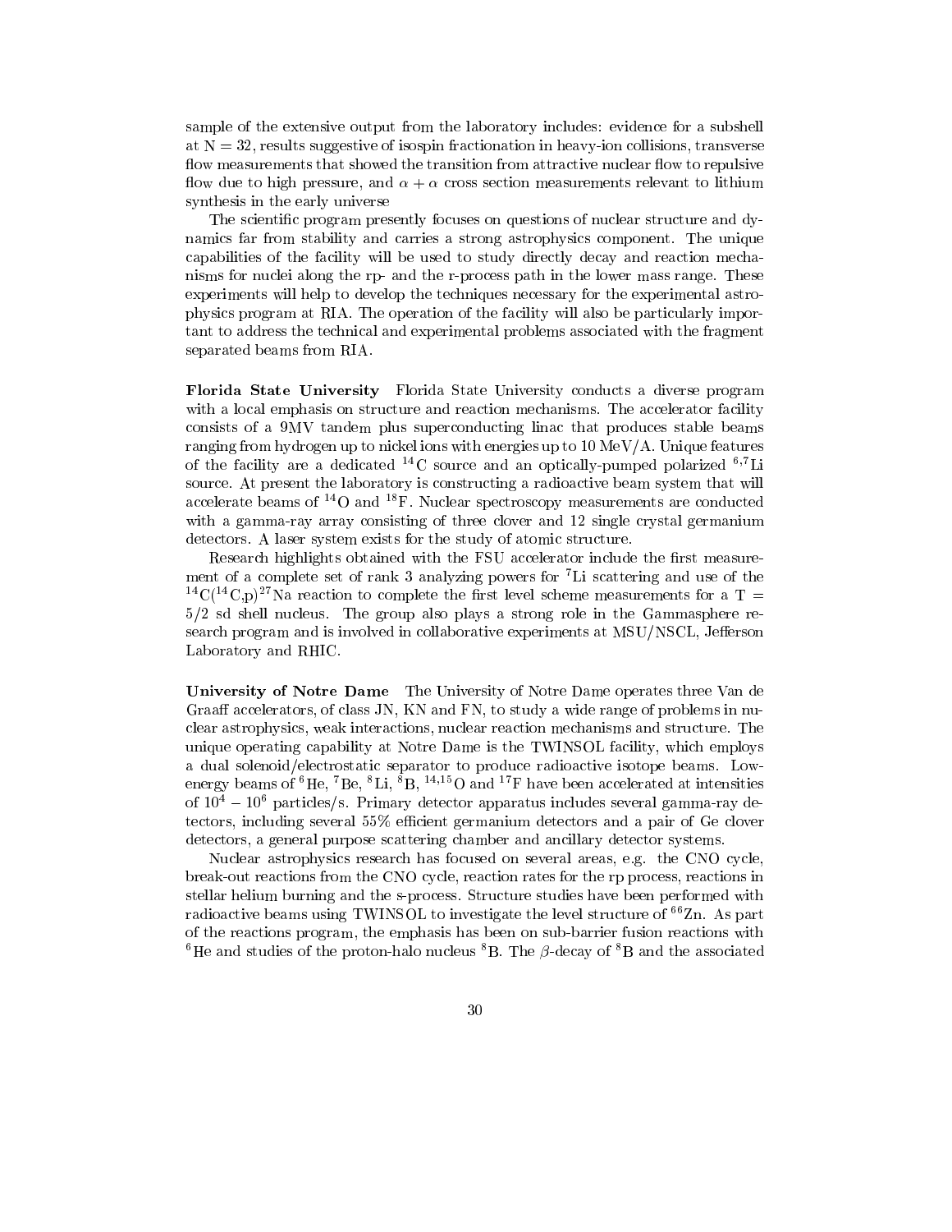sample of the extensive output from the laboratory includes: evidence for a subshell at N = 32, results suggestive of isospin fractionation in heavy-ion collisions, transverse flow measurements that showed the transition from attractive nuclear flow to repulsive flow due to high pressure, and $\alpha + \alpha$ cross section measurements relevant to lithium synthesis in the early universe

The scientific program presently focuses on questions of nuclear structure and dynamics far from stability and carries a strong astrophysics component. The unique capabilities of the facility will be used to study directly decay and reaction mechanisms for nuclei along the rp- and the r-process path in the lower mass range. These experiments will help to develop the techniques necessary for the experimental astrophysics program at RIA. The operation of the facility will also be particularly important to address the technical and experimental problems associated with the fragment separated beams from RIA.

**Florida State University** Florida State University conducts a diverse program with a local emphasis on structure and reaction mechanisms. The accelerator facility consists of a 9MV tandem plus superconducting linac that produces stable beams ranging from hydrogen up to nickel ions with energies up to 10 MeV/A. Unique features of the facility are a dedicated $^{14}$C source and an optically-pumped polarized $^{6,7}$Li source. At present the laboratory is constructing a radioactive beam system that will accelerate beams of $^{14}$O and $^{18}$F. Nuclear spectroscopy measurements are conducted with a gamma-ray array consisting of three clover and 12 single crystal germanium detectors. A laser system exists for the study of atomic structure.

Research highlights obtained with the FSU accelerator include the first measurement of a complete set of rank 3 analyzing powers for $^7$Li scattering and use of the $^{14}$C($^{14}$C,p)$^{27}$Na reaction to complete the first level scheme measurements for a T = 5/2 sd shell nucleus. The group also plays a strong role in the Gammasphere research program and is involved in collaborative experiments at MSU/NSCL, Jefferson Laboratory and RHIC.

**University of Notre Dame** The University of Notre Dame operates three Van de Graaff accelerators, of class JN, KN and FN, to study a wide range of problems in nuclear astrophysics, weak interactions, nuclear reaction mechanisms and structure. The unique operating capability at Notre Dame is the TWINSOL facility, which employs a dual solenoid/electrostatic separator to produce radioactive isotope beams. Low-energy beams of $^6$He, $^7$Be, $^8$Li, $^8$B, $^{14,15}$O and $^{17}$F have been accelerated at intensities of $10^4 - 10^6$ particles/s. Primary detector apparatus includes several gamma-ray detectors, including several 55% efficient germanium detectors and a pair of Ge clover detectors, a general purpose scattering chamber and ancillary detector systems.

Nuclear astrophysics research has focused on several areas, e.g. the CNO cycle, break-out reactions from the CNO cycle, reaction rates for the rp process, reactions in stellar helium burning and the s-process. Structure studies have been performed with radioactive beams using TWINSOL to investigate the level structure of $^{66}$Zn. As part of the reactions program, the emphasis has been on sub-barrier fusion reactions with $^6$He and studies of the proton-halo nucleus $^8$B. The $\beta$-decay of $^8$B and the associated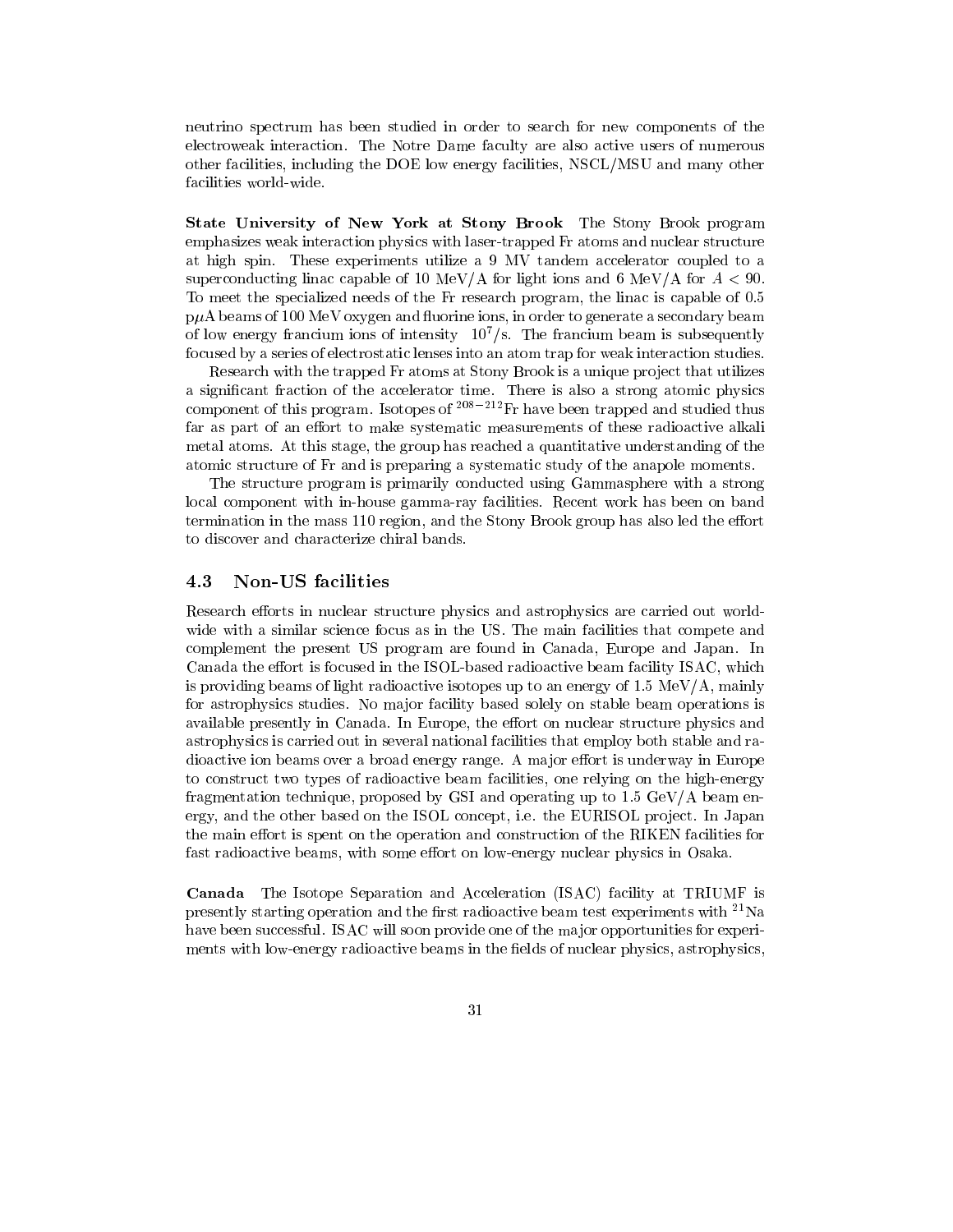neutrino spectrum has been studied in order to search for new components of the electroweak interaction. The Notre Dame faculty are also active users of numerous other facilities, including the DOE low energy facilities, NSCL/MSU and many other facilities world-wide.

**State University of New York at Stony Brook** The Stony Brook program emphasizes weak interaction physics with laser-trapped Fr atoms and nuclear structure at high spin. These experiments utilize a 9 MV tandem accelerator coupled to a superconducting linac capable of 10 MeV/A for light ions and 6 MeV/A for $A < 90$. To meet the specialized needs of the Fr research program, the linac is capable of 0.5 p$\mu$A beams of 100 MeV oxygen and fluorine ions, in order to generate a secondary beam of low energy francium ions of intensity $10^7$/s. The francium beam is subsequently focused by a series of electrostatic lenses into an atom trap for weak interaction studies.

Research with the trapped Fr atoms at Stony Brook is a unique project that utilizes a significant fraction of the accelerator time. There is also a strong atomic physics component of this program. Isotopes of $^{208-212}$Fr have been trapped and studied thus far as part of an effort to make systematic measurements of these radioactive alkali metal atoms. At this stage, the group has reached a quantitative understanding of the atomic structure of Fr and is preparing a systematic study of the anapole moments.

The structure program is primarily conducted using Gammasphere with a strong local component with in-house gamma-ray facilities. Recent work has been on band termination in the mass 110 region, and the Stony Brook group has also led the effort to discover and characterize chiral bands.

### 4.3 Non-US facilities

Research efforts in nuclear structure physics and astrophysics are carried out world-wide with a similar science focus as in the US. The main facilities that compete and complement the present US program are found in Canada, Europe and Japan. In Canada the effort is focused in the ISOL-based radioactive beam facility ISAC, which is providing beams of light radioactive isotopes up to an energy of 1.5 MeV/A, mainly for astrophysics studies. No major facility based solely on stable beam operations is available presently in Canada. In Europe, the effort on nuclear structure physics and astrophysics is carried out in several national facilities that employ both stable and radioactive ion beams over a broad energy range. A major effort is underway in Europe to construct two types of radioactive beam facilities, one relying on the high-energy fragmentation technique, proposed by GSI and operating up to 1.5 GeV/A beam energy, and the other based on the ISOL concept, i.e. the EURISOL project. In Japan the main effort is spent on the operation and construction of the RIKEN facilities for fast radioactive beams, with some effort on low-energy nuclear physics in Osaka.

**Canada** The Isotope Separation and Acceleration (ISAC) facility at TRIUMF is presently starting operation and the first radioactive beam test experiments with $^{21}$Na have been successful. ISAC will soon provide one of the major opportunities for experiments with low-energy radioactive beams in the fields of nuclear physics, astrophysics,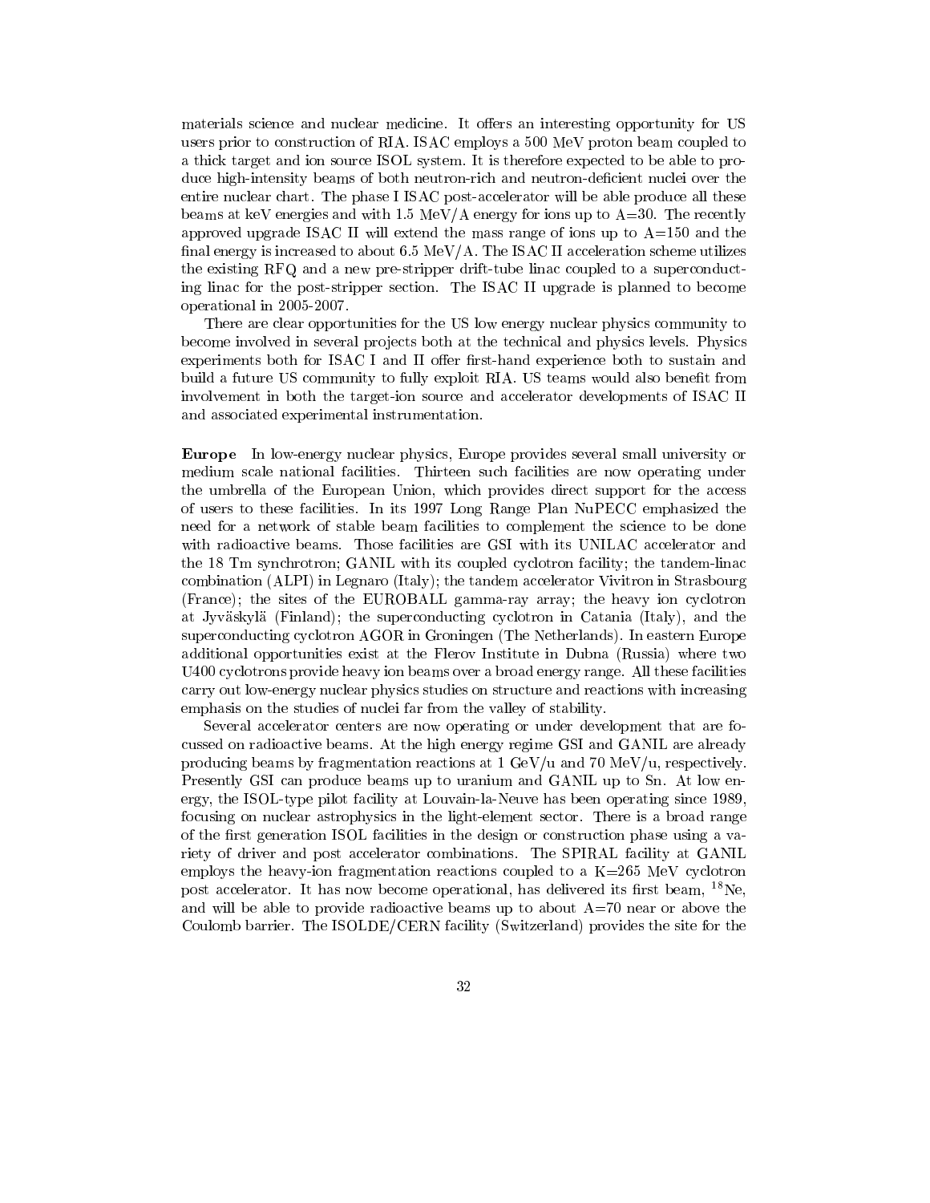materials science and nuclear medicine. It offers an interesting opportunity for US users prior to construction of RIA. ISAC employs a 500 MeV proton beam coupled to a thick target and ion source ISOL system. It is therefore expected to be able to produce high-intensity beams of both neutron-rich and neutron-deficient nuclei over the entire nuclear chart. The phase I ISAC post-accelerator will be able produce all these beams at keV energies and with 1.5 MeV/A energy for ions up to A=30. The recently approved upgrade ISAC II will extend the mass range of ions up to A=150 and the final energy is increased to about 6.5 MeV/A. The ISAC II acceleration scheme utilizes the existing RFQ and a new pre-stripper drift-tube linac coupled to a superconducting linac for the post-stripper section. The ISAC II upgrade is planned to become operational in 2005-2007.

There are clear opportunities for the US low energy nuclear physics community to become involved in several projects both at the technical and physics levels. Physics experiments both for ISAC I and II offer first-hand experience both to sustain and build a future US community to fully exploit RIA. US teams would also benefit from involvement in both the target-ion source and accelerator developments of ISAC II and associated experimental instrumentation.

**Europe** In low-energy nuclear physics, Europe provides several small university or medium scale national facilities. Thirteen such facilities are now operating under the umbrella of the European Union, which provides direct support for the access of users to these facilities. In its 1997 Long Range Plan NuPECC emphasized the need for a network of stable beam facilities to complement the science to be done with radioactive beams. Those facilities are GSI with its UNILAC accelerator and the 18 Tm synchrotron; GANIL with its coupled cyclotron facility; the tandem-linac combination (ALPI) in Legnaro (Italy); the tandem accelerator Vivitron in Strasbourg (France); the sites of the EUROBALL gamma-ray array; the heavy ion cyclotron at Jyväskylä (Finland); the superconducting cyclotron in Catania (Italy), and the superconducting cyclotron AGOR in Groningen (The Netherlands). In eastern Europe additional opportunities exist at the Flerov Institute in Dubna (Russia) where two U400 cyclotrons provide heavy ion beams over a broad energy range. All these facilities carry out low-energy nuclear physics studies on structure and reactions with increasing emphasis on the studies of nuclei far from the valley of stability.

Several accelerator centers are now operating or under development that are focussed on radioactive beams. At the high energy regime GSI and GANIL are already producing beams by fragmentation reactions at 1 GeV/u and 70 MeV/u, respectively. Presently GSI can produce beams up to uranium and GANIL up to Sn. At low energy, the ISOL-type pilot facility at Louvain-la-Neuve has been operating since 1989, focusing on nuclear astrophysics in the light-element sector. There is a broad range of the first generation ISOL facilities in the design or construction phase using a variety of driver and post accelerator combinations. The SPIRAL facility at GANIL employs the heavy-ion fragmentation reactions coupled to a K=265 MeV cyclotron post accelerator. It has now become operational, has delivered its first beam, $^{18}$Ne, and will be able to provide radioactive beams up to about A=70 near or above the Coulomb barrier. The ISOLDE/CERN facility (Switzerland) provides the site for the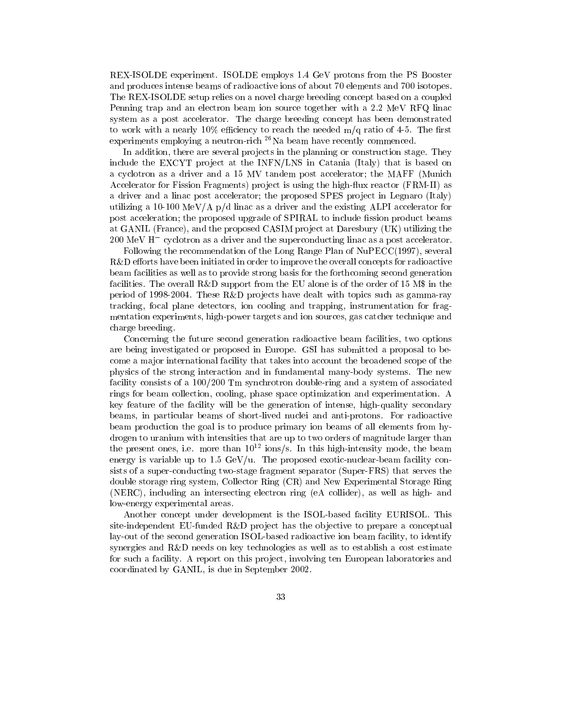REX-ISOLDE experiment. ISOLDE employs 1.4 GeV protons from the PS Booster and produces intense beams of radioactive ions of about 70 elements and 700 isotopes. The REX-ISOLDE setup relies on a novel charge breeding concept based on a coupled Penning trap and an electron beam ion source together with a 2.2 MeV RFQ linac system as a post accelerator. The charge breeding concept has been demonstrated to work with a nearly 10% efficiency to reach the needed m/q ratio of 4-5. The first experiments employing a neutron-rich $^{26}$Na beam have recently commenced.

In addition, there are several projects in the planning or construction stage. They include the EXCYT project at the INFN/LNS in Catania (Italy) that is based on a cyclotron as a driver and a 15 MV tandem post accelerator; the MAFF (Munich Accelerator for Fission Fragments) project is using the high-flux reactor (FRM-II) as a driver and a linac post accelerator; the proposed SPES project in Legnaro (Italy) utilizing a 10-100 MeV/A p/d linac as a driver and the existing ALPI accelerator for post acceleration; the proposed upgrade of SPIRAL to include fission product beams at GANIL (France), and the proposed CASIM project at Daresbury (UK) utilizing the 200 MeV $H^-$ cyclotron as a driver and the superconducting linac as a post accelerator.

Following the recommendation of the Long Range Plan of NuPECC(1997), several R&D efforts have been initiated in order to improve the overall concepts for radioactive beam facilities as well as to provide strong basis for the forthcoming second generation facilities. The overall R&D support from the EU alone is of the order of 15 M$ in the period of 1998-2004. These R&D projects have dealt with topics such as gamma-ray tracking, focal plane detectors, ion cooling and trapping, instrumentation for fragmentation experiments, high-power targets and ion sources, gas catcher technique and charge breeding.

Concerning the future second generation radioactive beam facilities, two options are being investigated or proposed in Europe. GSI has submitted a proposal to become a major international facility that takes into account the broadened scope of the physics of the strong interaction and in fundamental many-body systems. The new facility consists of a 100/200 Tm synchrotron double-ring and a system of associated rings for beam collection, cooling, phase space optimization and experimentation. A key feature of the facility will be the generation of intense, high-quality secondary beams, in particular beams of short-lived nuclei and anti-protons. For radioactive beam production the goal is to produce primary ion beams of all elements from hydrogen to uranium with intensities that are up to two orders of magnitude larger than the present ones, i.e. more than $10^{12}$ ions/s. In this high-intensity mode, the beam energy is variable up to 1.5 GeV/u. The proposed exotic-nuclear-beam facility consists of a super-conducting two-stage fragment separator (Super-FRS) that serves the double storage ring system, Collector Ring (CR) and New Experimental Storage Ring (NERC), including an intersecting electron ring (eA collider), as well as high- and low-energy experimental areas.

Another concept under development is the ISOL-based facility EURISOL. This site-independent EU-funded R&D project has the objective to prepare a conceptual lay-out of the second generation ISOL-based radioactive ion beam facility, to identify synergies and R&D needs on key technologies as well as to establish a cost estimate for such a facility. A report on this project, involving ten European laboratories and coordinated by GANIL, is due in September 2002.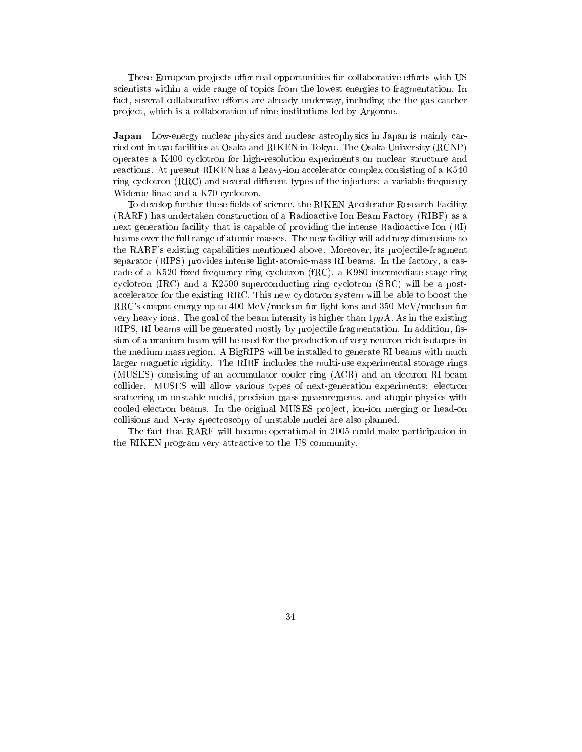These European projects offer real opportunities for collaborative efforts with US scientists within a wide range of topics from the lowest energies to fragmentation. In fact, several collaborative efforts are already underway, including the the gas-catcher project, which is a collaboration of nine institutions led by Argonne.

**Japan** Low-energy nuclear physics and nuclear astrophysics in Japan is mainly carried out in two facilities at Osaka and RIKEN in Tokyo. The Osaka University (RCNP) operates a K400 cyclotron for high-resolution experiments on nuclear structure and reactions. At present RIKEN has a heavy-ion accelerator complex consisting of a K540 ring cyclotron (RRC) and several different types of the injectors: a variable-frequency Wideroe linac and a K70 cyclotron.

To develop further these fields of science, the RIKEN Accelerator Research Facility (RARF) has undertaken construction of a Radioactive Ion Beam Factory (RIBF) as a next generation facility that is capable of providing the intense Radioactive Ion (RI) beams over the full range of atomic masses. The new facility will add new dimensions to the RARF's existing capabilities mentioned above. Moreover, its projectile-fragment separator (RIPS) provides intense light-atomic-mass RI beams. In the factory, a cascade of a K520 fixed-frequency ring cyclotron (fRC), a K980 intermediate-stage ring cyclotron (IRC) and a K2500 superconducting ring cyclotron (SRC) will be a post-accelerator for the existing RRC. This new cyclotron system will be able to boost the RRC's output energy up to 400 MeV/nucleon for light ions and 350 MeV/nucleon for very heavy ions. The goal of the beam intensity is higher than $1 p\mu$A. As in the existing RIPS, RI beams will be generated mostly by projectile fragmentation. In addition, fission of a uranium beam will be used for the production of very neutron-rich isotopes in the medium mass region. A BigRIPS will be installed to generate RI beams with much larger magnetic rigidity. The RIBF includes the multi-use experimental storage rings (MUSES) consisting of an accumulator cooler ring (ACR) and an electron-RI beam collider. MUSES will allow various types of next-generation experiments: electron scattering on unstable nuclei, precision mass measurements, and atomic physics with cooled electron beams. In the original MUSES project, ion-ion merging or head-on collisions and X-ray spectroscopy of unstable nuclei are also planned.

The fact that RARF will become operational in 2005 could make participation in the RIKEN program very attractive to the US community.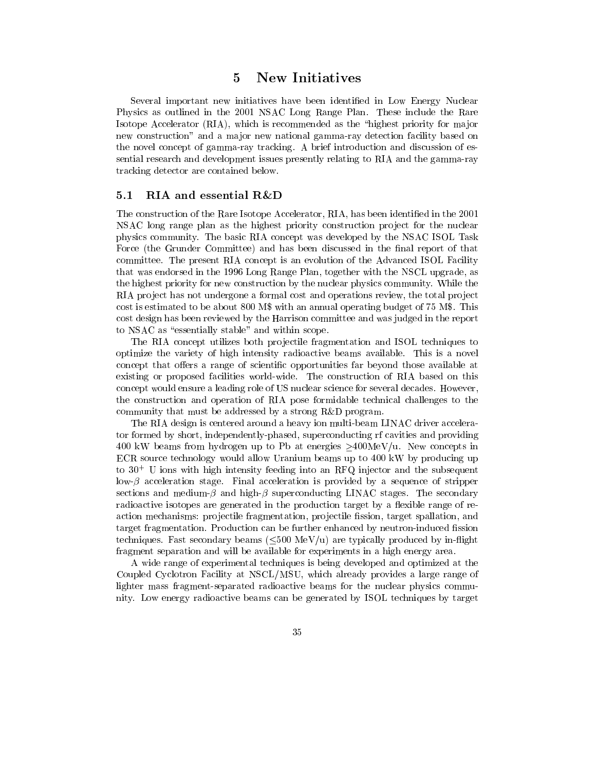# 5 New Initiatives

Several important new initiatives have been identified in Low Energy Nuclear Physics as outlined in the 2001 NSAC Long Range Plan. These include the Rare Isotope Accelerator (RIA), which is recommended as the "highest priority for major new construction" and a major new national gamma-ray detection facility based on the novel concept of gamma-ray tracking. A brief introduction and discussion of essential research and development issues presently relating to RIA and the gamma-ray tracking detector are contained below.

## 5.1 RIA and essential R&D

The construction of the Rare Isotope Accelerator, RIA, has been identified in the 2001 NSAC long range plan as the highest priority construction project for the nuclear physics community. The basic RIA concept was developed by the NSAC ISOL Task Force (the Grunder Committee) and has been discussed in the final report of that committee. The present RIA concept is an evolution of the Advanced ISOL Facility that was endorsed in the 1996 Long Range Plan, together with the NSCL upgrade, as the highest priority for new construction by the nuclear physics community. While the RIA project has not undergone a formal cost and operations review, the total project cost is estimated to be about 800 M$ with an annual operating budget of 75 M$. This cost design has been reviewed by the Harrison committee and was judged in the report to NSAC as "essentially stable" and within scope.

The RIA concept utilizes both projectile fragmentation and ISOL techniques to optimize the variety of high intensity radioactive beams available. This is a novel concept that offers a range of scientific opportunities far beyond those available at existing or proposed facilities world-wide. The construction of RIA based on this concept would ensure a leading role of US nuclear science for several decades. However, the construction and operation of RIA pose formidable technical challenges to the community that must be addressed by a strong R&D program.

The RIA design is centered around a heavy ion multi-beam LINAC driver accelerator formed by short, independently-phased, superconducting rf cavities and providing 400 kW beams from hydrogen up to Pb at energies $\geq$400MeV/u. New concepts in ECR source technology would allow Uranium beams up to 400 kW by producing up to $30^{+}$ U ions with high intensity feeding into an RFQ injector and the subsequent low-$\beta$ acceleration stage. Final acceleration is provided by a sequence of stripper sections and medium-$\beta$ and high-$\beta$ superconducting LINAC stages. The secondary radioactive isotopes are generated in the production target by a flexible range of reaction mechanisms: projectile fragmentation, projectile fission, target spallation, and target fragmentation. Production can be further enhanced by neutron-induced fission techniques. Fast secondary beams ($\leq$500 MeV/u) are typically produced by in-flight fragment separation and will be available for experiments in a high energy area.

A wide range of experimental techniques is being developed and optimized at the Coupled Cyclotron Facility at NSCL/MSU, which already provides a large range of lighter mass fragment-separated radioactive beams for the nuclear physics community. Low energy radioactive beams can be generated by ISOL techniques by target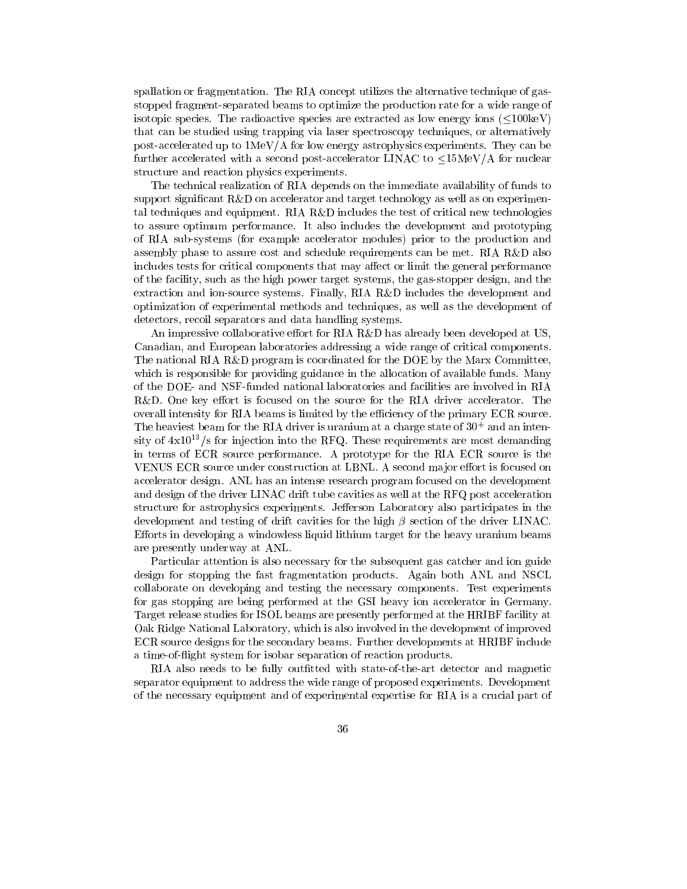spallation or fragmentation. The RIA concept utilizes the alternative technique of gas-stopped fragment-separated beams to optimize the production rate for a wide range of isotopic species. The radioactive species are extracted as low energy ions ($\leq$100keV) that can be studied using trapping via laser spectroscopy techniques, or alternatively post-accelerated up to 1MeV/A for low energy astrophysics experiments. They can be further accelerated with a second post-accelerator LINAC to $\leq$15MeV/A for nuclear structure and reaction physics experiments.

The technical realization of RIA depends on the immediate availability of funds to support significant R&D on accelerator and target technology as well as on experimental techniques and equipment. RIA R&D includes the test of critical new technologies to assure optimum performance. It also includes the development and prototyping of RIA sub-systems (for example accelerator modules) prior to the production and assembly phase to assure cost and schedule requirements can be met. RIA R&D also includes tests for critical components that may affect or limit the general performance of the facility, such as the high power target systems, the gas-stopper design, and the extraction and ion-source systems. Finally, RIA R&D includes the development and optimization of experimental methods and techniques, as well as the development of detectors, recoil separators and data handling systems.

An impressive collaborative effort for RIA R&D has already been developed at US, Canadian, and European laboratories addressing a wide range of critical components. The national RIA R&D program is coordinated for the DOE by the Marx Committee, which is responsible for providing guidance in the allocation of available funds. Many of the DOE- and NSF-funded national laboratories and facilities are involved in RIA R&D. One key effort is focused on the source for the RIA driver accelerator. The overall intensity for RIA beams is limited by the efficiency of the primary ECR source. The heaviest beam for the RIA driver is uranium at a charge state of $30^+$ and an intensity of $4\text{x}10^{13}$/s for injection into the RFQ. These requirements are most demanding in terms of ECR source performance. A prototype for the RIA ECR source is the VENUS ECR source under construction at LBNL. A second major effort is focused on accelerator design. ANL has an intense research program focused on the development and design of the driver LINAC drift tube cavities as well at the RFQ post acceleration structure for astrophysics experiments. Jefferson Laboratory also participates in the development and testing of drift cavities for the high $\beta$ section of the driver LINAC. Efforts in developing a windowless liquid lithium target for the heavy uranium beams are presently underway at ANL.

Particular attention is also necessary for the subsequent gas catcher and ion guide design for stopping the fast fragmentation products. Again both ANL and NSCL collaborate on developing and testing the necessary components. Test experiments for gas stopping are being performed at the GSI heavy ion accelerator in Germany. Target release studies for ISOL beams are presently performed at the HRIBF facility at Oak Ridge National Laboratory, which is also involved in the development of improved ECR source designs for the secondary beams. Further developments at HRIBF include a time-of-flight system for isobar separation of reaction products.

RIA also needs to be fully outfitted with state-of-the-art detector and magnetic separator equipment to address the wide range of proposed experiments. Development of the necessary equipment and of experimental expertise for RIA is a crucial part of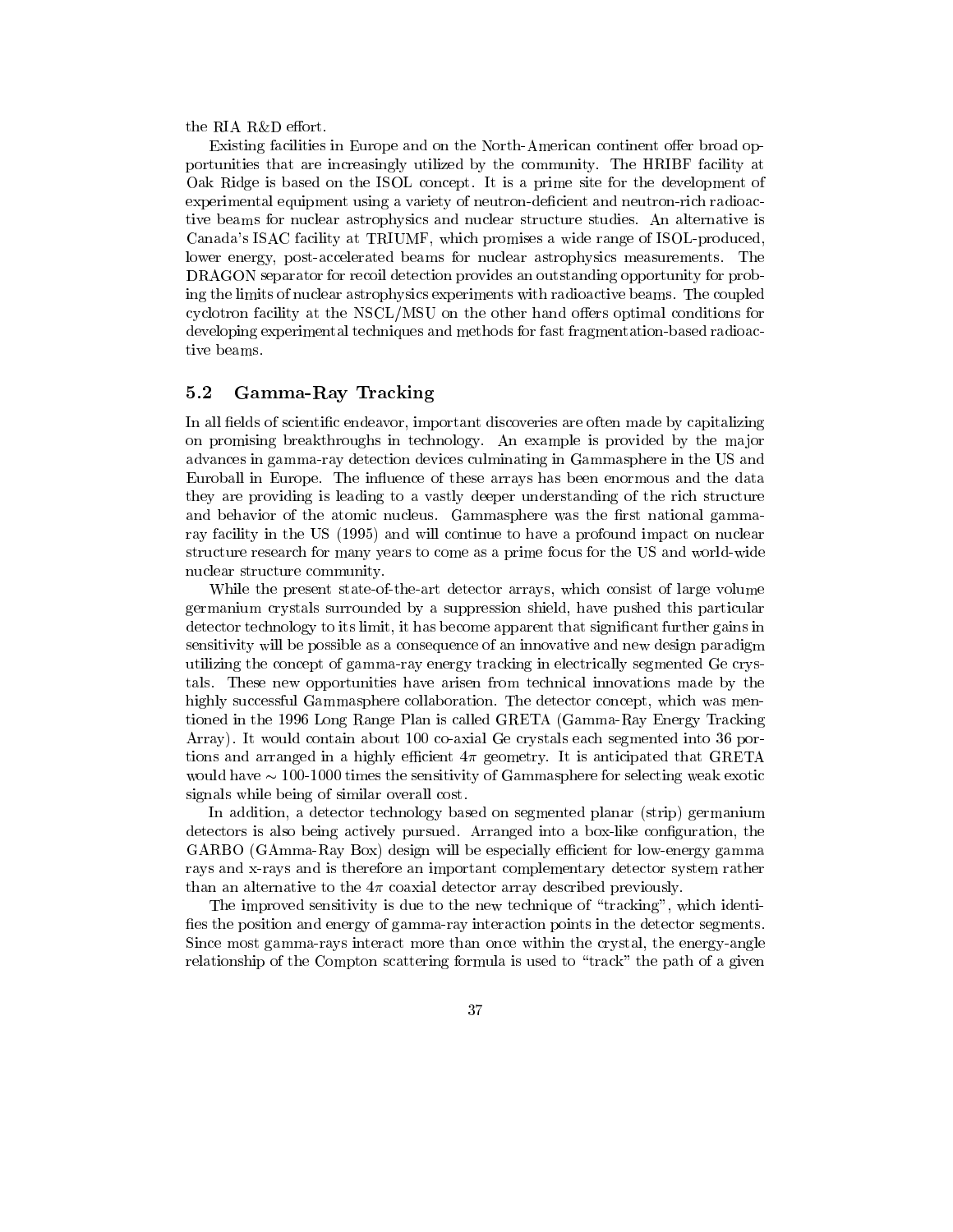the RIA R&D effort.

Existing facilities in Europe and on the North-American continent offer broad opportunities that are increasingly utilized by the community. The HRIBF facility at Oak Ridge is based on the ISOL concept. It is a prime site for the development of experimental equipment using a variety of neutron-deficient and neutron-rich radioactive beams for nuclear astrophysics and nuclear structure studies. An alternative is Canada's ISAC facility at TRIUMF, which promises a wide range of ISOL-produced, lower energy, post-accelerated beams for nuclear astrophysics measurements. The DRAGON separator for recoil detection provides an outstanding opportunity for probing the limits of nuclear astrophysics experiments with radioactive beams. The coupled cyclotron facility at the NSCL/MSU on the other hand offers optimal conditions for developing experimental techniques and methods for fast fragmentation-based radioactive beams.

### 5.2 Gamma-Ray Tracking

In all fields of scientific endeavor, important discoveries are often made by capitalizing on promising breakthroughs in technology. An example is provided by the major advances in gamma-ray detection devices culminating in Gammasphere in the US and Euroball in Europe. The influence of these arrays has been enormous and the data they are providing is leading to a vastly deeper understanding of the rich structure and behavior of the atomic nucleus. Gammasphere was the first national gamma-ray facility in the US (1995) and will continue to have a profound impact on nuclear structure research for many years to come as a prime focus for the US and world-wide nuclear structure community.

While the present state-of-the-art detector arrays, which consist of large volume germanium crystals surrounded by a suppression shield, have pushed this particular detector technology to its limit, it has become apparent that significant further gains in sensitivity will be possible as a consequence of an innovative and new design paradigm utilizing the concept of gamma-ray energy tracking in electrically segmented Ge crystals. These new opportunities have arisen from technical innovations made by the highly successful Gammasphere collaboration. The detector concept, which was mentioned in the 1996 Long Range Plan is called GRETA (Gamma-Ray Energy Tracking Array). It would contain about 100 co-axial Ge crystals each segmented into 36 portions and arranged in a highly efficient $4\pi$ geometry. It is anticipated that GRETA would have $\sim$ 100-1000 times the sensitivity of Gammasphere for selecting weak exotic signals while being of similar overall cost.

In addition, a detector technology based on segmented planar (strip) germanium detectors is also being actively pursued. Arranged into a box-like configuration, the GARBO (GAmma-Ray Box) design will be especially efficient for low-energy gamma rays and x-rays and is therefore an important complementary detector system rather than an alternative to the $4\pi$ coaxial detector array described previously.

The improved sensitivity is due to the new technique of "tracking", which identifies the position and energy of gamma-ray interaction points in the detector segments. Since most gamma-rays interact more than once within the crystal, the energy-angle relationship of the Compton scattering formula is used to "track" the path of a given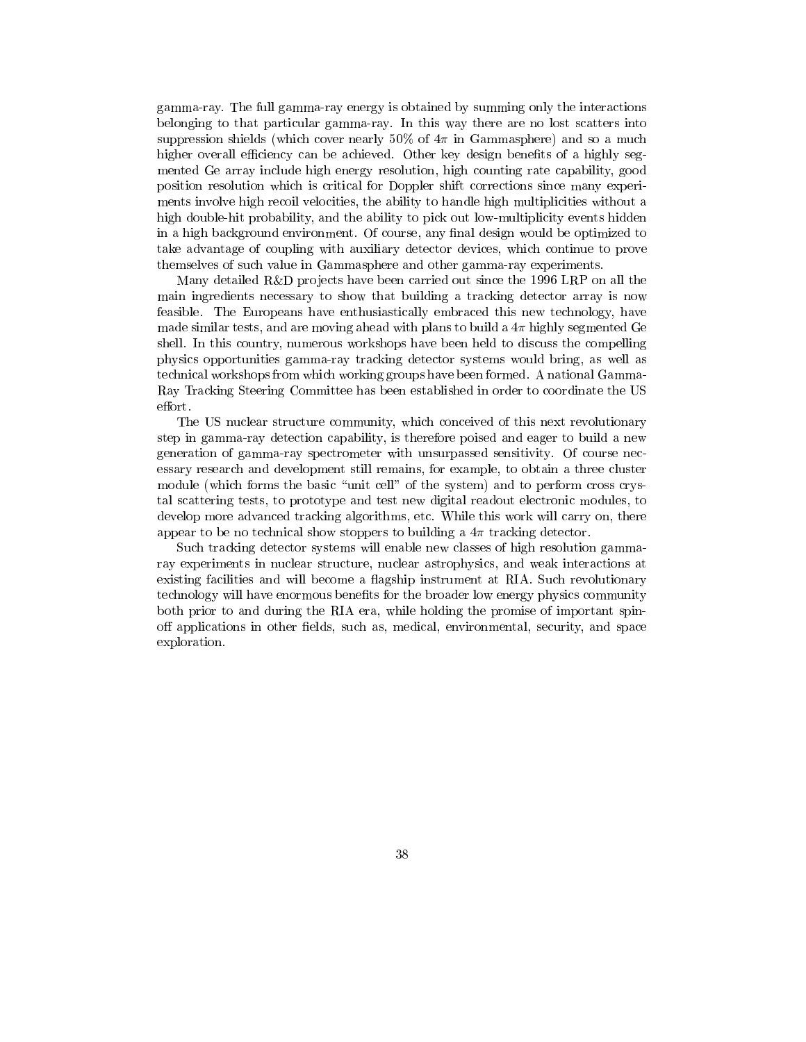gamma-ray. The full gamma-ray energy is obtained by summing only the interactions belonging to that particular gamma-ray. In this way there are no lost scatters into suppression shields (which cover nearly 50% of $4\pi$ in Gammasphere) and so a much higher overall efficiency can be achieved. Other key design benefits of a highly segmented Ge array include high energy resolution, high counting rate capability, good position resolution which is critical for Doppler shift corrections since many experiments involve high recoil velocities, the ability to handle high multiplicities without a high double-hit probability, and the ability to pick out low-multiplicity events hidden in a high background environment. Of course, any final design would be optimized to take advantage of coupling with auxiliary detector devices, which continue to prove themselves of such value in Gammasphere and other gamma-ray experiments.

Many detailed R&D projects have been carried out since the 1996 LRP on all the main ingredients necessary to show that building a tracking detector array is now feasible. The Europeans have enthusiastically embraced this new technology, have made similar tests, and are moving ahead with plans to build a $4\pi$ highly segmented Ge shell. In this country, numerous workshops have been held to discuss the compelling physics opportunities gamma-ray tracking detector systems would bring, as well as technical workshops from which working groups have been formed. A national Gamma-Ray Tracking Steering Committee has been established in order to coordinate the US effort.

The US nuclear structure community, which conceived of this next revolutionary step in gamma-ray detection capability, is therefore poised and eager to build a new generation of gamma-ray spectrometer with unsurpassed sensitivity. Of course necessary research and development still remains, for example, to obtain a three cluster module (which forms the basic "unit cell" of the system) and to perform cross crystal scattering tests, to prototype and test new digital readout electronic modules, to develop more advanced tracking algorithms, etc. While this work will carry on, there appear to be no technical show stoppers to building a $4\pi$ tracking detector.

Such tracking detector systems will enable new classes of high resolution gamma-ray experiments in nuclear structure, nuclear astrophysics, and weak interactions at existing facilities and will become a flagship instrument at RIA. Such revolutionary technology will have enormous benefits for the broader low energy physics community both prior to and during the RIA era, while holding the promise of important spin-off applications in other fields, such as, medical, environmental, security, and space exploration.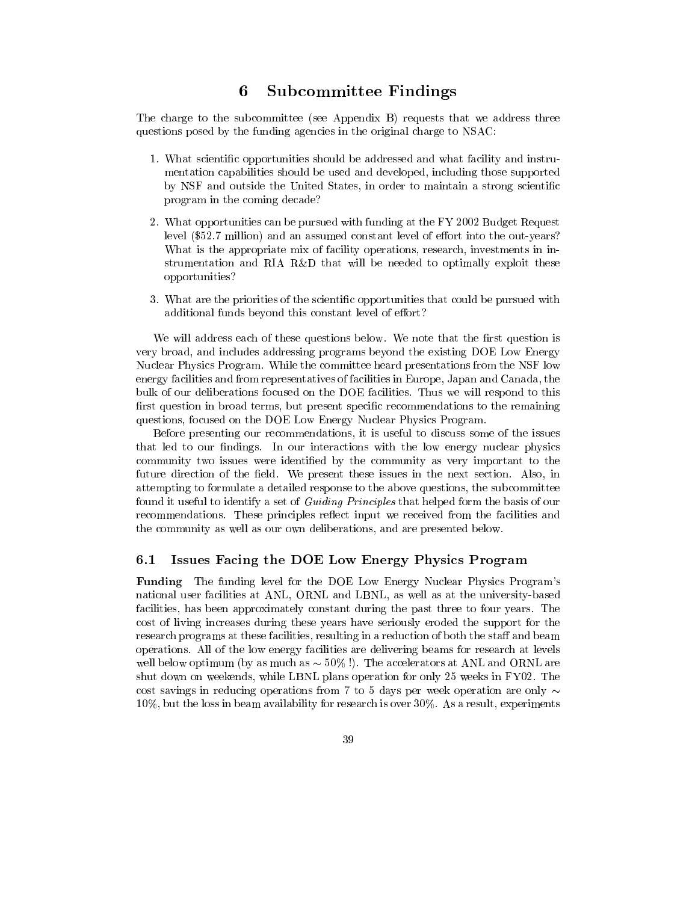# 6 Subcommittee Findings

The charge to the subcommittee (see Appendix B) requests that we address three questions posed by the funding agencies in the original charge to NSAC:

1. What scientific opportunities should be addressed and what facility and instrumentation capabilities should be used and developed, including those supported by NSF and outside the United States, in order to maintain a strong scientific program in the coming decade?

2. What opportunities can be pursued with funding at the FY 2002 Budget Request level ($52.7 million) and an assumed constant level of effort into the out-years? What is the appropriate mix of facility operations, research, investments in instrumentation and RIA R&D that will be needed to optimally exploit these opportunities?

3. What are the priorities of the scientific opportunities that could be pursued with additional funds beyond this constant level of effort?

We will address each of these questions below. We note that the first question is very broad, and includes addressing programs beyond the existing DOE Low Energy Nuclear Physics Program. While the committee heard presentations from the NSF low energy facilities and from representatives of facilities in Europe, Japan and Canada, the bulk of our deliberations focused on the DOE facilities. Thus we will respond to this first question in broad terms, but present specific recommendations to the remaining questions, focused on the DOE Low Energy Nuclear Physics Program.

Before presenting our recommendations, it is useful to discuss some of the issues that led to our findings. In our interactions with the low energy nuclear physics community two issues were identified by the community as very important to the future direction of the field. We present these issues in the next section. Also, in attempting to formulate a detailed response to the above questions, the subcommittee found it useful to identify a set of *Guiding Principles* that helped form the basis of our recommendations. These principles reflect input we received from the facilities and the community as well as our own deliberations, and are presented below.

## 6.1 Issues Facing the DOE Low Energy Physics Program

**Funding** The funding level for the DOE Low Energy Nuclear Physics Program's national user facilities at ANL, ORNL and LBNL, as well as at the university-based facilities, has been approximately constant during the past three to four years. The cost of living increases during these years have seriously eroded the support for the research programs at these facilities, resulting in a reduction of both the staff and beam operations. All of the low energy facilities are delivering beams for research at levels well below optimum (by as much as $\sim 50\%$ !). The accelerators at ANL and ORNL are shut down on weekends, while LBNL plans operation for only 25 weeks in FY02. The cost savings in reducing operations from 7 to 5 days per week operation are only $\sim 10\%$, but the loss in beam availability for research is over 30%. As a result, experiments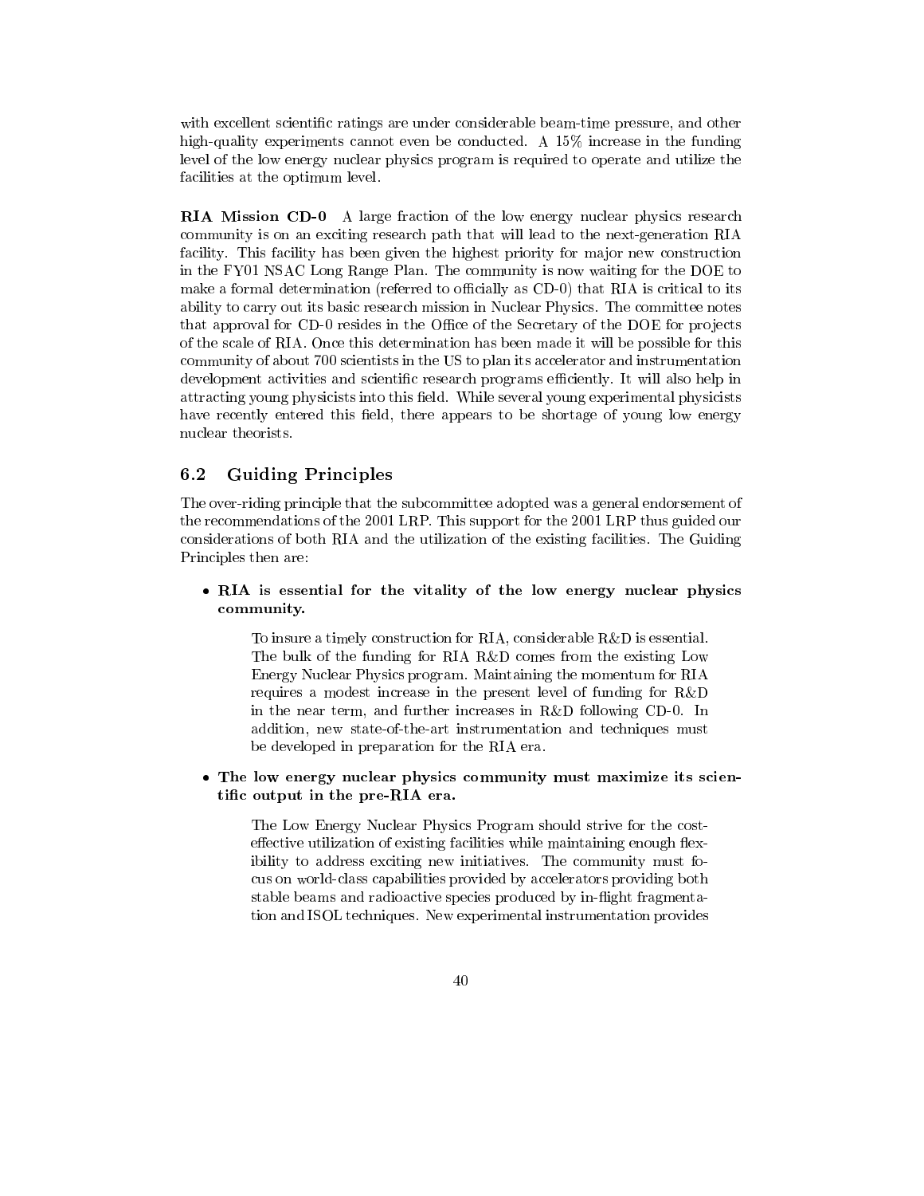with excellent scientific ratings are under considerable beam-time pressure, and other high-quality experiments cannot even be conducted. A 15% increase in the funding level of the low energy nuclear physics program is required to operate and utilize the facilities at the optimum level.

**RIA Mission CD-0** A large fraction of the low energy nuclear physics research community is on an exciting research path that will lead to the next-generation RIA facility. This facility has been given the highest priority for major new construction in the FY01 NSAC Long Range Plan. The community is now waiting for the DOE to make a formal determination (referred to officially as CD-0) that RIA is critical to its ability to carry out its basic research mission in Nuclear Physics. The committee notes that approval for CD-0 resides in the Office of the Secretary of the DOE for projects of the scale of RIA. Once this determination has been made it will be possible for this community of about 700 scientists in the US to plan its accelerator and instrumentation development activities and scientific research programs efficiently. It will also help in attracting young physicists into this field. While several young experimental physicists have recently entered this field, there appears to be shortage of young low energy nuclear theorists.

## 6.2 Guiding Principles

The over-riding principle that the subcommittee adopted was a general endorsement of the recommendations of the 2001 LRP. This support for the 2001 LRP thus guided our considerations of both RIA and the utilization of the existing facilities. The Guiding Principles then are:

- **RIA is essential for the vitality of the low energy nuclear physics community.**

  To insure a timely construction for RIA, considerable R&D is essential. The bulk of the funding for RIA R&D comes from the existing Low Energy Nuclear Physics program. Maintaining the momentum for RIA requires a modest increase in the present level of funding for R&D in the near term, and further increases in R&D following CD-0. In addition, new state-of-the-art instrumentation and techniques must be developed in preparation for the RIA era.

- **The low energy nuclear physics community must maximize its scientific output in the pre-RIA era.**

  The Low Energy Nuclear Physics Program should strive for the cost-effective utilization of existing facilities while maintaining enough flexibility to address exciting new initiatives. The community must focus on world-class capabilities provided by accelerators providing both stable beams and radioactive species produced by in-flight fragmentation and ISOL techniques. New experimental instrumentation provides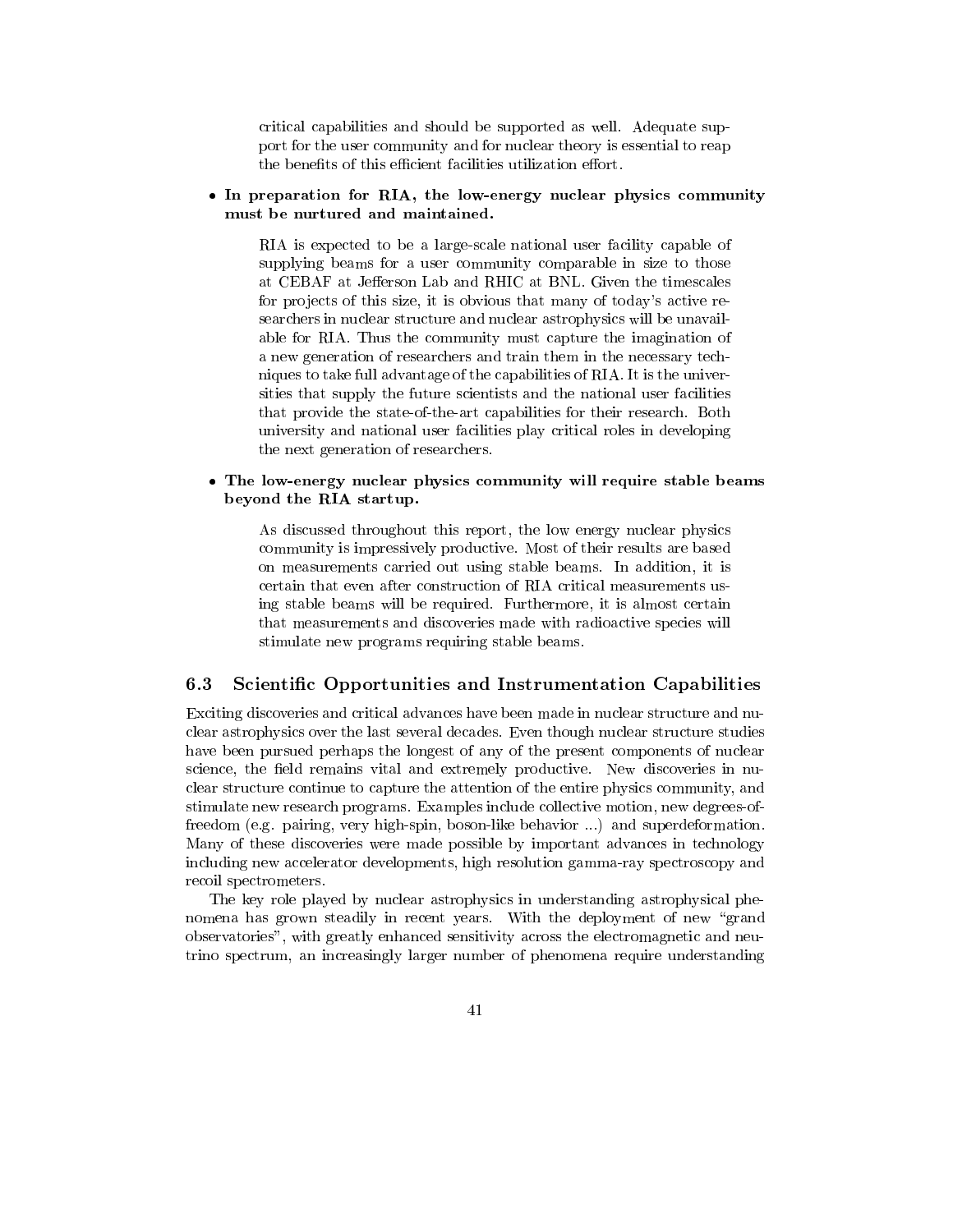critical capabilities and should be supported as well. Adequate support for the user community and for nuclear theory is essential to reap the benefits of this efficient facilities utilization effort.

- **In preparation for RIA, the low-energy nuclear physics community must be nurtured and maintained.**

  RIA is expected to be a large-scale national user facility capable of supplying beams for a user community comparable in size to those at CEBAF at Jefferson Lab and RHIC at BNL. Given the timescales for projects of this size, it is obvious that many of today's active researchers in nuclear structure and nuclear astrophysics will be unavailable for RIA. Thus the community must capture the imagination of a new generation of researchers and train them in the necessary techniques to take full advantage of the capabilities of RIA. It is the universities that supply the future scientists and the national user facilities that provide the state-of-the-art capabilities for their research. Both university and national user facilities play critical roles in developing the next generation of researchers.

- **The low-energy nuclear physics community will require stable beams beyond the RIA startup.**

  As discussed throughout this report, the low energy nuclear physics community is impressively productive. Most of their results are based on measurements carried out using stable beams. In addition, it is certain that even after construction of RIA critical measurements using stable beams will be required. Furthermore, it is almost certain that measurements and discoveries made with radioactive species will stimulate new programs requiring stable beams.

### 6.3 Scientific Opportunities and Instrumentation Capabilities

Exciting discoveries and critical advances have been made in nuclear structure and nuclear astrophysics over the last several decades. Even though nuclear structure studies have been pursued perhaps the longest of any of the present components of nuclear science, the field remains vital and extremely productive. New discoveries in nuclear structure continue to capture the attention of the entire physics community, and stimulate new research programs. Examples include collective motion, new degrees-of-freedom (e.g. pairing, very high-spin, boson-like behavior ...) and superdeformation. Many of these discoveries were made possible by important advances in technology including new accelerator developments, high resolution gamma-ray spectroscopy and recoil spectrometers.

The key role played by nuclear astrophysics in understanding astrophysical phenomena has grown steadily in recent years. With the deployment of new "grand observatories", with greatly enhanced sensitivity across the electromagnetic and neutrino spectrum, an increasingly larger number of phenomena require understanding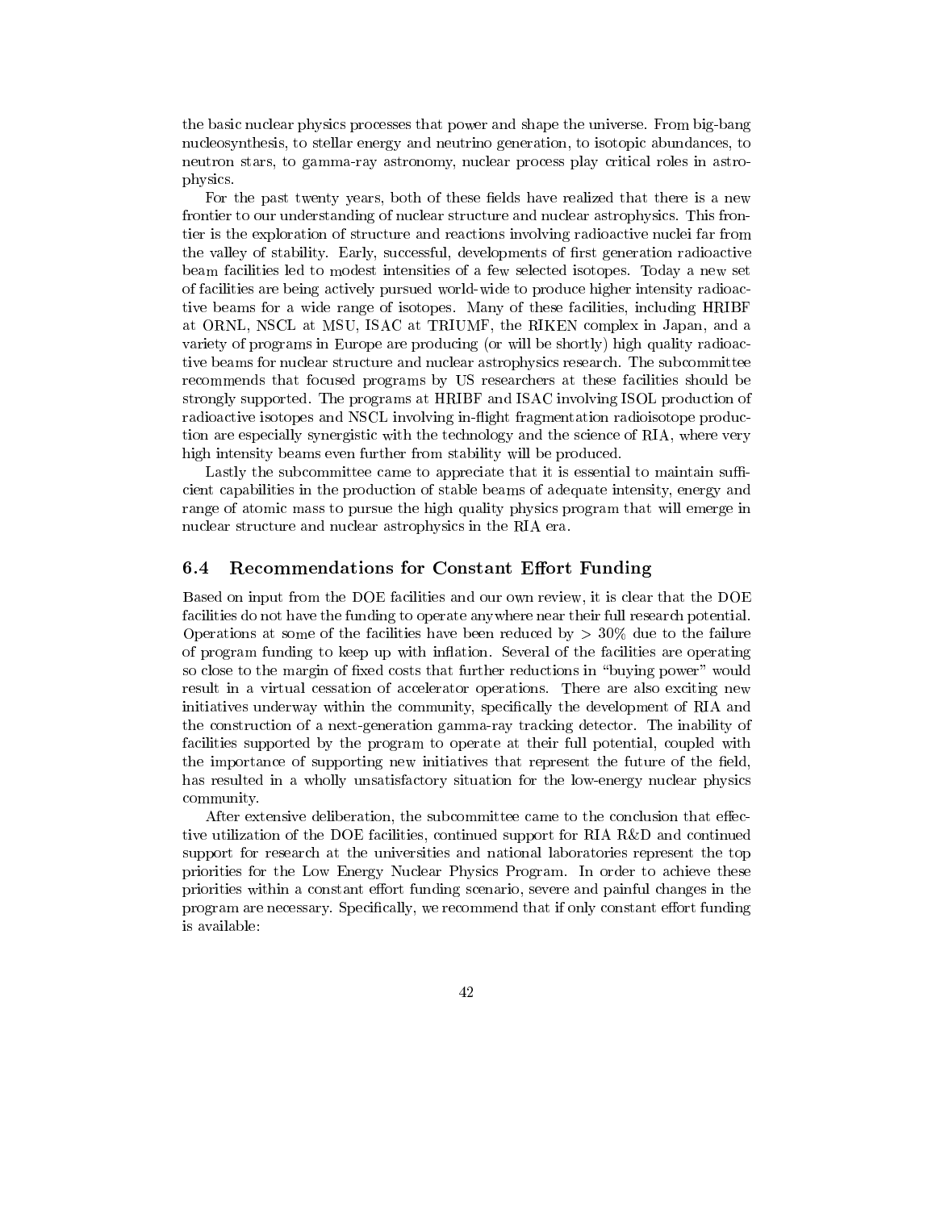the basic nuclear physics processes that power and shape the universe. From big-bang nucleosynthesis, to stellar energy and neutrino generation, to isotopic abundances, to neutron stars, to gamma-ray astronomy, nuclear process play critical roles in astrophysics.

For the past twenty years, both of these fields have realized that there is a new frontier to our understanding of nuclear structure and nuclear astrophysics. This frontier is the exploration of structure and reactions involving radioactive nuclei far from the valley of stability. Early, successful, developments of first generation radioactive beam facilities led to modest intensities of a few selected isotopes. Today a new set of facilities are being actively pursued world-wide to produce higher intensity radioactive beams for a wide range of isotopes. Many of these facilities, including HRIBF at ORNL, NSCL at MSU, ISAC at TRIUMF, the RIKEN complex in Japan, and a variety of programs in Europe are producing (or will be shortly) high quality radioactive beams for nuclear structure and nuclear astrophysics research. The subcommittee recommends that focused programs by US researchers at these facilities should be strongly supported. The programs at HRIBF and ISAC involving ISOL production of radioactive isotopes and NSCL involving in-flight fragmentation radioisotope production are especially synergistic with the technology and the science of RIA, where very high intensity beams even further from stability will be produced.

Lastly the subcommittee came to appreciate that it is essential to maintain sufficient capabilities in the production of stable beams of adequate intensity, energy and range of atomic mass to pursue the high quality physics program that will emerge in nuclear structure and nuclear astrophysics in the RIA era.

### 6.4 Recommendations for Constant Effort Funding

Based on input from the DOE facilities and our own review, it is clear that the DOE facilities do not have the funding to operate anywhere near their full research potential. Operations at some of the facilities have been reduced by $> 30\%$ due to the failure of program funding to keep up with inflation. Several of the facilities are operating so close to the margin of fixed costs that further reductions in "buying power" would result in a virtual cessation of accelerator operations. There are also exciting new initiatives underway within the community, specifically the development of RIA and the construction of a next-generation gamma-ray tracking detector. The inability of facilities supported by the program to operate at their full potential, coupled with the importance of supporting new initiatives that represent the future of the field, has resulted in a wholly unsatisfactory situation for the low-energy nuclear physics community.

After extensive deliberation, the subcommittee came to the conclusion that effective utilization of the DOE facilities, continued support for RIA R&D and continued support for research at the universities and national laboratories represent the top priorities for the Low Energy Nuclear Physics Program. In order to achieve these priorities within a constant effort funding scenario, severe and painful changes in the program are necessary. Specifically, we recommend that if only constant effort funding is available: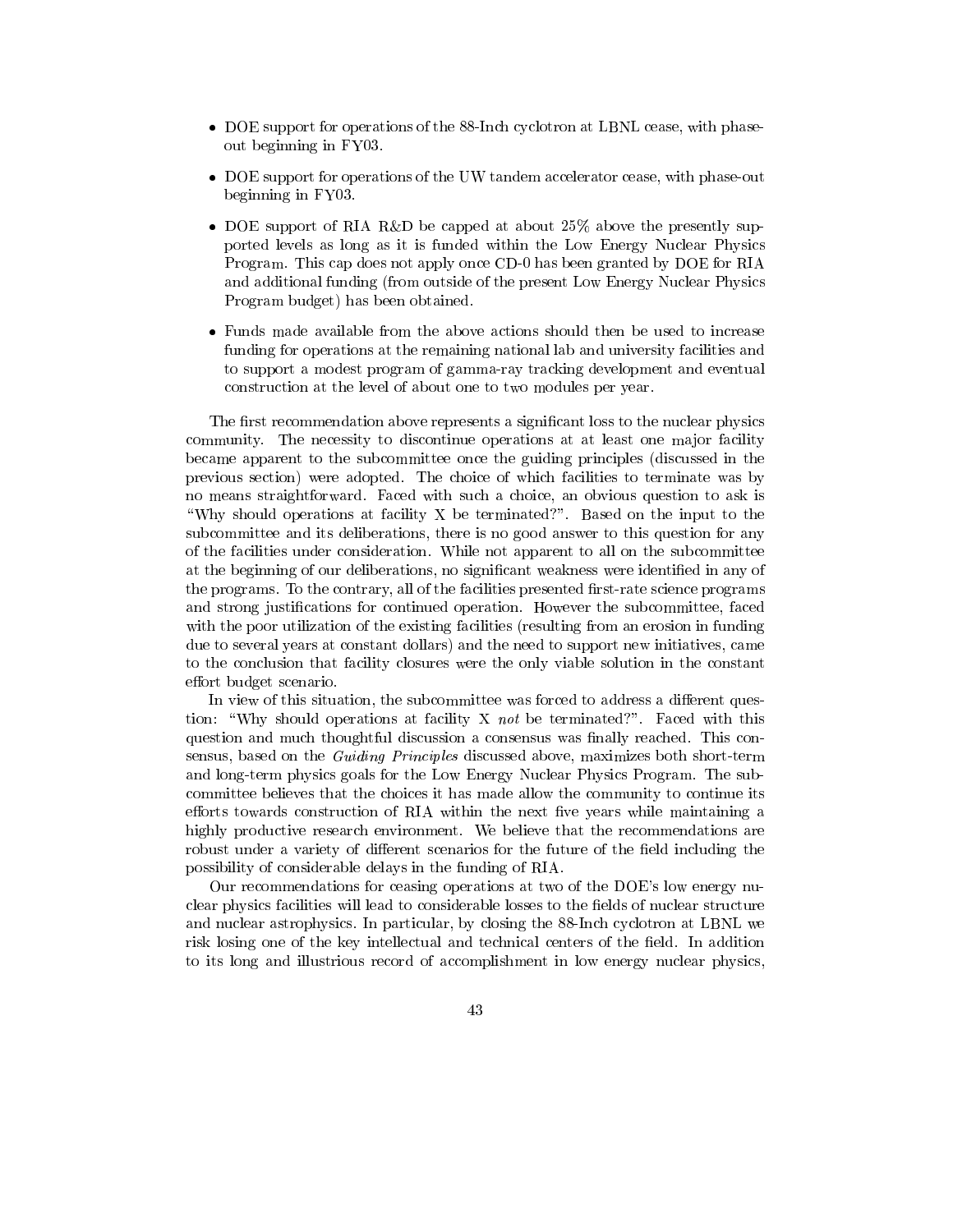- DOE support for operations of the 88-Inch cyclotron at LBNL cease, with phase-out beginning in FY03.
- DOE support for operations of the UW tandem accelerator cease, with phase-out beginning in FY03.
- DOE support of RIA R&D be capped at about 25% above the presently supported levels as long as it is funded within the Low Energy Nuclear Physics Program. This cap does not apply once CD-0 has been granted by DOE for RIA and additional funding (from outside of the present Low Energy Nuclear Physics Program budget) has been obtained.
- Funds made available from the above actions should then be used to increase funding for operations at the remaining national lab and university facilities and to support a modest program of gamma-ray tracking development and eventual construction at the level of about one to two modules per year.

The first recommendation above represents a significant loss to the nuclear physics community. The necessity to discontinue operations at at least one major facility became apparent to the subcommittee once the guiding principles (discussed in the previous section) were adopted. The choice of which facilities to terminate was by no means straightforward. Faced with such a choice, an obvious question to ask is "Why should operations at facility X be terminated?". Based on the input to the subcommittee and its deliberations, there is no good answer to this question for any of the facilities under consideration. While not apparent to all on the subcommittee at the beginning of our deliberations, no significant weakness were identified in any of the programs. To the contrary, all of the facilities presented first-rate science programs and strong justifications for continued operation. However the subcommittee, faced with the poor utilization of the existing facilities (resulting from an erosion in funding due to several years at constant dollars) and the need to support new initiatives, came to the conclusion that facility closures were the only viable solution in the constant effort budget scenario.

In view of this situation, the subcommittee was forced to address a different question: "Why should operations at facility X *not* be terminated?". Faced with this question and much thoughtful discussion a consensus was finally reached. This consensus, based on the *Guiding Principles* discussed above, maximizes both short-term and long-term physics goals for the Low Energy Nuclear Physics Program. The subcommittee believes that the choices it has made allow the community to continue its efforts towards construction of RIA within the next five years while maintaining a highly productive research environment. We believe that the recommendations are robust under a variety of different scenarios for the future of the field including the possibility of considerable delays in the funding of RIA.

Our recommendations for ceasing operations at two of the DOE's low energy nuclear physics facilities will lead to considerable losses to the fields of nuclear structure and nuclear astrophysics. In particular, by closing the 88-Inch cyclotron at LBNL we risk losing one of the key intellectual and technical centers of the field. In addition to its long and illustrious record of accomplishment in low energy nuclear physics,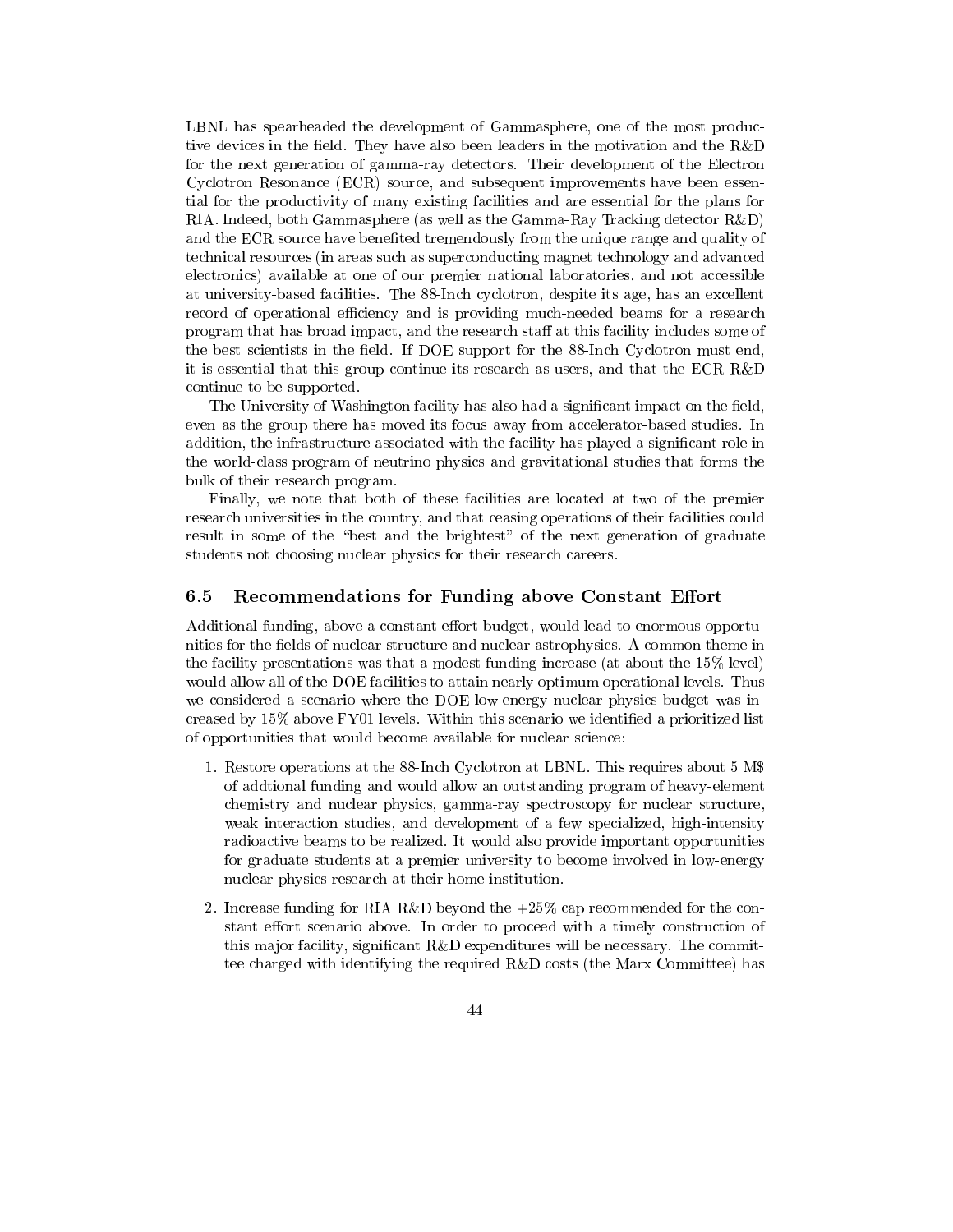LBNL has spearheaded the development of Gammasphere, one of the most productive devices in the field. They have also been leaders in the motivation and the R&D for the next generation of gamma-ray detectors. Their development of the Electron Cyclotron Resonance (ECR) source, and subsequent improvements have been essential for the productivity of many existing facilities and are essential for the plans for RIA. Indeed, both Gammasphere (as well as the Gamma-Ray Tracking detector R&D) and the ECR source have benefited tremendously from the unique range and quality of technical resources (in areas such as superconducting magnet technology and advanced electronics) available at one of our premier national laboratories, and not accessible at university-based facilities. The 88-Inch cyclotron, despite its age, has an excellent record of operational efficiency and is providing much-needed beams for a research program that has broad impact, and the research staff at this facility includes some of the best scientists in the field. If DOE support for the 88-Inch Cyclotron must end, it is essential that this group continue its research as users, and that the ECR R&D continue to be supported.

The University of Washington facility has also had a significant impact on the field, even as the group there has moved its focus away from accelerator-based studies. In addition, the infrastructure associated with the facility has played a significant role in the world-class program of neutrino physics and gravitational studies that forms the bulk of their research program.

Finally, we note that both of these facilities are located at two of the premier research universities in the country, and that ceasing operations of their facilities could result in some of the "best and the brightest" of the next generation of graduate students not choosing nuclear physics for their research careers.

### 6.5 Recommendations for Funding above Constant Effort

Additional funding, above a constant effort budget, would lead to enormous opportunities for the fields of nuclear structure and nuclear astrophysics. A common theme in the facility presentations was that a modest funding increase (at about the 15% level) would allow all of the DOE facilities to attain nearly optimum operational levels. Thus we considered a scenario where the DOE low-energy nuclear physics budget was increased by 15% above FY01 levels. Within this scenario we identified a prioritized list of opportunities that would become available for nuclear science:

1. Restore operations at the 88-Inch Cyclotron at LBNL. This requires about 5 M$ of addtional funding and would allow an outstanding program of heavy-element chemistry and nuclear physics, gamma-ray spectroscopy for nuclear structure, weak interaction studies, and development of a few specialized, high-intensity radioactive beams to be realized. It would also provide important opportunities for graduate students at a premier university to become involved in low-energy nuclear physics research at their home institution.

2. Increase funding for RIA R&D beyond the +25% cap recommended for the constant effort scenario above. In order to proceed with a timely construction of this major facility, significant R&D expenditures will be necessary. The committee charged with identifying the required R&D costs (the Marx Committee) has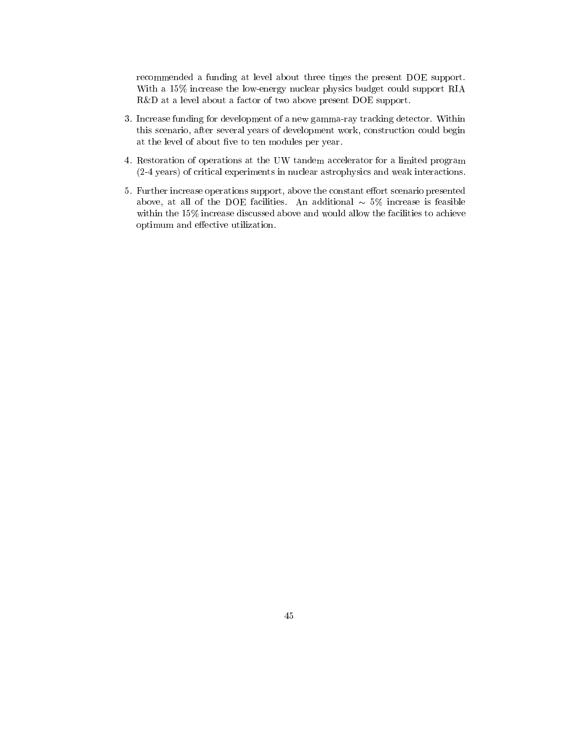recommended a funding at level about three times the present DOE support. With a 15% increase the low-energy nuclear physics budget could support RIA R&D at a level about a factor of two above present DOE support.

3. Increase funding for development of a new gamma-ray tracking detector. Within this scenario, after several years of development work, construction could begin at the level of about five to ten modules per year.

4. Restoration of operations at the UW tandem accelerator for a limited program (2-4 years) of critical experiments in nuclear astrophysics and weak interactions.

5. Further increase operations support, above the constant effort scenario presented above, at all of the DOE facilities. An additional $\sim$ 5% increase is feasible within the 15% increase discussed above and would allow the facilities to achieve optimum and effective utilization.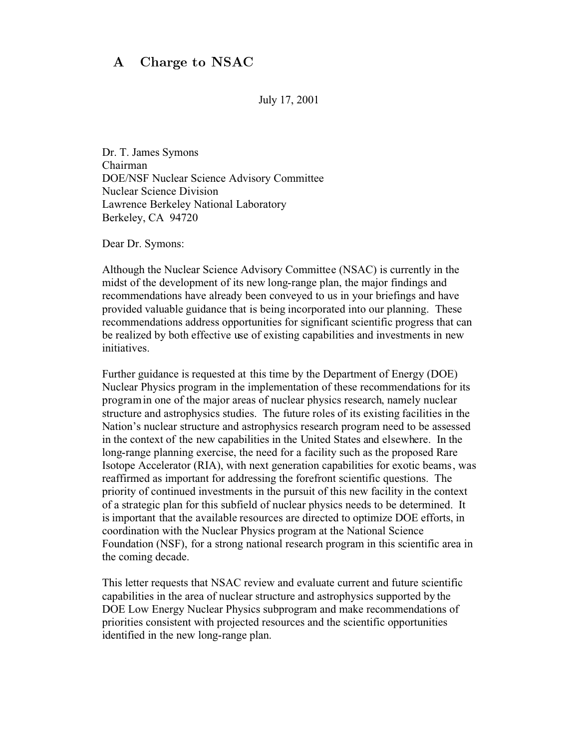# A Charge to NSAC

July 17, 2001

Dr. T. James Symons
Chairman
DOE/NSF Nuclear Science Advisory Committee
Nuclear Science Division
Lawrence Berkeley National Laboratory
Berkeley, CA 94720

Dear Dr. Symons:

Although the Nuclear Science Advisory Committee (NSAC) is currently in the midst of the development of its new long-range plan, the major findings and recommendations have already been conveyed to us in your briefings and have provided valuable guidance that is being incorporated into our planning. These recommendations address opportunities for significant scientific progress that can be realized by both effective use of existing capabilities and investments in new initiatives.

Further guidance is requested at this time by the Department of Energy (DOE) Nuclear Physics program in the implementation of these recommendations for its program in one of the major areas of nuclear physics research, namely nuclear structure and astrophysics studies. The future roles of its existing facilities in the Nation's nuclear structure and astrophysics research program need to be assessed in the context of the new capabilities in the United States and elsewhere. In the long-range planning exercise, the need for a facility such as the proposed Rare Isotope Accelerator (RIA), with next generation capabilities for exotic beams, was reaffirmed as important for addressing the forefront scientific questions. The priority of continued investments in the pursuit of this new facility in the context of a strategic plan for this subfield of nuclear physics needs to be determined. It is important that the available resources are directed to optimize DOE efforts, in coordination with the Nuclear Physics program at the National Science Foundation (NSF), for a strong national research program in this scientific area in the coming decade.

This letter requests that NSAC review and evaluate current and future scientific capabilities in the area of nuclear structure and astrophysics supported by the DOE Low Energy Nuclear Physics subprogram and make recommendations of priorities consistent with projected resources and the scientific opportunities identified in the new long-range plan.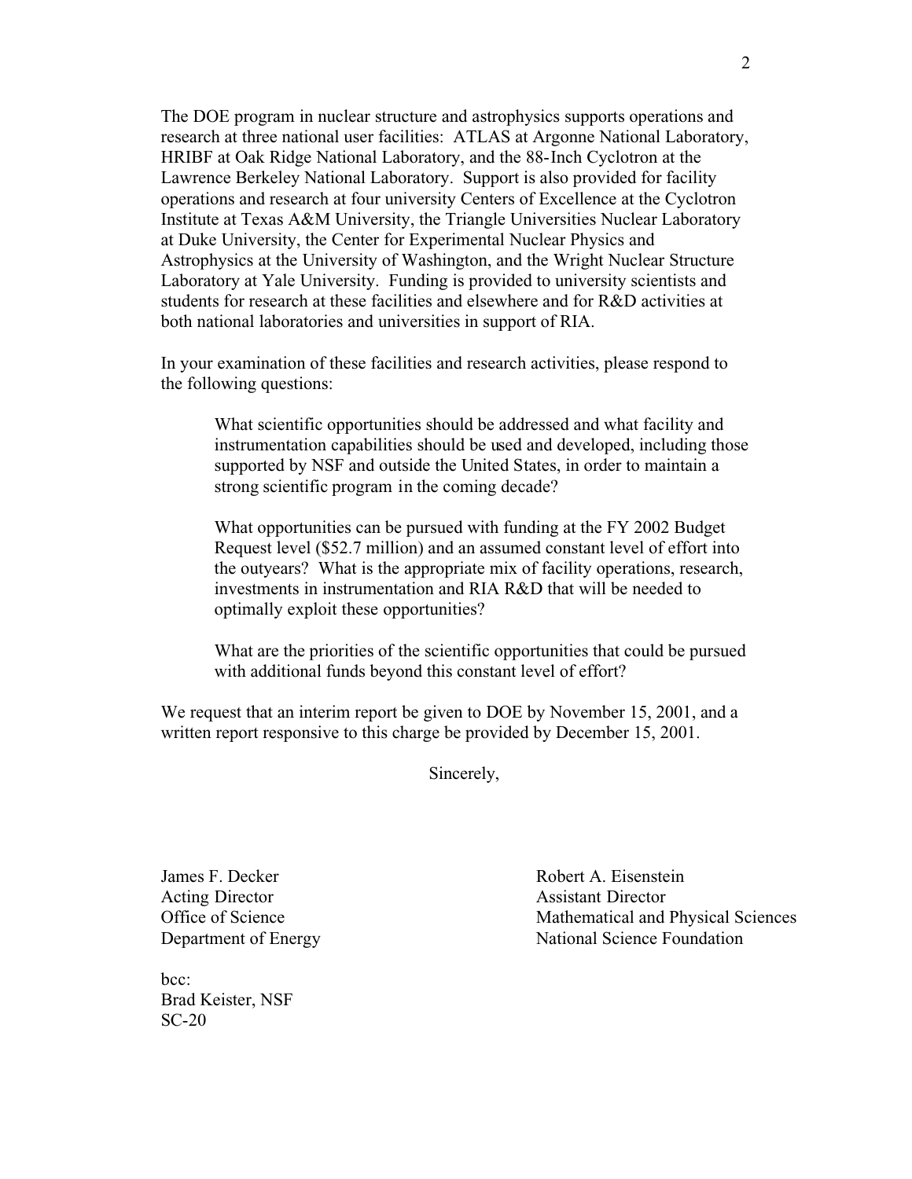The DOE program in nuclear structure and astrophysics supports operations and research at three national user facilities: ATLAS at Argonne National Laboratory, HRIBF at Oak Ridge National Laboratory, and the 88-Inch Cyclotron at the Lawrence Berkeley National Laboratory. Support is also provided for facility operations and research at four university Centers of Excellence at the Cyclotron Institute at Texas A&M University, the Triangle Universities Nuclear Laboratory at Duke University, the Center for Experimental Nuclear Physics and Astrophysics at the University of Washington, and the Wright Nuclear Structure Laboratory at Yale University. Funding is provided to university scientists and students for research at these facilities and elsewhere and for R&D activities at both national laboratories and universities in support of RIA.

In your examination of these facilities and research activities, please respond to the following questions:

> What scientific opportunities should be addressed and what facility and instrumentation capabilities should be used and developed, including those supported by NSF and outside the United States, in order to maintain a strong scientific program in the coming decade?
>
> What opportunities can be pursued with funding at the FY 2002 Budget Request level ($52.7 million) and an assumed constant level of effort into the outyears? What is the appropriate mix of facility operations, research, investments in instrumentation and RIA R&D that will be needed to optimally exploit these opportunities?
>
> What are the priorities of the scientific opportunities that could be pursued with additional funds beyond this constant level of effort?

We request that an interim report be given to DOE by November 15, 2001, and a written report responsive to this charge be provided by December 15, 2001.

Sincerely,

James F. Decker
Acting Director
Office of Science
Department of Energy

Robert A. Eisenstein
Assistant Director
Mathematical and Physical Sciences
National Science Foundation

bcc:
Brad Keister, NSF
SC-20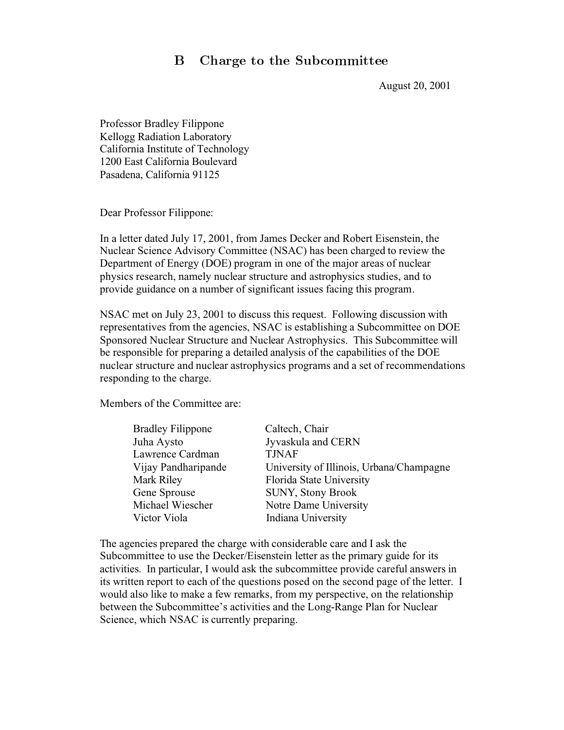## B Charge to the Subcommittee

August 20, 2001

Professor Bradley Filippone
Kellogg Radiation Laboratory
California Institute of Technology
1200 East California Boulevard
Pasadena, California 91125

Dear Professor Filippone:

In a letter dated July 17, 2001, from James Decker and Robert Eisenstein, the Nuclear Science Advisory Committee (NSAC) has been charged to review the Department of Energy (DOE) program in one of the major areas of nuclear physics research, namely nuclear structure and astrophysics studies, and to provide guidance on a number of significant issues facing this program.

NSAC met on July 23, 2001 to discuss this request. Following discussion with representatives from the agencies, NSAC is establishing a Subcommittee on DOE Sponsored Nuclear Structure and Nuclear Astrophysics. This Subcommittee will be responsible for preparing a detailed analysis of the capabilities of the DOE nuclear structure and nuclear astrophysics programs and a set of recommendations responding to the charge.

Members of the Committee are:

| | |
|---|---|
| Bradley Filippone | Caltech, Chair |
| Juha Aysto | Jyvaskula and CERN |
| Lawrence Cardman | TJNAF |
| Vijay Pandharipande | University of Illinois, Urbana/Champagne |
| Mark Riley | Florida State University |
| Gene Sprouse | SUNY, Stony Brook |
| Michael Wiescher | Notre Dame University |
| Victor Viola | Indiana University |

The agencies prepared the charge with considerable care and I ask the Subcommittee to use the Decker/Eisenstein letter as the primary guide for its activities. In particular, I would ask the subcommittee provide careful answers in its written report to each of the questions posed on the second page of the letter. I would also like to make a few remarks, from my perspective, on the relationship between the Subcommittee's activities and the Long-Range Plan for Nuclear Science, which NSAC is currently preparing.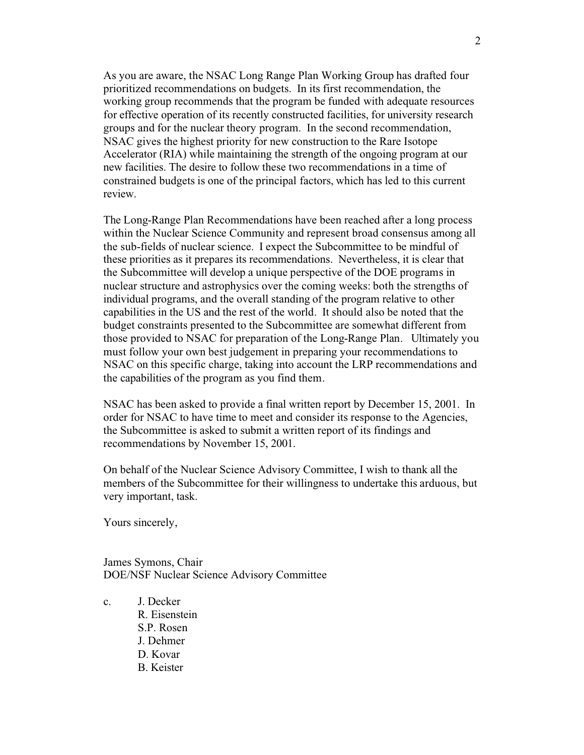As you are aware, the NSAC Long Range Plan Working Group has drafted four prioritized recommendations on budgets. In its first recommendation, the working group recommends that the program be funded with adequate resources for effective operation of its recently constructed facilities, for university research groups and for the nuclear theory program. In the second recommendation, NSAC gives the highest priority for new construction to the Rare Isotope Accelerator (RIA) while maintaining the strength of the ongoing program at our new facilities. The desire to follow these two recommendations in a time of constrained budgets is one of the principal factors, which has led to this current review.

The Long-Range Plan Recommendations have been reached after a long process within the Nuclear Science Community and represent broad consensus among all the sub-fields of nuclear science. I expect the Subcommittee to be mindful of these priorities as it prepares its recommendations. Nevertheless, it is clear that the Subcommittee will develop a unique perspective of the DOE programs in nuclear structure and astrophysics over the coming weeks: both the strengths of individual programs, and the overall standing of the program relative to other capabilities in the US and the rest of the world. It should also be noted that the budget constraints presented to the Subcommittee are somewhat different from those provided to NSAC for preparation of the Long-Range Plan. Ultimately you must follow your own best judgement in preparing your recommendations to NSAC on this specific charge, taking into account the LRP recommendations and the capabilities of the program as you find them.

NSAC has been asked to provide a final written report by December 15, 2001. In order for NSAC to have time to meet and consider its response to the Agencies, the Subcommittee is asked to submit a written report of its findings and recommendations by November 15, 2001.

On behalf of the Nuclear Science Advisory Committee, I wish to thank all the members of the Subcommittee for their willingness to undertake this arduous, but very important, task.

Yours sincerely,

James Symons, Chair
DOE/NSF Nuclear Science Advisory Committee

c. J. Decker
R. Eisenstein
S.P. Rosen
J. Dehmer
D. Kovar
B. Keister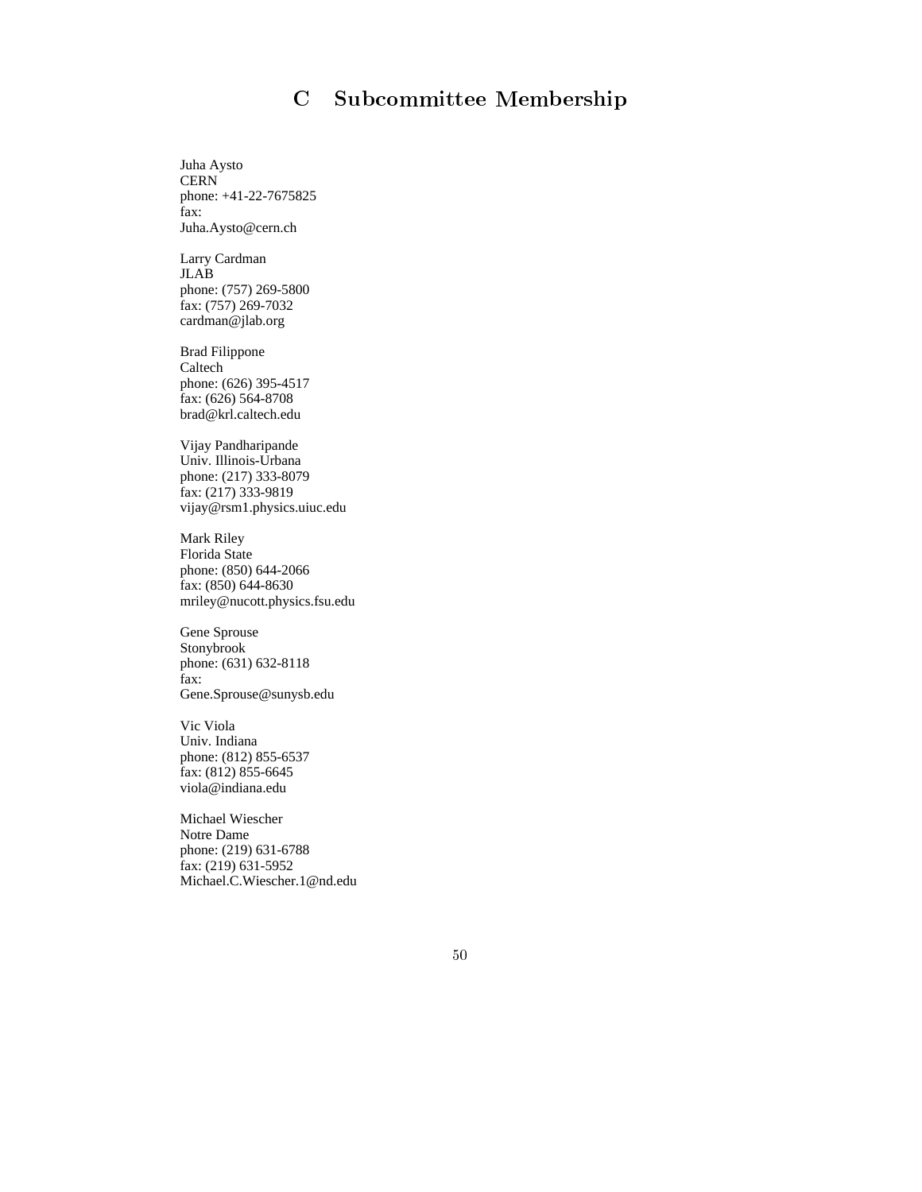# C Subcommittee Membership

Juha Aysto  
CERN  
phone: +41-22-7675825  
fax:  
Juha.Aysto@cern.ch

Larry Cardman  
JLAB  
phone: (757) 269-5800  
fax: (757) 269-7032  
cardman@jlab.org

Brad Filippone  
Caltech  
phone: (626) 395-4517  
fax: (626) 564-8708  
brad@krl.caltech.edu

Vijay Pandharipande  
Univ. Illinois-Urbana  
phone: (217) 333-8079  
fax: (217) 333-9819  
vijay@rsm1.physics.uiuc.edu

Mark Riley  
Florida State  
phone: (850) 644-2066  
fax: (850) 644-8630  
mriley@nucott.physics.fsu.edu

Gene Sprouse  
Stonybrook  
phone: (631) 632-8118  
fax:  
Gene.Sprouse@sunysb.edu

Vic Viola  
Univ. Indiana  
phone: (812) 855-6537  
fax: (812) 855-6645  
viola@indiana.edu

Michael Wiescher  
Notre Dame  
phone: (219) 631-6788  
fax: (219) 631-5952  
Michael.C.Wiescher.1@nd.edu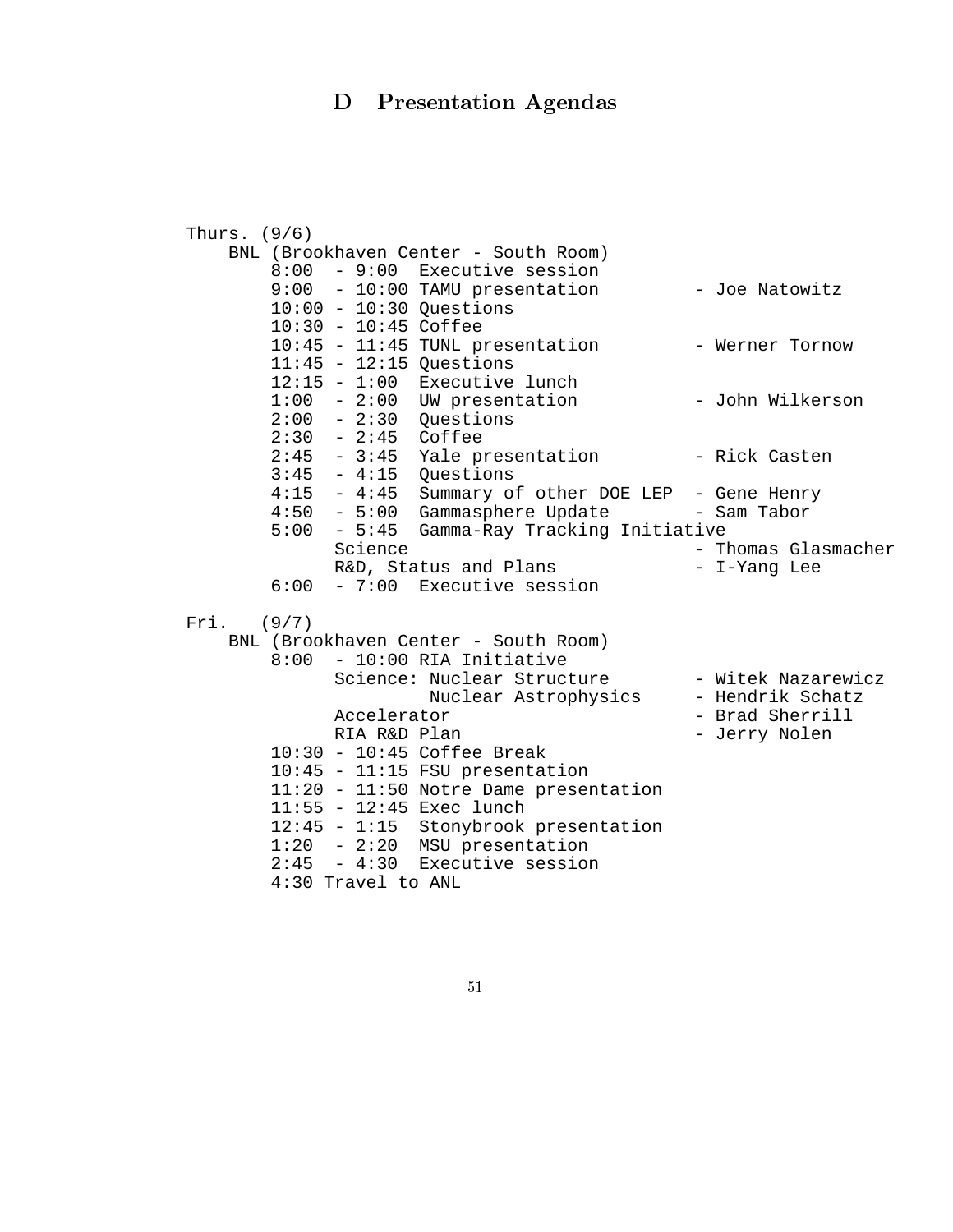# D Presentation Agendas

```
Thurs. (9/6)
    BNL (Brookhaven Center - South Room)
        8:00  - 9:00  Executive session
        9:00  - 10:00 TAMU presentation          - Joe Natowitz
        10:00 - 10:30 Questions
        10:30 - 10:45 Coffee
        10:45 - 11:45 TUNL presentation          - Werner Tornow
        11:45 - 12:15 Questions
        12:15 - 1:00  Executive lunch
        1:00  - 2:00  UW presentation            - John Wilkerson
        2:00  - 2:30  Questions
        2:30  - 2:45  Coffee
        2:45  - 3:45  Yale presentation          - Rick Casten
        3:45  - 4:15  Questions
        4:15  - 4:45  Summary of other DOE LEP   - Gene Henry
        4:50  - 5:00  Gammasphere Update         - Sam Tabor
        5:00  - 5:45  Gamma-Ray Tracking Initiative
              Science                            - Thomas Glasmacher
              R&D, Status and Plans              - I-Yang Lee
        6:00  - 7:00  Executive session

Fri.   (9/7)
    BNL (Brookhaven Center - South Room)
        8:00  - 10:00 RIA Initiative
              Science: Nuclear Structure         - Witek Nazarewicz
                       Nuclear Astrophysics      - Hendrik Schatz
              Accelerator                        - Brad Sherrill
              RIA R&D Plan                       - Jerry Nolen
        10:30 - 10:45 Coffee Break
        10:45 - 11:15 FSU presentation
        11:20 - 11:50 Notre Dame presentation
        11:55 - 12:45 Exec lunch
        12:45 - 1:15  Stonybrook presentation
        1:20  - 2:20  MSU presentation
        2:45  - 4:30  Executive session
        4:30 Travel to ANL
```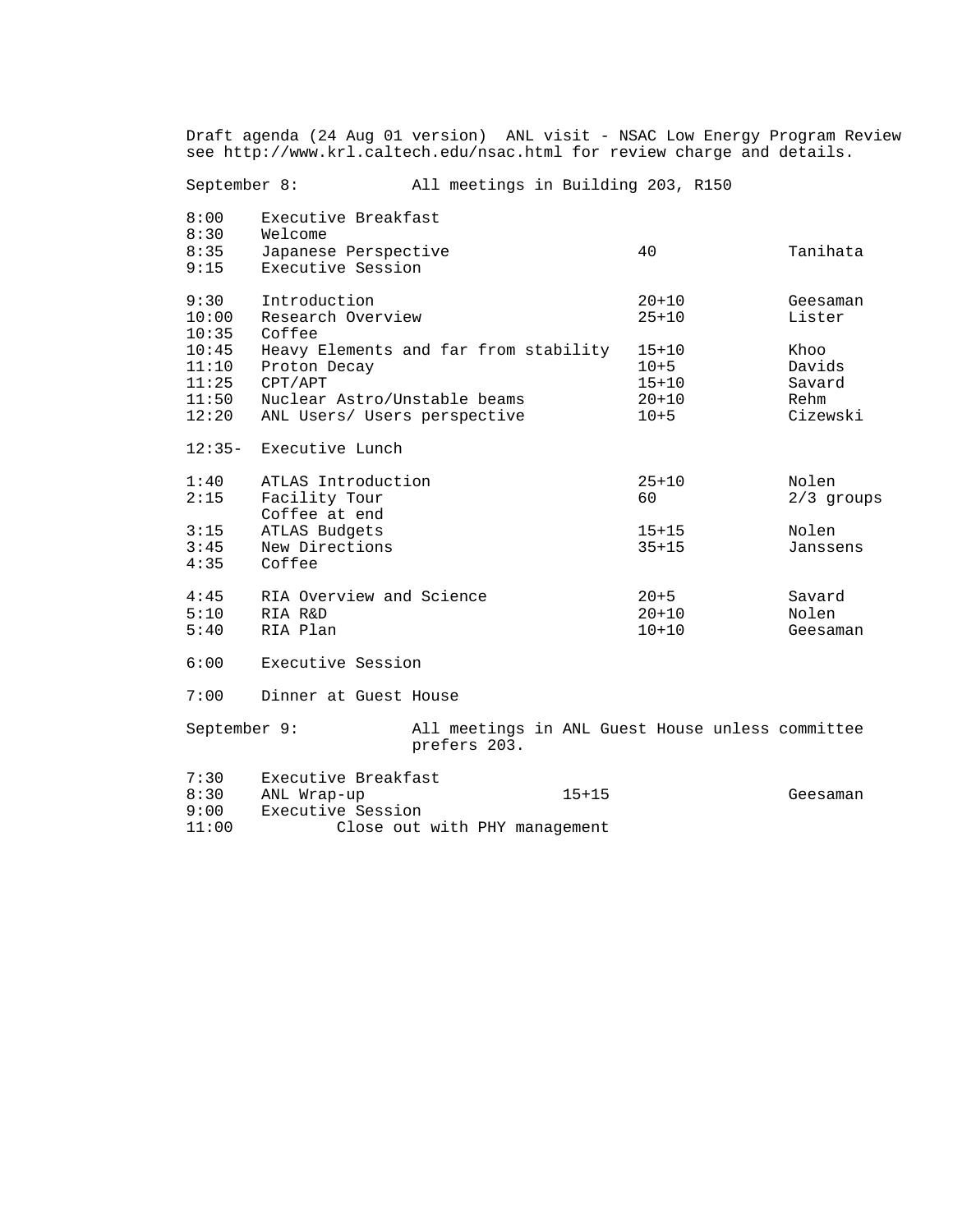Draft agenda (24 Aug 01 version) ANL visit - NSAC Low Energy Program Review
see http://www.krl.caltech.edu/nsac.html for review charge and details.

September 8: All meetings in Building 203, R150

| Time | Session | Duration | Speaker |
|---|---|---|---|
| 8:00 | Executive Breakfast | | |
| 8:30 | Welcome | | |
| 8:35 | Japanese Perspective | 40 | Tanihata |
| 9:15 | Executive Session | | |
| 9:30 | Introduction | 20+10 | Geesaman |
| 10:00 | Research Overview | 25+10 | Lister |
| 10:35 | Coffee | | |
| 10:45 | Heavy Elements and far from stability | 15+10 | Khoo |
| 11:10 | Proton Decay | 10+5 | Davids |
| 11:25 | CPT/APT | 15+10 | Savard |
| 11:50 | Nuclear Astro/Unstable beams | 20+10 | Rehm |
| 12:20 | ANL Users/ Users perspective | 10+5 | Cizewski |
| 12:35- | Executive Lunch | | |
| 1:40 | ATLAS Introduction | 25+10 | Nolen |
| 2:15 | Facility Tour<br>Coffee at end | 60 | 2/3 groups |
| 3:15 | ATLAS Budgets | 15+15 | Nolen |
| 3:45 | New Directions | 35+15 | Janssens |
| 4:35 | Coffee | | |
| 4:45 | RIA Overview and Science | 20+5 | Savard |
| 5:10 | RIA R&D | 20+10 | Nolen |
| 5:40 | RIA Plan | 10+10 | Geesaman |
| 6:00 | Executive Session | | |
| 7:00 | Dinner at Guest House | | |

September 9: All meetings in ANL Guest House unless committee prefers 203.

| Time | Session | Duration | Speaker |
|---|---|---|---|
| 7:30 | Executive Breakfast | | |
| 8:30 | ANL Wrap-up | 15+15 | Geesaman |
| 9:00 | Executive Session | | |
| 11:00 | Close out with PHY management | | |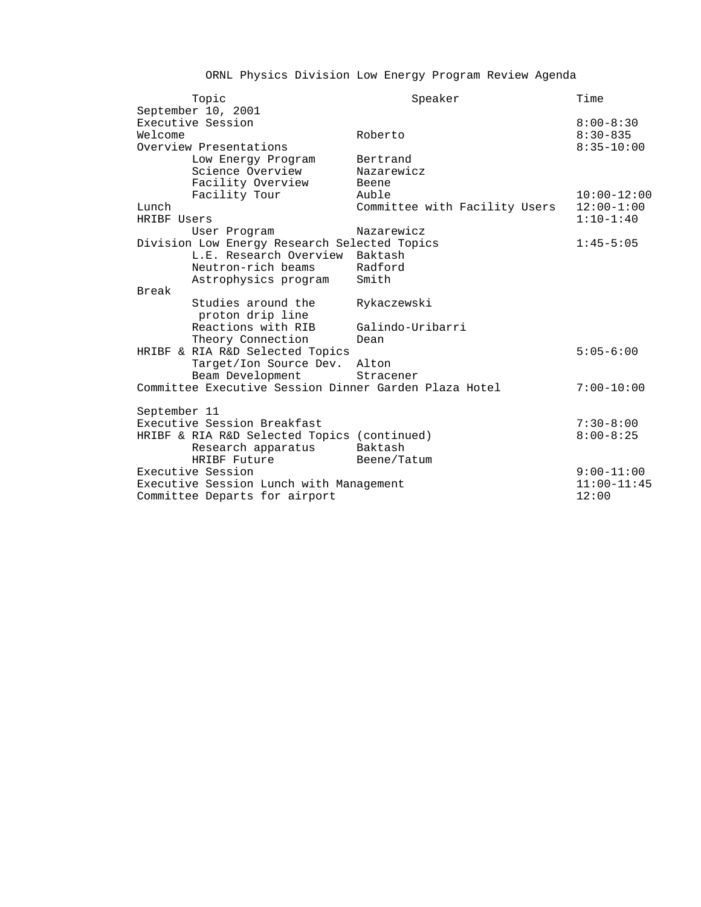# ORNL Physics Division Low Energy Program Review Agenda

| Topic | Speaker | Time |
|---|---|---|
| **September 10, 2001** | | |
| Executive Session | | 8:00-8:30 |
| Welcome | Roberto | 8:30-835 |
| Overview Presentations | | 8:35-10:00 |
| Low Energy Program | Bertrand | |
| Science Overview | Nazarewicz | |
| Facility Overview | Beene | |
| Facility Tour | Auble | 10:00-12:00 |
| Lunch | Committee with Facility Users | 12:00-1:00 |
| HRIBF Users | | 1:10-1:40 |
| User Program | Nazarewicz | |
| Division Low Energy Research Selected Topics | | 1:45-5:05 |
| L.E. Research Overview | Baktash | |
| Neutron-rich beams | Radford | |
| Astrophysics program | Smith | |
| Break | | |
| Studies around the proton drip line | Rykaczewski | |
| Reactions with RIB | Galindo-Uribarri | |
| Theory Connection | Dean | |
| HRIBF & RIA R&D Selected Topics | | 5:05-6:00 |
| Target/Ion Source Dev. | Alton | |
| Beam Development | Stracener | |
| Committee Executive Session Dinner Garden Plaza Hotel | | 7:00-10:00 |
| **September 11** | | |
| Executive Session Breakfast | | 7:30-8:00 |
| HRIBF & RIA R&D Selected Topics (continued) | | 8:00-8:25 |
| Research apparatus | Baktash | |
| HRIBF Future | Beene/Tatum | |
| Executive Session | | 9:00-11:00 |
| Executive Session Lunch with Management | | 11:00-11:45 |
| Committee Departs for airport | | 12:00 |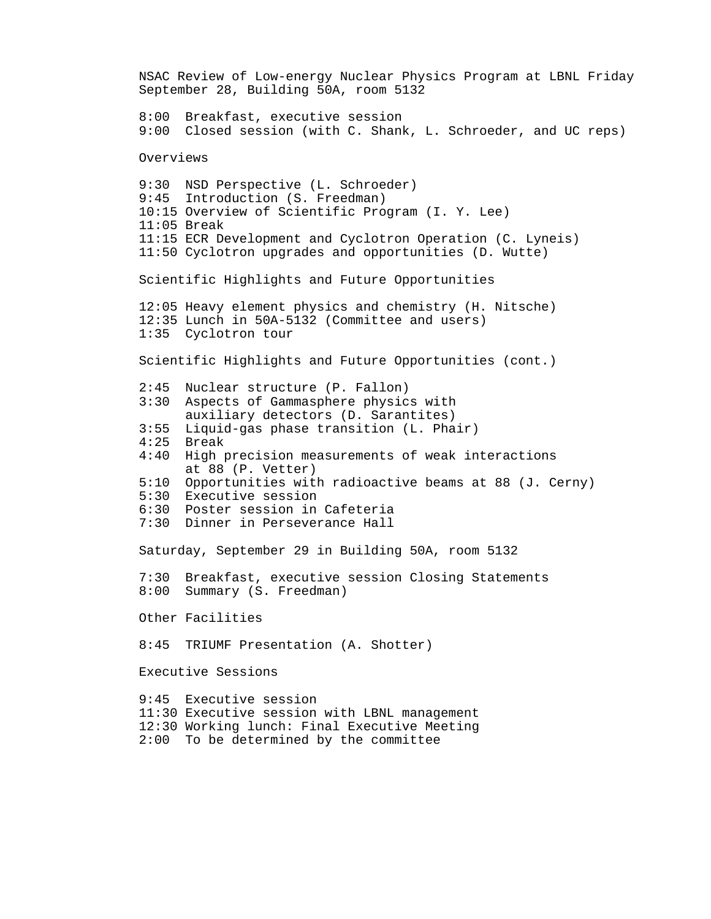NSAC Review of Low-energy Nuclear Physics Program at LBNL Friday September 28, Building 50A, room 5132

8:00 Breakfast, executive session
9:00 Closed session (with C. Shank, L. Schroeder, and UC reps)

Overviews

9:30 NSD Perspective (L. Schroeder)
9:45 Introduction (S. Freedman)
10:15 Overview of Scientific Program (I. Y. Lee)
11:05 Break
11:15 ECR Development and Cyclotron Operation (C. Lyneis)
11:50 Cyclotron upgrades and opportunities (D. Wutte)

Scientific Highlights and Future Opportunities

12:05 Heavy element physics and chemistry (H. Nitsche)
12:35 Lunch in 50A-5132 (Committee and users)
1:35 Cyclotron tour

Scientific Highlights and Future Opportunities (cont.)

2:45 Nuclear structure (P. Fallon)
3:30 Aspects of Gammasphere physics with auxiliary detectors (D. Sarantites)
3:55 Liquid-gas phase transition (L. Phair)
4:25 Break
4:40 High precision measurements of weak interactions at 88 (P. Vetter)
5:10 Opportunities with radioactive beams at 88 (J. Cerny)
5:30 Executive session
6:30 Poster session in Cafeteria
7:30 Dinner in Perseverance Hall

Saturday, September 29 in Building 50A, room 5132

7:30 Breakfast, executive session Closing Statements
8:00 Summary (S. Freedman)

Other Facilities

8:45 TRIUMF Presentation (A. Shotter)

Executive Sessions

9:45 Executive session
11:30 Executive session with LBNL management
12:30 Working lunch: Final Executive Meeting
2:00 To be determined by the committee